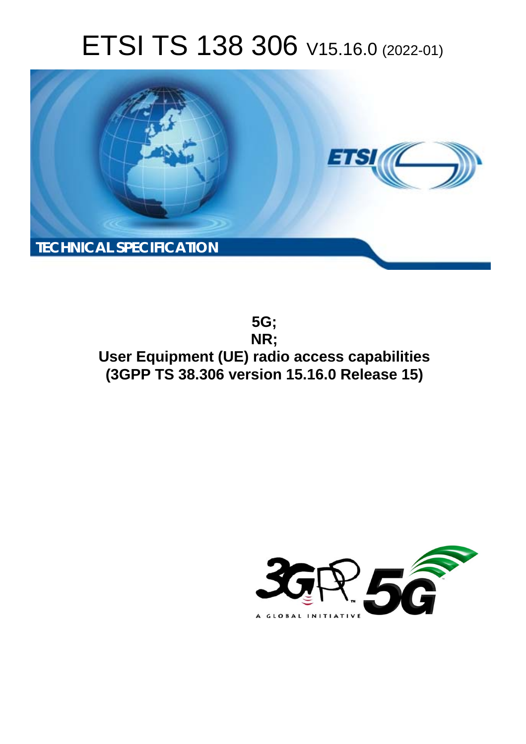# ETSI TS 138 306 V15.16.0 (2022-01)

TECHNICAL SPECIFICATION

**5G;**
**NR;**
**User Equipment (UE) radio access capabilities**
**(3GPP TS 38.306 version 15.16.0 Release 15)**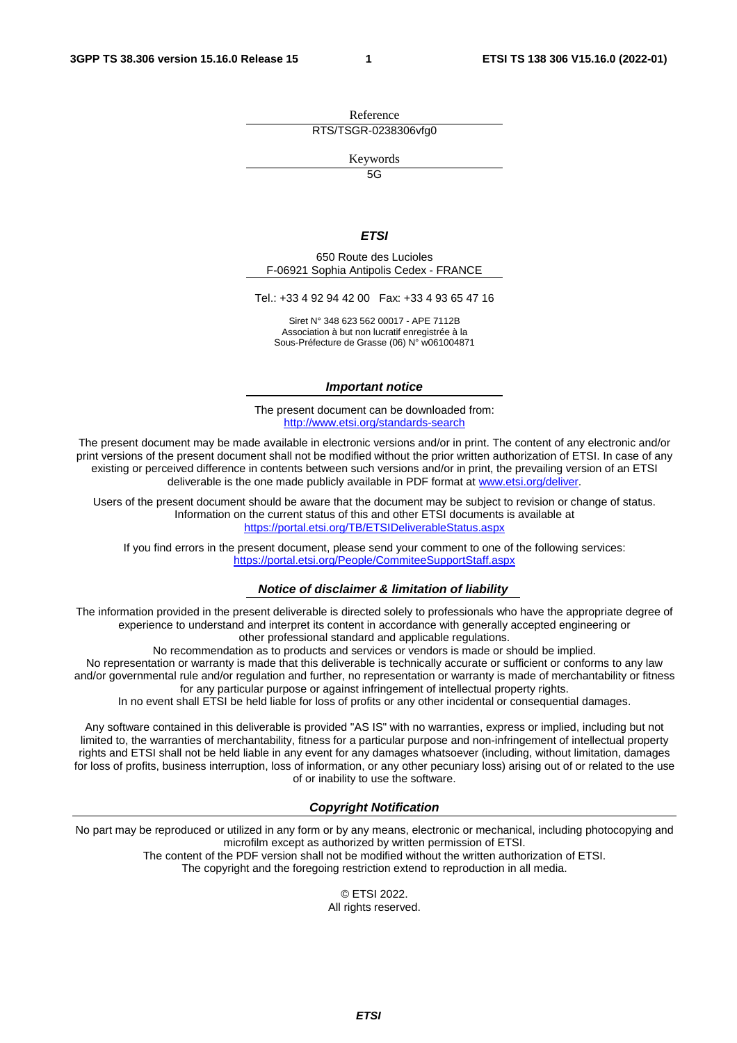Reference

RTS/TSGR-0238306vfg0

Keywords

5G

***ETSI***

650 Route des Lucioles
F-06921 Sophia Antipolis Cedex - FRANCE

Tel.: +33 4 92 94 42 00   Fax: +33 4 93 65 47 16

Siret N° 348 623 562 00017 - APE 7112B
Association à but non lucratif enregistrée à la
Sous-Préfecture de Grasse (06) N° w061004871

***Important notice***

The present document can be downloaded from:
http://www.etsi.org/standards-search

The present document may be made available in electronic versions and/or in print. The content of any electronic and/or print versions of the present document shall not be modified without the prior written authorization of ETSI. In case of any existing or perceived difference in contents between such versions and/or in print, the prevailing version of an ETSI deliverable is the one made publicly available in PDF format at www.etsi.org/deliver.

Users of the present document should be aware that the document may be subject to revision or change of status. Information on the current status of this and other ETSI documents is available at https://portal.etsi.org/TB/ETSIDeliverableStatus.aspx

If you find errors in the present document, please send your comment to one of the following services:
https://portal.etsi.org/People/CommiteeSupportStaff.aspx

***Notice of disclaimer & limitation of liability***

The information provided in the present deliverable is directed solely to professionals who have the appropriate degree of experience to understand and interpret its content in accordance with generally accepted engineering or other professional standard and applicable regulations.
No recommendation as to products and services or vendors is made or should be implied.
No representation or warranty is made that this deliverable is technically accurate or sufficient or conforms to any law and/or governmental rule and/or regulation and further, no representation or warranty is made of merchantability or fitness for any particular purpose or against infringement of intellectual property rights.
In no event shall ETSI be held liable for loss of profits or any other incidental or consequential damages.

Any software contained in this deliverable is provided "AS IS" with no warranties, express or implied, including but not limited to, the warranties of merchantability, fitness for a particular purpose and non-infringement of intellectual property rights and ETSI shall not be held liable in any event for any damages whatsoever (including, without limitation, damages for loss of profits, business interruption, loss of information, or any other pecuniary loss) arising out of or related to the use of or inability to use the software.

***Copyright Notification***

No part may be reproduced or utilized in any form or by any means, electronic or mechanical, including photocopying and microfilm except as authorized by written permission of ETSI.
The content of the PDF version shall not be modified without the written authorization of ETSI.
The copyright and the foregoing restriction extend to reproduction in all media.

© ETSI 2022.
All rights reserved.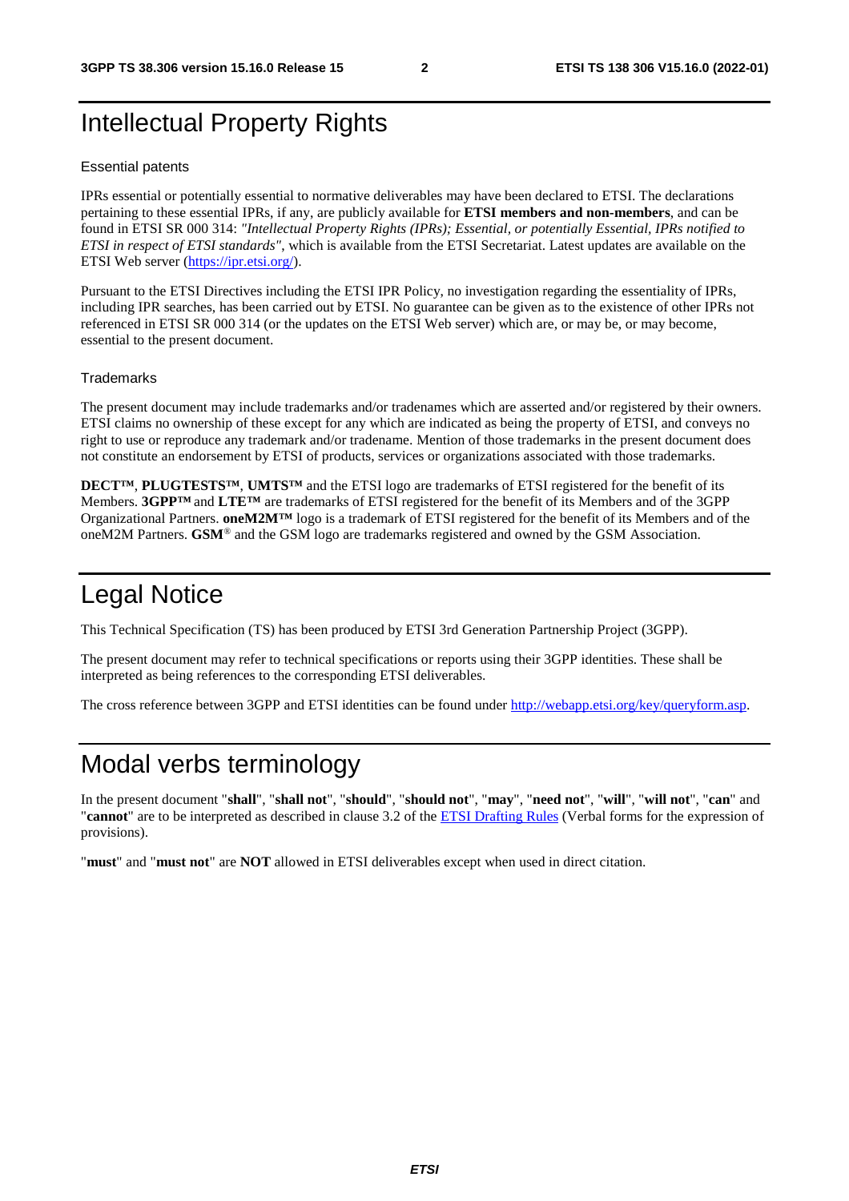# Intellectual Property Rights

## Essential patents

IPRs essential or potentially essential to normative deliverables may have been declared to ETSI. The declarations pertaining to these essential IPRs, if any, are publicly available for **ETSI members and non-members**, and can be found in ETSI SR 000 314: *"Intellectual Property Rights (IPRs); Essential, or potentially Essential, IPRs notified to ETSI in respect of ETSI standards"*, which is available from the ETSI Secretariat. Latest updates are available on the ETSI Web server (https://ipr.etsi.org/).

Pursuant to the ETSI Directives including the ETSI IPR Policy, no investigation regarding the essentiality of IPRs, including IPR searches, has been carried out by ETSI. No guarantee can be given as to the existence of other IPRs not referenced in ETSI SR 000 314 (or the updates on the ETSI Web server) which are, or may be, or may become, essential to the present document.

## Trademarks

The present document may include trademarks and/or tradenames which are asserted and/or registered by their owners. ETSI claims no ownership of these except for any which are indicated as being the property of ETSI, and conveys no right to use or reproduce any trademark and/or tradename. Mention of those trademarks in the present document does not constitute an endorsement by ETSI of products, services or organizations associated with those trademarks.

**DECT™**, **PLUGTESTS™**, **UMTS™** and the ETSI logo are trademarks of ETSI registered for the benefit of its Members. **3GPP™** and **LTE™** are trademarks of ETSI registered for the benefit of its Members and of the 3GPP Organizational Partners. **oneM2M™** logo is a trademark of ETSI registered for the benefit of its Members and of the oneM2M Partners. **GSM**® and the GSM logo are trademarks registered and owned by the GSM Association.

# Legal Notice

This Technical Specification (TS) has been produced by ETSI 3rd Generation Partnership Project (3GPP).

The present document may refer to technical specifications or reports using their 3GPP identities. These shall be interpreted as being references to the corresponding ETSI deliverables.

The cross reference between 3GPP and ETSI identities can be found under http://webapp.etsi.org/key/queryform.asp.

# Modal verbs terminology

In the present document "**shall**", "**shall not**", "**should**", "**should not**", "**may**", "**need not**", "**will**", "**will not**", "**can**" and "**cannot**" are to be interpreted as described in clause 3.2 of the ETSI Drafting Rules (Verbal forms for the expression of provisions).

"**must**" and "**must not**" are **NOT** allowed in ETSI deliverables except when used in direct citation.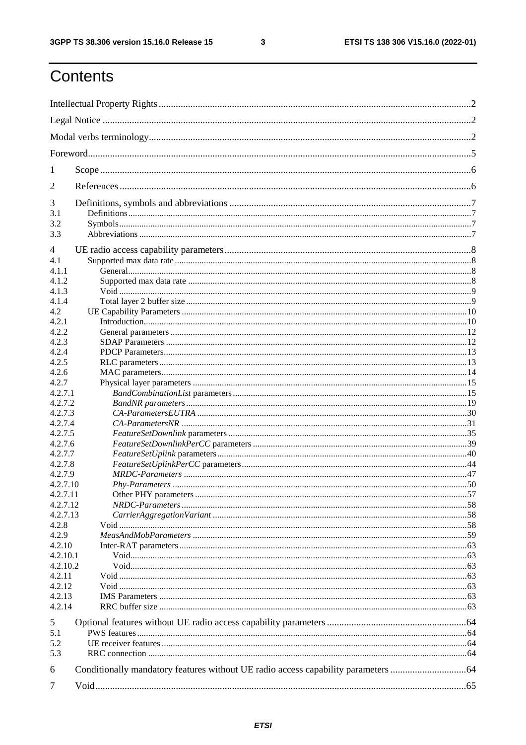# Contents

Intellectual Property Rights ..... 2
Legal Notice ..... 2
Modal verbs terminology ..... 2
Foreword ..... 5

1 Scope ..... 6

2 References ..... 6

3 Definitions, symbols and abbreviations ..... 7
3.1 Definitions ..... 7
3.2 Symbols ..... 7
3.3 Abbreviations ..... 7

4 UE radio access capability parameters ..... 8
4.1 Supported max data rate ..... 8
4.1.1 General ..... 8
4.1.2 Supported max data rate ..... 8
4.1.3 Void ..... 9
4.1.4 Total layer 2 buffer size ..... 9
4.2 UE Capability Parameters ..... 10
4.2.1 Introduction ..... 10
4.2.2 General parameters ..... 12
4.2.3 SDAP Parameters ..... 12
4.2.4 PDCP Parameters ..... 13
4.2.5 RLC parameters ..... 13
4.2.6 MAC parameters ..... 14
4.2.7 Physical layer parameters ..... 15
4.2.7.1 *BandCombinationList* parameters ..... 15
4.2.7.2 *BandNR parameters* ..... 19
4.2.7.3 *CA-ParametersEUTRA* ..... 30
4.2.7.4 *CA-ParametersNR* ..... 31
4.2.7.5 *FeatureSetDownlink* parameters ..... 35
4.2.7.6 *FeatureSetDownlinkPerCC* parameters ..... 39
4.2.7.7 *FeatureSetUplink* parameters ..... 40
4.2.7.8 *FeatureSetUplinkPerCC* parameters ..... 44
4.2.7.9 *MRDC-Parameters* ..... 47
4.2.7.10 *Phy-Parameters* ..... 50
4.2.7.11 Other PHY parameters ..... 57
4.2.7.12 *NRDC-Parameters* ..... 58
4.2.7.13 *CarrierAggregationVariant* ..... 58
4.2.8 Void ..... 58
4.2.9 *MeasAndMobParameters* ..... 59
4.2.10 Inter-RAT parameters ..... 63
4.2.10.1 Void ..... 63
4.2.10.2 Void ..... 63
4.2.11 Void ..... 63
4.2.12 Void ..... 63
4.2.13 IMS Parameters ..... 63
4.2.14 RRC buffer size ..... 63

5 Optional features without UE radio access capability parameters ..... 64
5.1 PWS features ..... 64
5.2 UE receiver features ..... 64
5.3 RRC connection ..... 64

6 Conditionally mandatory features without UE radio access capability parameters ..... 64

7 Void ..... 65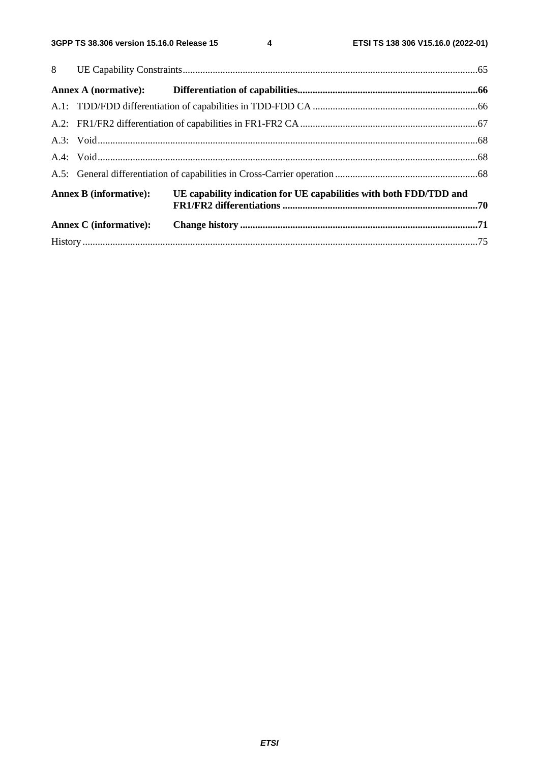8 UE Capability Constraints .....65

**Annex A (normative): Differentiation of capabilities .....66**

A.1: TDD/FDD differentiation of capabilities in TDD-FDD CA .....66

A.2: FR1/FR2 differentiation of capabilities in FR1-FR2 CA .....67

A.3: Void .....68

A.4: Void .....68

A.5: General differentiation of capabilities in Cross-Carrier operation .....68

**Annex B (informative): UE capability indication for UE capabilities with both FDD/TDD and FR1/FR2 differentiations .....70**

**Annex C (informative): Change history .....71**

History .....75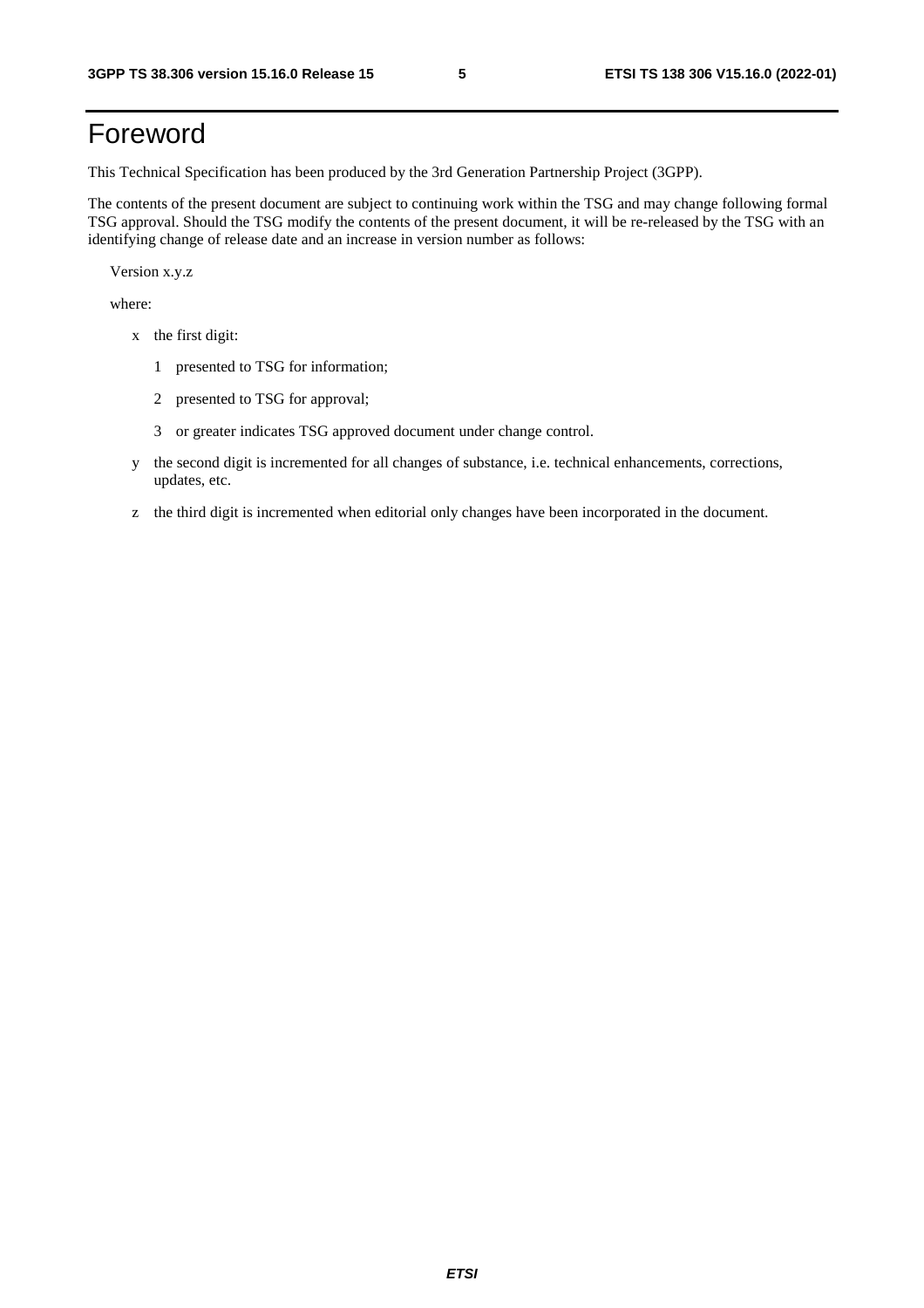# Foreword

This Technical Specification has been produced by the 3rd Generation Partnership Project (3GPP).

The contents of the present document are subject to continuing work within the TSG and may change following formal TSG approval. Should the TSG modify the contents of the present document, it will be re-released by the TSG with an identifying change of release date and an increase in version number as follows:

Version x.y.z

where:

- x the first digit:
  - 1 presented to TSG for information;
  - 2 presented to TSG for approval;
  - 3 or greater indicates TSG approved document under change control.
- y the second digit is incremented for all changes of substance, i.e. technical enhancements, corrections, updates, etc.
- z the third digit is incremented when editorial only changes have been incorporated in the document.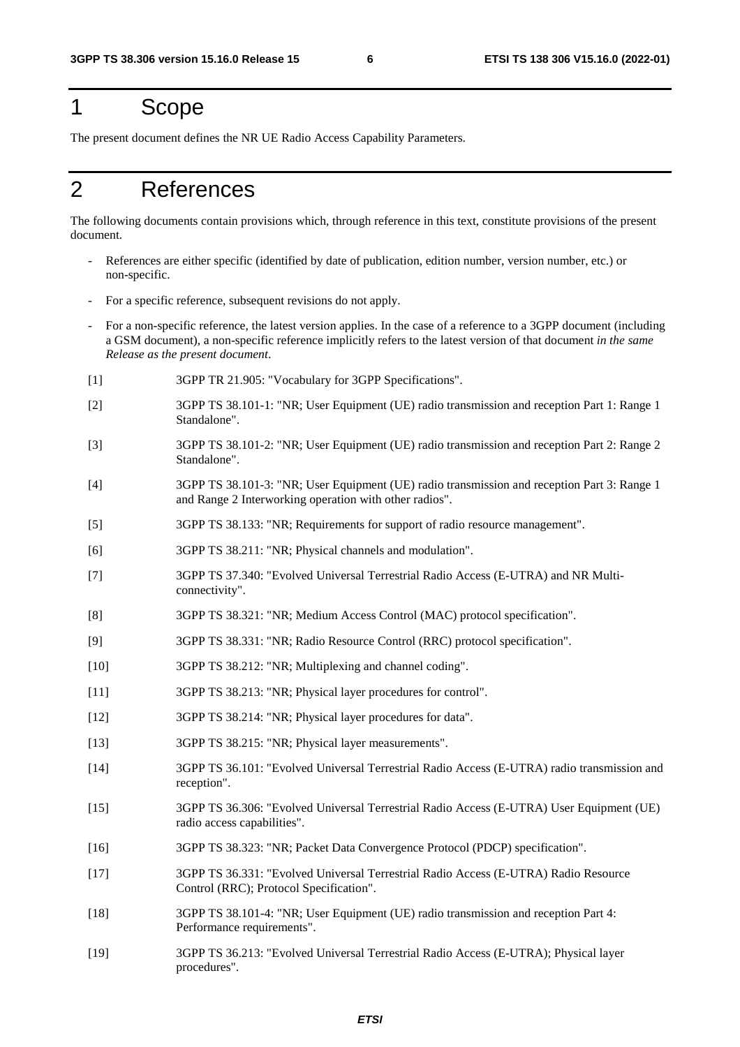# 1 Scope

The present document defines the NR UE Radio Access Capability Parameters.

# 2 References

The following documents contain provisions which, through reference in this text, constitute provisions of the present document.

- References are either specific (identified by date of publication, edition number, version number, etc.) or non-specific.
- For a specific reference, subsequent revisions do not apply.
- For a non-specific reference, the latest version applies. In the case of a reference to a 3GPP document (including a GSM document), a non-specific reference implicitly refers to the latest version of that document *in the same Release as the present document*.

[1] 3GPP TR 21.905: "Vocabulary for 3GPP Specifications".

[2] 3GPP TS 38.101-1: "NR; User Equipment (UE) radio transmission and reception Part 1: Range 1 Standalone".

[3] 3GPP TS 38.101-2: "NR; User Equipment (UE) radio transmission and reception Part 2: Range 2 Standalone".

[4] 3GPP TS 38.101-3: "NR; User Equipment (UE) radio transmission and reception Part 3: Range 1 and Range 2 Interworking operation with other radios".

[5] 3GPP TS 38.133: "NR; Requirements for support of radio resource management".

[6] 3GPP TS 38.211: "NR; Physical channels and modulation".

[7] 3GPP TS 37.340: "Evolved Universal Terrestrial Radio Access (E-UTRA) and NR Multi-connectivity".

[8] 3GPP TS 38.321: "NR; Medium Access Control (MAC) protocol specification".

[9] 3GPP TS 38.331: "NR; Radio Resource Control (RRC) protocol specification".

[10] 3GPP TS 38.212: "NR; Multiplexing and channel coding".

[11] 3GPP TS 38.213: "NR; Physical layer procedures for control".

[12] 3GPP TS 38.214: "NR; Physical layer procedures for data".

[13] 3GPP TS 38.215: "NR; Physical layer measurements".

[14] 3GPP TS 36.101: "Evolved Universal Terrestrial Radio Access (E-UTRA) radio transmission and reception".

[15] 3GPP TS 36.306: "Evolved Universal Terrestrial Radio Access (E-UTRA) User Equipment (UE) radio access capabilities".

[16] 3GPP TS 38.323: "NR; Packet Data Convergence Protocol (PDCP) specification".

[17] 3GPP TS 36.331: "Evolved Universal Terrestrial Radio Access (E-UTRA) Radio Resource Control (RRC); Protocol Specification".

[18] 3GPP TS 38.101-4: "NR; User Equipment (UE) radio transmission and reception Part 4: Performance requirements".

[19] 3GPP TS 36.213: "Evolved Universal Terrestrial Radio Access (E-UTRA); Physical layer procedures".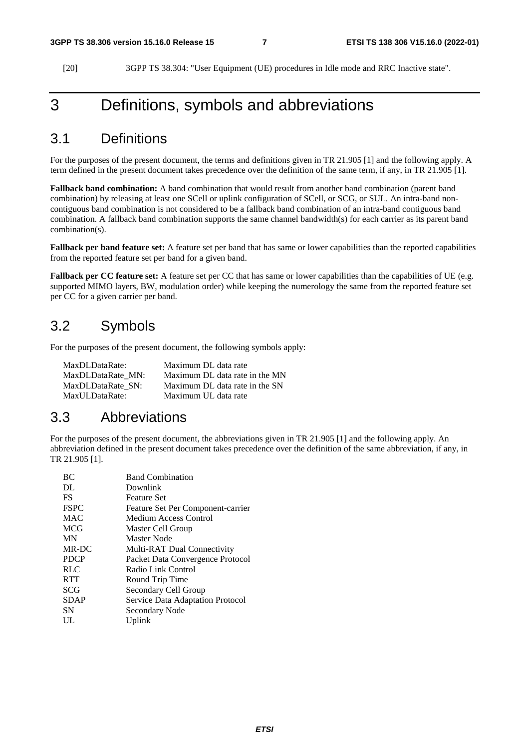[20] 3GPP TS 38.304: "User Equipment (UE) procedures in Idle mode and RRC Inactive state".

# 3 Definitions, symbols and abbreviations

## 3.1 Definitions

For the purposes of the present document, the terms and definitions given in TR 21.905 [1] and the following apply. A term defined in the present document takes precedence over the definition of the same term, if any, in TR 21.905 [1].

**Fallback band combination:** A band combination that would result from another band combination (parent band combination) by releasing at least one SCell or uplink configuration of SCell, or SCG, or SUL. An intra-band non-contiguous band combination is not considered to be a fallback band combination of an intra-band contiguous band combination. A fallback band combination supports the same channel bandwidth(s) for each carrier as its parent band combination(s).

**Fallback per band feature set:** A feature set per band that has same or lower capabilities than the reported capabilities from the reported feature set per band for a given band.

**Fallback per CC feature set:** A feature set per CC that has same or lower capabilities than the capabilities of UE (e.g. supported MIMO layers, BW, modulation order) while keeping the numerology the same from the reported feature set per CC for a given carrier per band.

## 3.2 Symbols

For the purposes of the present document, the following symbols apply:

| | |
|---|---|
| MaxDLDataRate: | Maximum DL data rate |
| MaxDLDataRate_MN: | Maximum DL data rate in the MN |
| MaxDLDataRate_SN: | Maximum DL data rate in the SN |
| MaxULDataRate: | Maximum UL data rate |

## 3.3 Abbreviations

For the purposes of the present document, the abbreviations given in TR 21.905 [1] and the following apply. An abbreviation defined in the present document takes precedence over the definition of the same abbreviation, if any, in TR 21.905 [1].

| | |
|---|---|
| BC | Band Combination |
| DL | Downlink |
| FS | Feature Set |
| FSPC | Feature Set Per Component-carrier |
| MAC | Medium Access Control |
| MCG | Master Cell Group |
| MN | Master Node |
| MR-DC | Multi-RAT Dual Connectivity |
| PDCP | Packet Data Convergence Protocol |
| RLC | Radio Link Control |
| RTT | Round Trip Time |
| SCG | Secondary Cell Group |
| SDAP | Service Data Adaptation Protocol |
| SN | Secondary Node |
| UL | Uplink |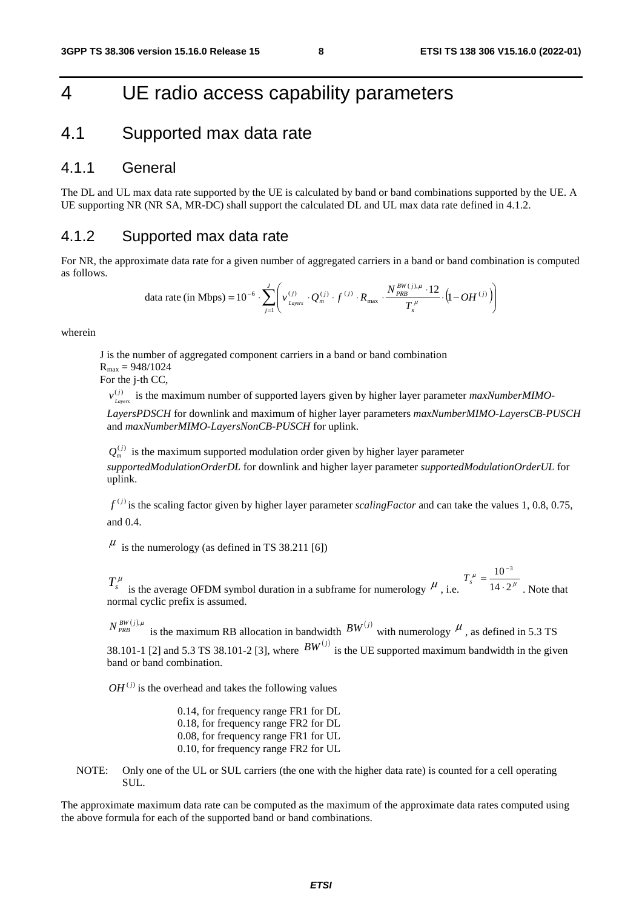# 4 UE radio access capability parameters

## 4.1 Supported max data rate

### 4.1.1 General

The DL and UL max data rate supported by the UE is calculated by band or band combinations supported by the UE. A UE supporting NR (NR SA, MR-DC) shall support the calculated DL and UL max data rate defined in 4.1.2.

### 4.1.2 Supported max data rate

For NR, the approximate data rate for a given number of aggregated carriers in a band or band combination is computed as follows.

$$\text{data rate (in Mbps)} = 10^{-6} \cdot \sum_{j=1}^{J} \left( v_{Layers}^{(j)} \cdot Q_m^{(j)} \cdot f^{(j)} \cdot R_{\max} \cdot \frac{N_{PRB}^{BW(j),\mu} \cdot 12}{T_s^{\mu}} \cdot \left(1 - OH^{(j)}\right) \right)$$

wherein

J is the number of aggregated component carriers in a band or band combination

$R_{\max} = 948/1024$

For the j-th CC,

$v_{Layers}^{(j)}$ is the maximum number of supported layers given by higher layer parameter *maxNumberMIMO-LayersPDSCH* for downlink and maximum of higher layer parameters *maxNumberMIMO-LayersCB-PUSCH* and *maxNumberMIMO-LayersNonCB-PUSCH* for uplink.

$Q_m^{(j)}$ is the maximum supported modulation order given by higher layer parameter *supportedModulationOrderDL* for downlink and higher layer parameter *supportedModulationOrderUL* for uplink.

$f^{(j)}$ is the scaling factor given by higher layer parameter *scalingFactor* and can take the values 1, 0.8, 0.75, and 0.4.

$\mu$ is the numerology (as defined in TS 38.211 [6])

$T_s^{\mu}$ is the average OFDM symbol duration in a subframe for numerology $\mu$, i.e. $T_s^{\mu} = \frac{10^{-3}}{14 \cdot 2^{\mu}}$. Note that normal cyclic prefix is assumed.

$N_{PRB}^{BW(j),\mu}$ is the maximum RB allocation in bandwidth $BW^{(j)}$ with numerology $\mu$, as defined in 5.3 TS 38.101-1 [2] and 5.3 TS 38.101-2 [3], where $BW^{(j)}$ is the UE supported maximum bandwidth in the given band or band combination.

$OH^{(j)}$ is the overhead and takes the following values

0.14, for frequency range FR1 for DL
0.18, for frequency range FR2 for DL
0.08, for frequency range FR1 for UL
0.10, for frequency range FR2 for UL

NOTE: Only one of the UL or SUL carriers (the one with the higher data rate) is counted for a cell operating SUL.

The approximate maximum data rate can be computed as the maximum of the approximate data rates computed using the above formula for each of the supported band or band combinations.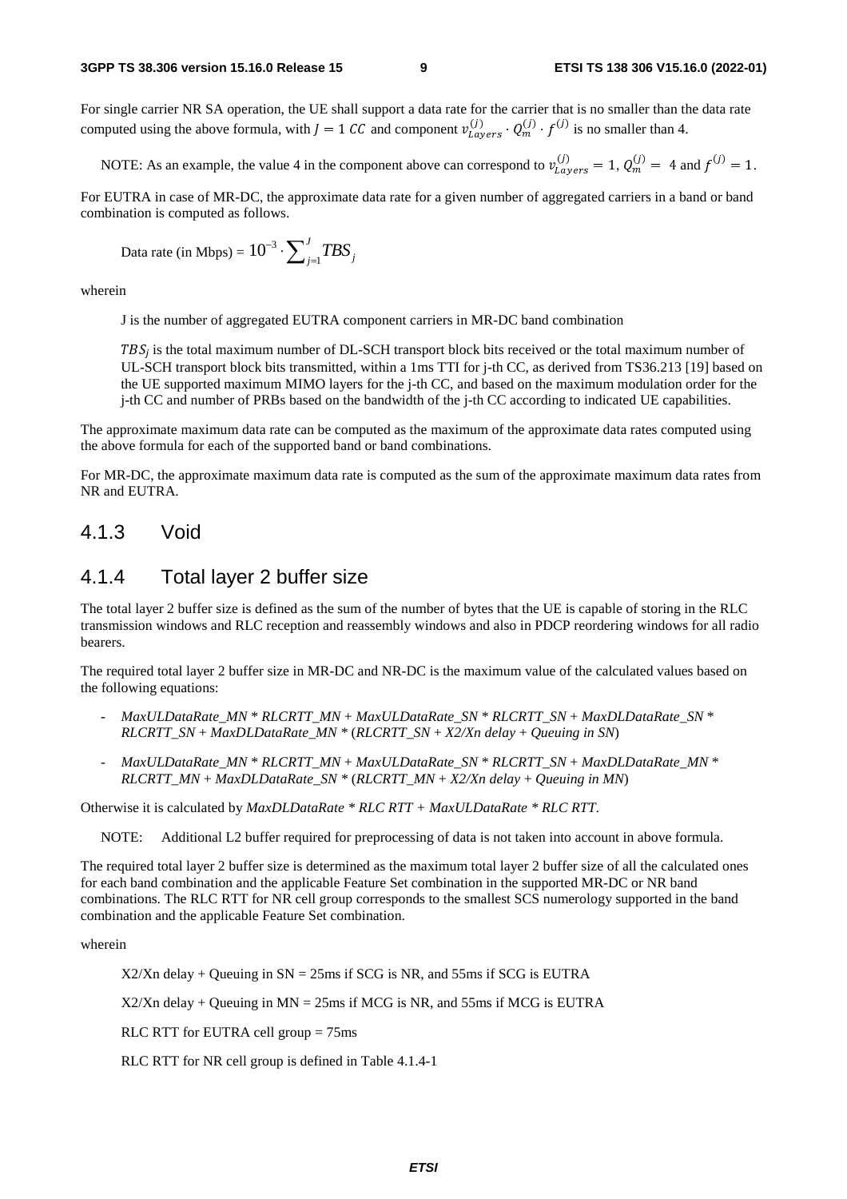For single carrier NR SA operation, the UE shall support a data rate for the carrier that is no smaller than the data rate computed using the above formula, with $J = 1\ CC$ and component $v_{Layers}^{(j)} \cdot Q_m^{(j)} \cdot f^{(j)}$ is no smaller than 4.

NOTE: As an example, the value 4 in the component above can correspond to $v_{Layers}^{(j)} = 1$, $Q_m^{(j)} = 4$ and $f^{(j)} = 1$.

For EUTRA in case of MR-DC, the approximate data rate for a given number of aggregated carriers in a band or band combination is computed as follows.

$$\text{Data rate (in Mbps)} = 10^{-3} \cdot \sum_{j=1}^{J} TBS_j$$

wherein

J is the number of aggregated EUTRA component carriers in MR-DC band combination

$TBS_j$ is the total maximum number of DL-SCH transport block bits received or the total maximum number of UL-SCH transport block bits transmitted, within a 1ms TTI for j-th CC, as derived from TS36.213 [19] based on the UE supported maximum MIMO layers for the j-th CC, and based on the maximum modulation order for the j-th CC and number of PRBs based on the bandwidth of the j-th CC according to indicated UE capabilities.

The approximate maximum data rate can be computed as the maximum of the approximate data rates computed using the above formula for each of the supported band or band combinations.

For MR-DC, the approximate maximum data rate is computed as the sum of the approximate maximum data rates from NR and EUTRA.

### 4.1.3 Void

### 4.1.4 Total layer 2 buffer size

The total layer 2 buffer size is defined as the sum of the number of bytes that the UE is capable of storing in the RLC transmission windows and RLC reception and reassembly windows and also in PDCP reordering windows for all radio bearers.

The required total layer 2 buffer size in MR-DC and NR-DC is the maximum value of the calculated values based on the following equations:

- *MaxULDataRate_MN * RLCRTT_MN + MaxULDataRate_SN * RLCRTT_SN + MaxDLDataRate_SN * RLCRTT_SN + MaxDLDataRate_MN * (RLCRTT_SN + X2/Xn delay + Queuing in SN)*
- *MaxULDataRate_MN * RLCRTT_MN + MaxULDataRate_SN * RLCRTT_SN + MaxDLDataRate_MN * RLCRTT_MN + MaxDLDataRate_SN * (RLCRTT_MN + X2/Xn delay + Queuing in MN)*

Otherwise it is calculated by *MaxDLDataRate * RLC RTT + MaxULDataRate * RLC RTT*.

NOTE: Additional L2 buffer required for preprocessing of data is not taken into account in above formula.

The required total layer 2 buffer size is determined as the maximum total layer 2 buffer size of all the calculated ones for each band combination and the applicable Feature Set combination in the supported MR-DC or NR band combinations. The RLC RTT for NR cell group corresponds to the smallest SCS numerology supported in the band combination and the applicable Feature Set combination.

wherein

X2/Xn delay + Queuing in SN = 25ms if SCG is NR, and 55ms if SCG is EUTRA

X2/Xn delay + Queuing in MN = 25ms if MCG is NR, and 55ms if MCG is EUTRA

RLC RTT for EUTRA cell group = 75ms

RLC RTT for NR cell group is defined in Table 4.1.4-1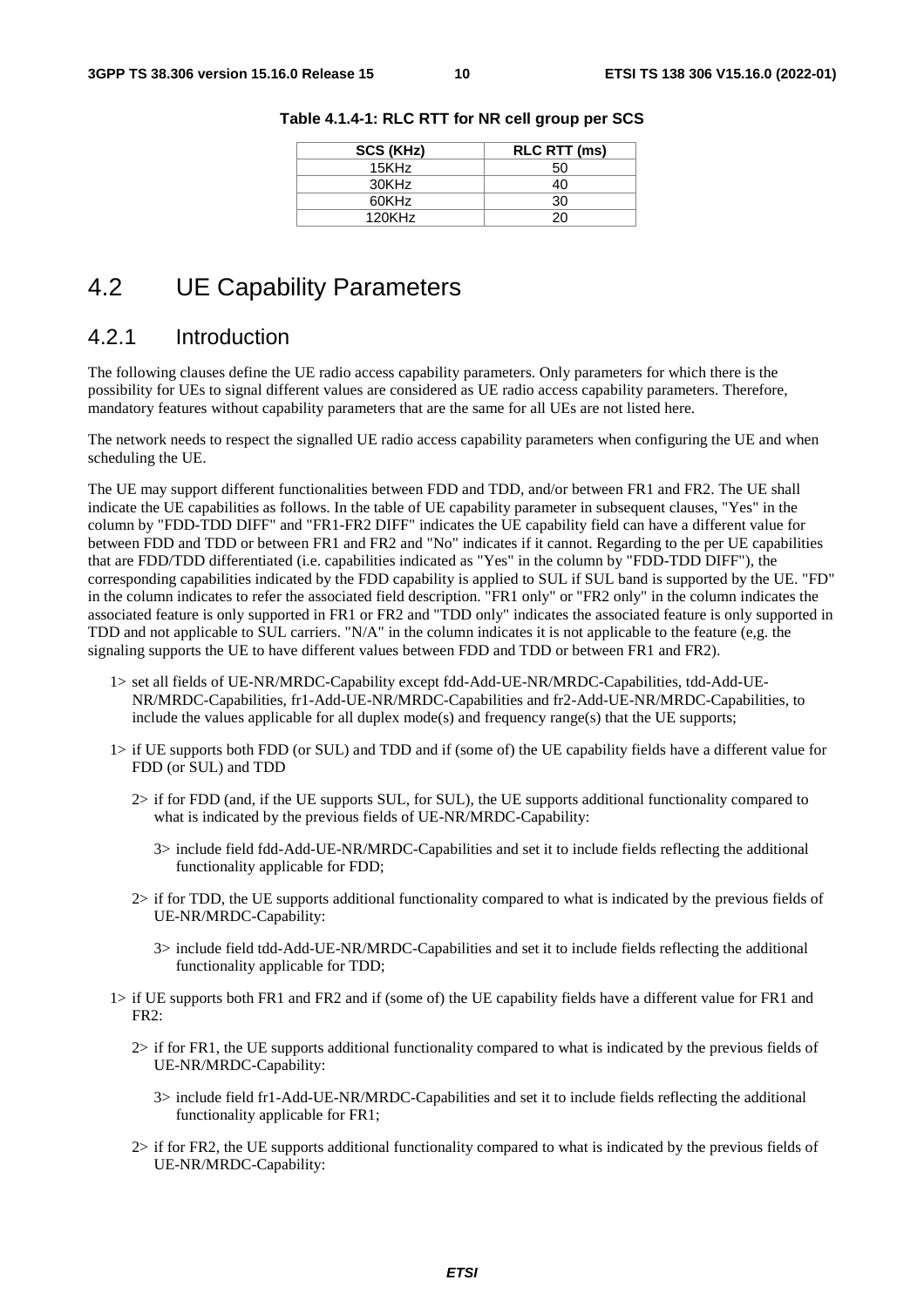**Table 4.1.4-1: RLC RTT for NR cell group per SCS**

| SCS (KHz) | RLC RTT (ms) |
|---|---|
| 15KHz | 50 |
| 30KHz | 40 |
| 60KHz | 30 |
| 120KHz | 20 |

# 4.2 UE Capability Parameters

## 4.2.1 Introduction

The following clauses define the UE radio access capability parameters. Only parameters for which there is the possibility for UEs to signal different values are considered as UE radio access capability parameters. Therefore, mandatory features without capability parameters that are the same for all UEs are not listed here.

The network needs to respect the signalled UE radio access capability parameters when configuring the UE and when scheduling the UE.

The UE may support different functionalities between FDD and TDD, and/or between FR1 and FR2. The UE shall indicate the UE capabilities as follows. In the table of UE capability parameter in subsequent clauses, "Yes" in the column by "FDD-TDD DIFF" and "FR1-FR2 DIFF" indicates the UE capability field can have a different value for between FDD and TDD or between FR1 and FR2 and "No" indicates if it cannot. Regarding to the per UE capabilities that are FDD/TDD differentiated (i.e. capabilities indicated as "Yes" in the column by "FDD-TDD DIFF"), the corresponding capabilities indicated by the FDD capability is applied to SUL if SUL band is supported by the UE. "FD" in the column indicates to refer the associated field description. "FR1 only" or "FR2 only" in the column indicates the associated feature is only supported in FR1 or FR2 and "TDD only" indicates the associated feature is only supported in TDD and not applicable to SUL carriers. "N/A" in the column indicates it is not applicable to the feature (e,g. the signaling supports the UE to have different values between FDD and TDD or between FR1 and FR2).

- 1> set all fields of UE-NR/MRDC-Capability except fdd-Add-UE-NR/MRDC-Capabilities, tdd-Add-UE-NR/MRDC-Capabilities, fr1-Add-UE-NR/MRDC-Capabilities and fr2-Add-UE-NR/MRDC-Capabilities, to include the values applicable for all duplex mode(s) and frequency range(s) that the UE supports;
- 1> if UE supports both FDD (or SUL) and TDD and if (some of) the UE capability fields have a different value for FDD (or SUL) and TDD
  - 2> if for FDD (and, if the UE supports SUL, for SUL), the UE supports additional functionality compared to what is indicated by the previous fields of UE-NR/MRDC-Capability:
    - 3> include field fdd-Add-UE-NR/MRDC-Capabilities and set it to include fields reflecting the additional functionality applicable for FDD;
  - 2> if for TDD, the UE supports additional functionality compared to what is indicated by the previous fields of UE-NR/MRDC-Capability:
    - 3> include field tdd-Add-UE-NR/MRDC-Capabilities and set it to include fields reflecting the additional functionality applicable for TDD;
- 1> if UE supports both FR1 and FR2 and if (some of) the UE capability fields have a different value for FR1 and FR2:
  - 2> if for FR1, the UE supports additional functionality compared to what is indicated by the previous fields of UE-NR/MRDC-Capability:
    - 3> include field fr1-Add-UE-NR/MRDC-Capabilities and set it to include fields reflecting the additional functionality applicable for FR1;
  - 2> if for FR2, the UE supports additional functionality compared to what is indicated by the previous fields of UE-NR/MRDC-Capability: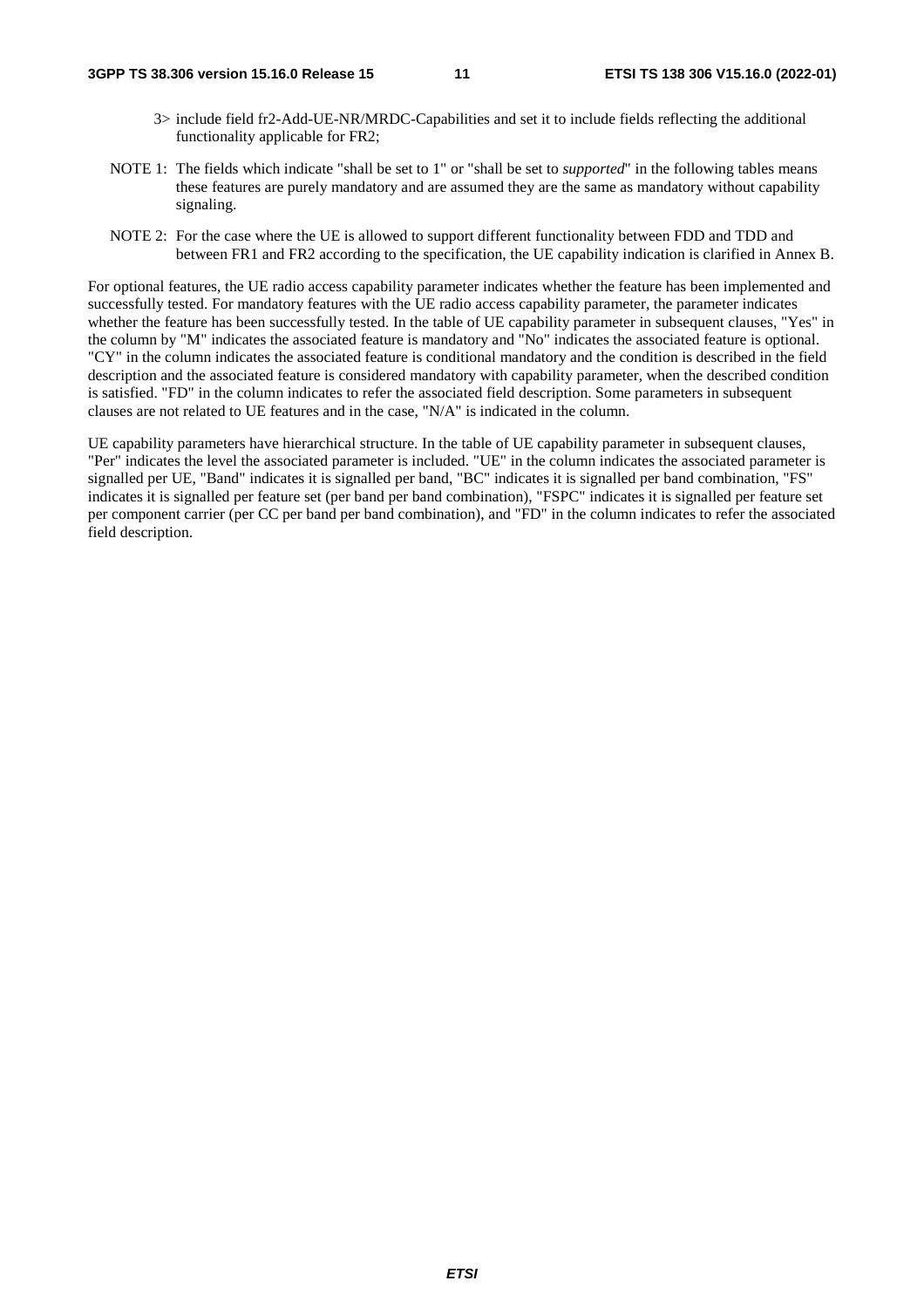3> include field fr2-Add-UE-NR/MRDC-Capabilities and set it to include fields reflecting the additional functionality applicable for FR2;

NOTE 1: The fields which indicate "shall be set to 1" or "shall be set to *supported*" in the following tables means these features are purely mandatory and are assumed they are the same as mandatory without capability signaling.

NOTE 2: For the case where the UE is allowed to support different functionality between FDD and TDD and between FR1 and FR2 according to the specification, the UE capability indication is clarified in Annex B.

For optional features, the UE radio access capability parameter indicates whether the feature has been implemented and successfully tested. For mandatory features with the UE radio access capability parameter, the parameter indicates whether the feature has been successfully tested. In the table of UE capability parameter in subsequent clauses, "Yes" in the column by "M" indicates the associated feature is mandatory and "No" indicates the associated feature is optional. "CY" in the column indicates the associated feature is conditional mandatory and the condition is described in the field description and the associated feature is considered mandatory with capability parameter, when the described condition is satisfied. "FD" in the column indicates to refer the associated field description. Some parameters in subsequent clauses are not related to UE features and in the case, "N/A" is indicated in the column.

UE capability parameters have hierarchical structure. In the table of UE capability parameter in subsequent clauses, "Per" indicates the level the associated parameter is included. "UE" in the column indicates the associated parameter is signalled per UE, "Band" indicates it is signalled per band, "BC" indicates it is signalled per band combination, "FS" indicates it is signalled per feature set (per band per band combination), "FSPC" indicates it is signalled per feature set per component carrier (per CC per band per band combination), and "FD" in the column indicates to refer the associated field description.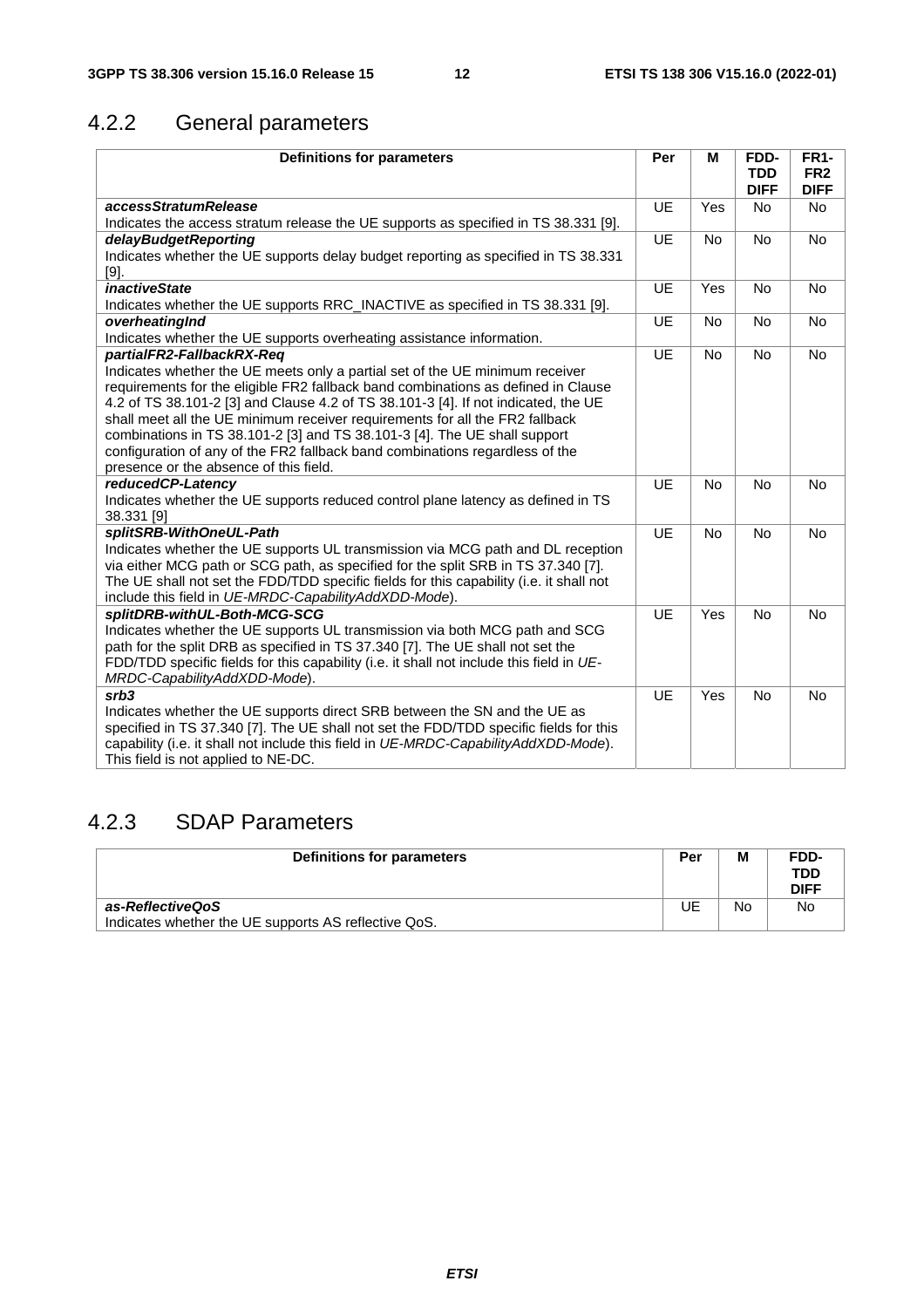## 4.2.2 General parameters

| Definitions for parameters | Per | M | FDD-TDD DIFF | FR1-FR2 DIFF |
|---|---|---|---|---|
| ***accessStratumRelease***<br>Indicates the access stratum release the UE supports as specified in TS 38.331 [9]. | UE | Yes | No | No |
| ***delayBudgetReporting***<br>Indicates whether the UE supports delay budget reporting as specified in TS 38.331 [9]. | UE | No | No | No |
| ***inactiveState***<br>Indicates whether the UE supports RRC_INACTIVE as specified in TS 38.331 [9]. | UE | Yes | No | No |
| ***overheatingInd***<br>Indicates whether the UE supports overheating assistance information. | UE | No | No | No |
| ***partialFR2-FallbackRX-Req***<br>Indicates whether the UE meets only a partial set of the UE minimum receiver requirements for the eligible FR2 fallback band combinations as defined in Clause 4.2 of TS 38.101-2 [3] and Clause 4.2 of TS 38.101-3 [4]. If not indicated, the UE shall meet all the UE minimum receiver requirements for all the FR2 fallback combinations in TS 38.101-2 [3] and TS 38.101-3 [4]. The UE shall support configuration of any of the FR2 fallback band combinations regardless of the presence or the absence of this field. | UE | No | No | No |
| ***reducedCP-Latency***<br>Indicates whether the UE supports reduced control plane latency as defined in TS 38.331 [9] | UE | No | No | No |
| ***splitSRB-WithOneUL-Path***<br>Indicates whether the UE supports UL transmission via MCG path and DL reception via either MCG path or SCG path, as specified for the split SRB in TS 37.340 [7]. The UE shall not set the FDD/TDD specific fields for this capability (i.e. it shall not include this field in *UE-MRDC-CapabilityAddXDD-Mode*). | UE | No | No | No |
| ***splitDRB-withUL-Both-MCG-SCG***<br>Indicates whether the UE supports UL transmission via both MCG path and SCG path for the split DRB as specified in TS 37.340 [7]. The UE shall not set the FDD/TDD specific fields for this capability (i.e. it shall not include this field in *UE-MRDC-CapabilityAddXDD-Mode*). | UE | Yes | No | No |
| ***srb3***<br>Indicates whether the UE supports direct SRB between the SN and the UE as specified in TS 37.340 [7]. The UE shall not set the FDD/TDD specific fields for this capability (i.e. it shall not include this field in *UE-MRDC-CapabilityAddXDD-Mode*). This field is not applied to NE-DC. | UE | Yes | No | No |

## 4.2.3 SDAP Parameters

| Definitions for parameters | Per | M | FDD-TDD DIFF |
|---|---|---|---|
| ***as-ReflectiveQoS***<br>Indicates whether the UE supports AS reflective QoS. | UE | No | No |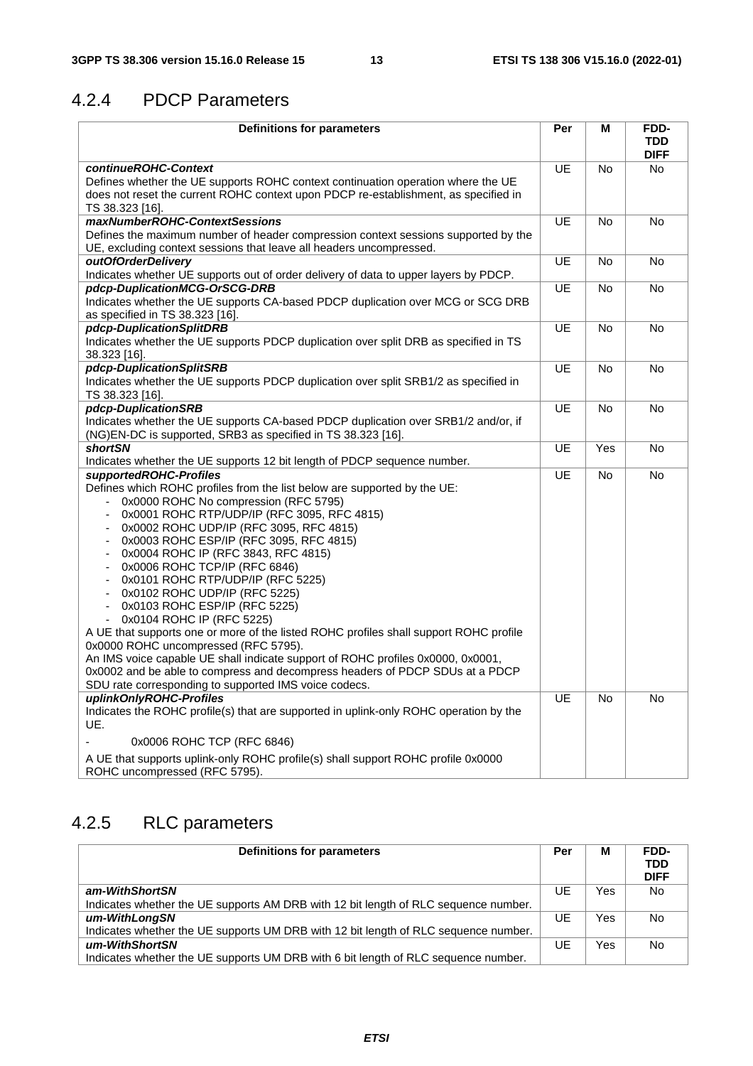## 4.2.4 PDCP Parameters

| Definitions for parameters | Per | M | FDD-TDD DIFF |
|---|---|---|---|
| ***continueROHC-Context***<br>Defines whether the UE supports ROHC context continuation operation where the UE does not reset the current ROHC context upon PDCP re-establishment, as specified in TS 38.323 [16]. | UE | No | No |
| ***maxNumberROHC-ContextSessions***<br>Defines the maximum number of header compression context sessions supported by the UE, excluding context sessions that leave all headers uncompressed. | UE | No | No |
| ***outOfOrderDelivery***<br>Indicates whether UE supports out of order delivery of data to upper layers by PDCP. | UE | No | No |
| ***pdcp-DuplicationMCG-OrSCG-DRB***<br>Indicates whether the UE supports CA-based PDCP duplication over MCG or SCG DRB as specified in TS 38.323 [16]. | UE | No | No |
| ***pdcp-DuplicationSplitDRB***<br>Indicates whether the UE supports PDCP duplication over split DRB as specified in TS 38.323 [16]. | UE | No | No |
| ***pdcp-DuplicationSplitSRB***<br>Indicates whether the UE supports PDCP duplication over split SRB1/2 as specified in TS 38.323 [16]. | UE | No | No |
| ***pdcp-DuplicationSRB***<br>Indicates whether the UE supports CA-based PDCP duplication over SRB1/2 and/or, if (NG)EN-DC is supported, SRB3 as specified in TS 38.323 [16]. | UE | No | No |
| ***shortSN***<br>Indicates whether the UE supports 12 bit length of PDCP sequence number. | UE | Yes | No |
| ***supportedROHC-Profiles***<br>Defines which ROHC profiles from the list below are supported by the UE:<br>- 0x0000 ROHC No compression (RFC 5795)<br>- 0x0001 ROHC RTP/UDP/IP (RFC 3095, RFC 4815)<br>- 0x0002 ROHC UDP/IP (RFC 3095, RFC 4815)<br>- 0x0003 ROHC ESP/IP (RFC 3095, RFC 4815)<br>- 0x0004 ROHC IP (RFC 3843, RFC 4815)<br>- 0x0006 ROHC TCP/IP (RFC 6846)<br>- 0x0101 ROHC RTP/UDP/IP (RFC 5225)<br>- 0x0102 ROHC UDP/IP (RFC 5225)<br>- 0x0103 ROHC ESP/IP (RFC 5225)<br>- 0x0104 ROHC IP (RFC 5225)<br>A UE that supports one or more of the listed ROHC profiles shall support ROHC profile 0x0000 ROHC uncompressed (RFC 5795).<br>An IMS voice capable UE shall indicate support of ROHC profiles 0x0000, 0x0001, 0x0002 and be able to compress and decompress headers of PDCP SDUs at a PDCP SDU rate corresponding to supported IMS voice codecs. | UE | No | No |
| ***uplinkOnlyROHC-Profiles***<br>Indicates the ROHC profile(s) that are supported in uplink-only ROHC operation by the UE.<br>- 0x0006 ROHC TCP (RFC 6846)<br>A UE that supports uplink-only ROHC profile(s) shall support ROHC profile 0x0000 ROHC uncompressed (RFC 5795). | UE | No | No |

## 4.2.5 RLC parameters

| Definitions for parameters | Per | M | FDD-TDD DIFF |
|---|---|---|---|
| ***am-WithShortSN***<br>Indicates whether the UE supports AM DRB with 12 bit length of RLC sequence number. | UE | Yes | No |
| ***um-WithLongSN***<br>Indicates whether the UE supports UM DRB with 12 bit length of RLC sequence number. | UE | Yes | No |
| ***um-WithShortSN***<br>Indicates whether the UE supports UM DRB with 6 bit length of RLC sequence number. | UE | Yes | No |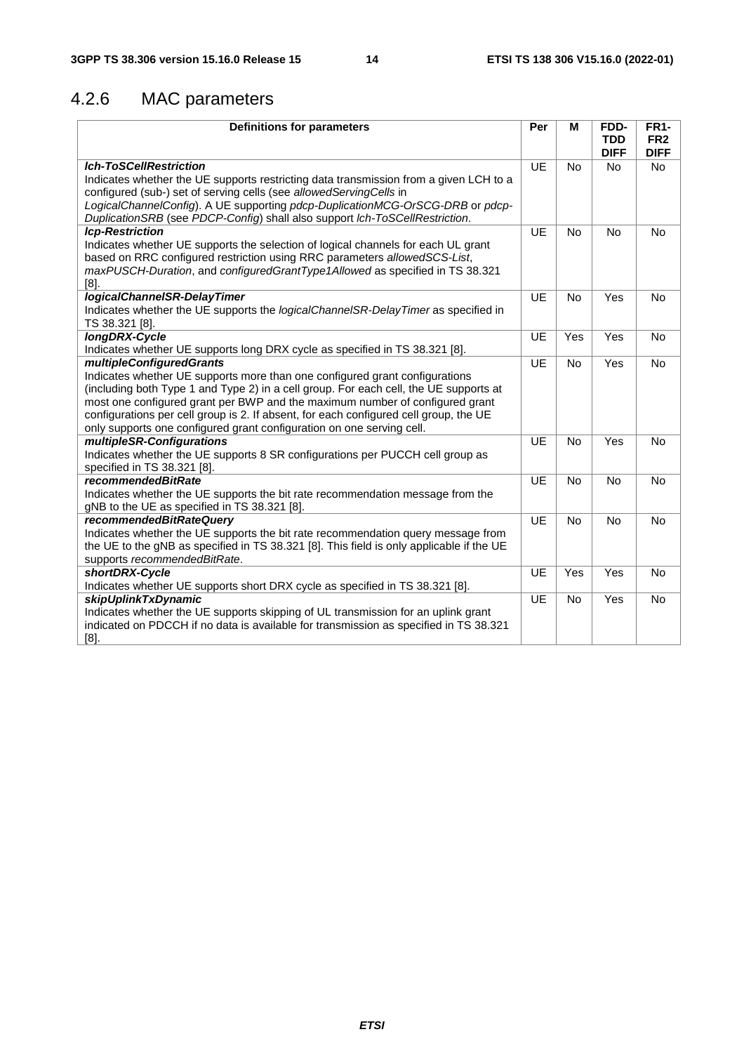## 4.2.6 MAC parameters

| Definitions for parameters | Per | M | FDD-TDD DIFF | FR1-FR2 DIFF |
|---|---|---|---|---|
| ***lch-ToSCellRestriction***<br>Indicates whether the UE supports restricting data transmission from a given LCH to a configured (sub-) set of serving cells (see *allowedServingCells* in *LogicalChannelConfig*). A UE supporting *pdcp-DuplicationMCG-OrSCG-DRB* or *pdcp-DuplicationSRB* (see *PDCP-Config*) shall also support *lch-ToSCellRestriction*. | UE | No | No | No |
| ***lcp-Restriction***<br>Indicates whether UE supports the selection of logical channels for each UL grant based on RRC configured restriction using RRC parameters *allowedSCS-List*, *maxPUSCH-Duration*, and *configuredGrantType1Allowed* as specified in TS 38.321 [8]. | UE | No | No | No |
| ***logicalChannelSR-DelayTimer***<br>Indicates whether the UE supports the *logicalChannelSR-DelayTimer* as specified in TS 38.321 [8]. | UE | No | Yes | No |
| ***longDRX-Cycle***<br>Indicates whether UE supports long DRX cycle as specified in TS 38.321 [8]. | UE | Yes | Yes | No |
| ***multipleConfiguredGrants***<br>Indicates whether UE supports more than one configured grant configurations (including both Type 1 and Type 2) in a cell group. For each cell, the UE supports at most one configured grant per BWP and the maximum number of configured grant configurations per cell group is 2. If absent, for each configured cell group, the UE only supports one configured grant configuration on one serving cell. | UE | No | Yes | No |
| ***multipleSR-Configurations***<br>Indicates whether the UE supports 8 SR configurations per PUCCH cell group as specified in TS 38.321 [8]. | UE | No | Yes | No |
| ***recommendedBitRate***<br>Indicates whether the UE supports the bit rate recommendation message from the gNB to the UE as specified in TS 38.321 [8]. | UE | No | No | No |
| ***recommendedBitRateQuery***<br>Indicates whether the UE supports the bit rate recommendation query message from the UE to the gNB as specified in TS 38.321 [8]. This field is only applicable if the UE supports *recommendedBitRate*. | UE | No | No | No |
| ***shortDRX-Cycle***<br>Indicates whether UE supports short DRX cycle as specified in TS 38.321 [8]. | UE | Yes | Yes | No |
| ***skipUplinkTxDynamic***<br>Indicates whether the UE supports skipping of UL transmission for an uplink grant indicated on PDCCH if no data is available for transmission as specified in TS 38.321 [8]. | UE | No | Yes | No |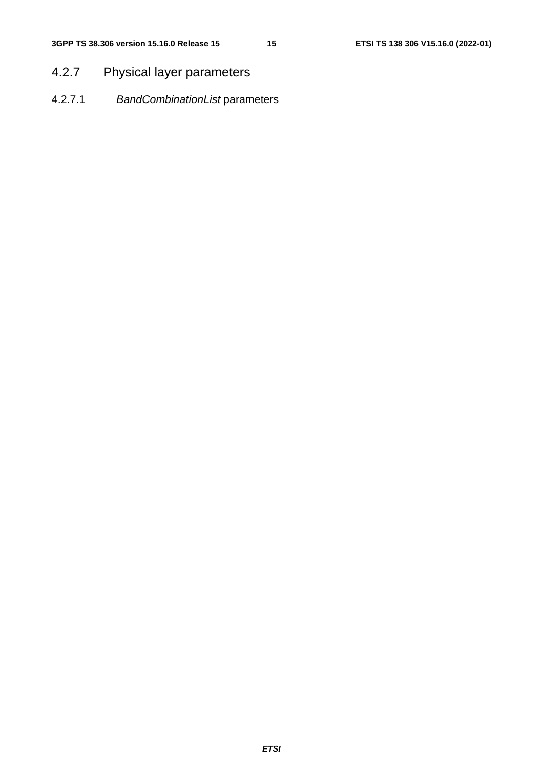### 4.2.7 Physical layer parameters

#### 4.2.7.1 *BandCombinationList* parameters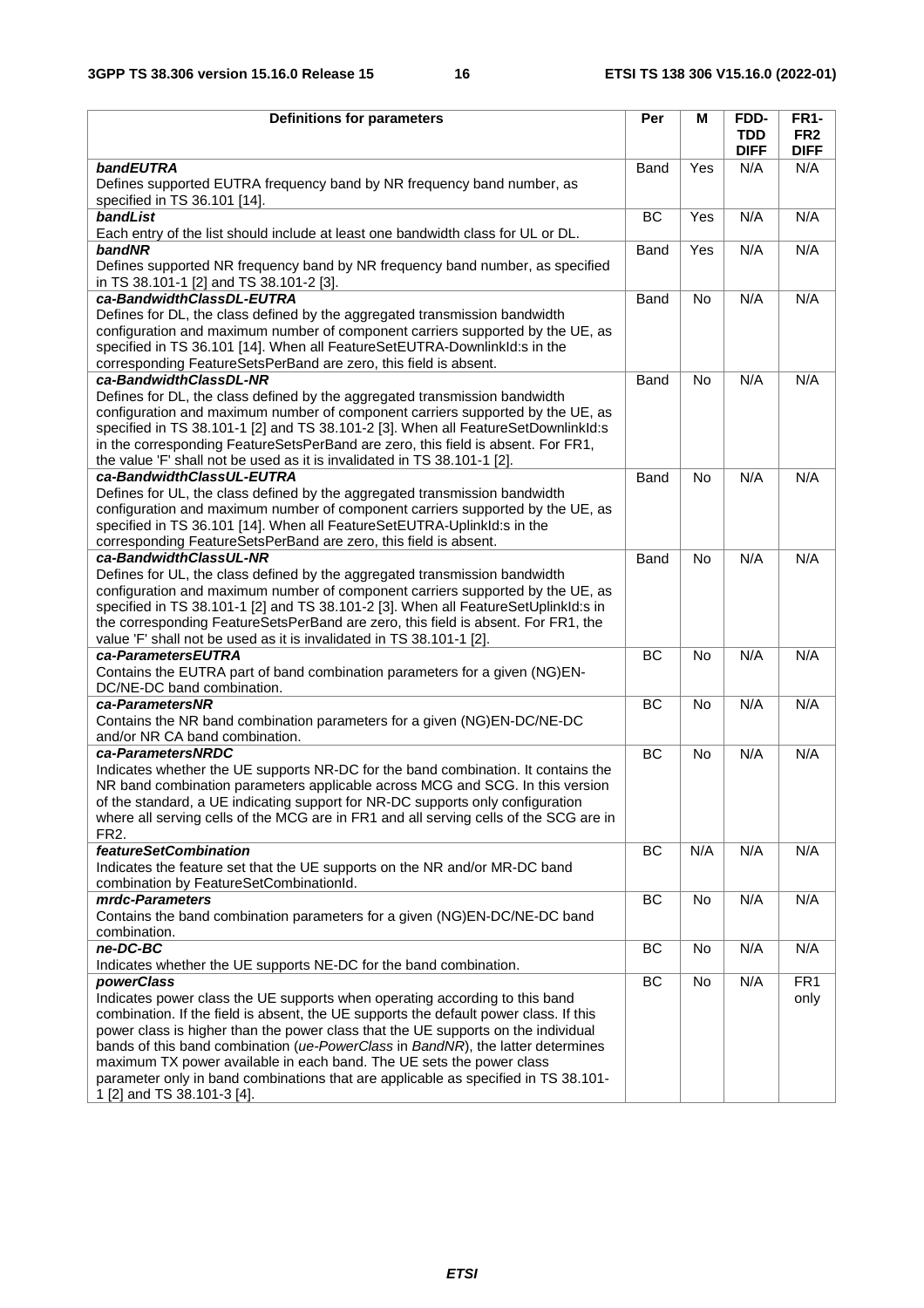| Definitions for parameters | Per | M | FDD-TDD DIFF | FR1-FR2 DIFF |
|---|---|---|---|---|
| ***bandEUTRA***<br>Defines supported EUTRA frequency band by NR frequency band number, as specified in TS 36.101 [14]. | Band | Yes | N/A | N/A |
| ***bandList***<br>Each entry of the list should include at least one bandwidth class for UL or DL. | BC | Yes | N/A | N/A |
| ***bandNR***<br>Defines supported NR frequency band by NR frequency band number, as specified in TS 38.101-1 [2] and TS 38.101-2 [3]. | Band | Yes | N/A | N/A |
| ***ca-BandwidthClassDL-EUTRA***<br>Defines for DL, the class defined by the aggregated transmission bandwidth configuration and maximum number of component carriers supported by the UE, as specified in TS 36.101 [14]. When all FeatureSetEUTRA-DownlinkId:s in the corresponding FeatureSetsPerBand are zero, this field is absent. | Band | No | N/A | N/A |
| ***ca-BandwidthClassDL-NR***<br>Defines for DL, the class defined by the aggregated transmission bandwidth configuration and maximum number of component carriers supported by the UE, as specified in TS 38.101-1 [2] and TS 38.101-2 [3]. When all FeatureSetDownlinkId:s in the corresponding FeatureSetsPerBand are zero, this field is absent. For FR1, the value 'F' shall not be used as it is invalidated in TS 38.101-1 [2]. | Band | No | N/A | N/A |
| ***ca-BandwidthClassUL-EUTRA***<br>Defines for UL, the class defined by the aggregated transmission bandwidth configuration and maximum number of component carriers supported by the UE, as specified in TS 36.101 [14]. When all FeatureSetEUTRA-UplinkId:s in the corresponding FeatureSetsPerBand are zero, this field is absent. | Band | No | N/A | N/A |
| ***ca-BandwidthClassUL-NR***<br>Defines for UL, the class defined by the aggregated transmission bandwidth configuration and maximum number of component carriers supported by the UE, as specified in TS 38.101-1 [2] and TS 38.101-2 [3]. When all FeatureSetUplinkId:s in the corresponding FeatureSetsPerBand are zero, this field is absent. For FR1, the value 'F' shall not be used as it is invalidated in TS 38.101-1 [2]. | Band | No | N/A | N/A |
| ***ca-ParametersEUTRA***<br>Contains the EUTRA part of band combination parameters for a given (NG)EN-DC/NE-DC band combination. | BC | No | N/A | N/A |
| ***ca-ParametersNR***<br>Contains the NR band combination parameters for a given (NG)EN-DC/NE-DC and/or NR CA band combination. | BC | No | N/A | N/A |
| ***ca-ParametersNRDC***<br>Indicates whether the UE supports NR-DC for the band combination. It contains the NR band combination parameters applicable across MCG and SCG. In this version of the standard, a UE indicating support for NR-DC supports only configuration where all serving cells of the MCG are in FR1 and all serving cells of the SCG are in FR2. | BC | No | N/A | N/A |
| ***featureSetCombination***<br>Indicates the feature set that the UE supports on the NR and/or MR-DC band combination by FeatureSetCombinationId. | BC | N/A | N/A | N/A |
| ***mrdc-Parameters***<br>Contains the band combination parameters for a given (NG)EN-DC/NE-DC band combination. | BC | No | N/A | N/A |
| ***ne-DC-BC***<br>Indicates whether the UE supports NE-DC for the band combination. | BC | No | N/A | N/A |
| ***powerClass***<br>Indicates power class the UE supports when operating according to this band combination. If the field is absent, the UE supports the default power class. If this power class is higher than the power class that the UE supports on the individual bands of this band combination (*ue-PowerClass* in *BandNR*), the latter determines maximum TX power available in each band. The UE sets the power class parameter only in band combinations that are applicable as specified in TS 38.101-1 [2] and TS 38.101-3 [4]. | BC | No | N/A | FR1 only |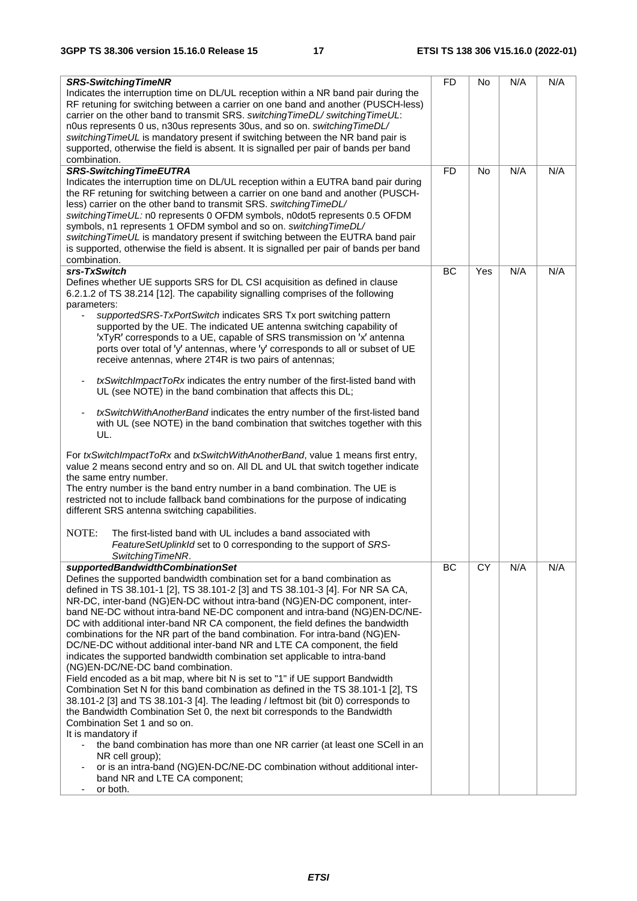| | | | | |
|---|---|---|---|---|
| ***SRS-SwitchingTimeNR***<br>Indicates the interruption time on DL/UL reception within a NR band pair during the RF retuning for switching between a carrier on one band and another (PUSCH-less) carrier on the other band to transmit SRS. *switchingTimeDL/ switchingTimeUL*: n0us represents 0 us, n30us represents 30us, and so on. *switchingTimeDL/ switchingTimeUL* is mandatory present if switching between the NR band pair is supported, otherwise the field is absent. It is signalled per pair of bands per band combination. | FD | No | N/A | N/A |
| ***SRS-SwitchingTimeEUTRA***<br>Indicates the interruption time on DL/UL reception within a EUTRA band pair during the RF retuning for switching between a carrier on one band and another (PUSCH-less) carrier on the other band to transmit SRS. *switchingTimeDL/ switchingTimeUL:* n0 represents 0 OFDM symbols, n0dot5 represents 0.5 OFDM symbols, n1 represents 1 OFDM symbol and so on. *switchingTimeDL/ switchingTimeUL* is mandatory present if switching between the EUTRA band pair is supported, otherwise the field is absent. It is signalled per pair of bands per band combination. | FD | No | N/A | N/A |
| ***srs-TxSwitch***<br>Defines whether UE supports SRS for DL CSI acquisition as defined in clause 6.2.1.2 of TS 38.214 [12]. The capability signalling comprises of the following parameters:<br>- *supportedSRS-TxPortSwitch* indicates SRS Tx port switching pattern supported by the UE. The indicated UE antenna switching capability of 'xTyR' corresponds to a UE, capable of SRS transmission on 'x' antenna ports over total of 'y' antennas, where 'y' corresponds to all or subset of UE receive antennas, where 2T4R is two pairs of antennas;<br>- *txSwitchImpactToRx* indicates the entry number of the first-listed band with UL (see NOTE) in the band combination that affects this DL;<br>- *txSwitchWithAnotherBand* indicates the entry number of the first-listed band with UL (see NOTE) in the band combination that switches together with this UL.<br><br>For *txSwitchImpactToRx* and *txSwitchWithAnotherBand*, value 1 means first entry, value 2 means second entry and so on. All DL and UL that switch together indicate the same entry number.<br>The entry number is the band entry number in a band combination. The UE is restricted not to include fallback band combinations for the purpose of indicating different SRS antenna switching capabilities.<br><br>NOTE: The first-listed band with UL includes a band associated with *FeatureSetUplinkId* set to 0 corresponding to the support of *SRS-SwitchingTimeNR*. | BC | Yes | N/A | N/A |
| ***supportedBandwidthCombinationSet***<br>Defines the supported bandwidth combination set for a band combination as defined in TS 38.101-1 [2], TS 38.101-2 [3] and TS 38.101-3 [4]. For NR SA CA, NR-DC, inter-band (NG)EN-DC without intra-band (NG)EN-DC component, inter-band NE-DC without intra-band NE-DC component and intra-band (NG)EN-DC/NE-DC with additional inter-band NR CA component, the field defines the bandwidth combinations for the NR part of the band combination. For intra-band (NG)EN-DC/NE-DC without additional inter-band NR and LTE CA component, the field indicates the supported bandwidth combination set applicable to intra-band (NG)EN-DC/NE-DC band combination.<br>Field encoded as a bit map, where bit N is set to "1" if UE support Bandwidth Combination Set N for this band combination as defined in the TS 38.101-1 [2], TS 38.101-2 [3] and TS 38.101-3 [4]. The leading / leftmost bit (bit 0) corresponds to the Bandwidth Combination Set 0, the next bit corresponds to the Bandwidth Combination Set 1 and so on.<br>It is mandatory if<br>- the band combination has more than one NR carrier (at least one SCell in an NR cell group);<br>- or is an intra-band (NG)EN-DC/NE-DC combination without additional inter-band NR and LTE CA component;<br>- or both. | BC | CY | N/A | N/A |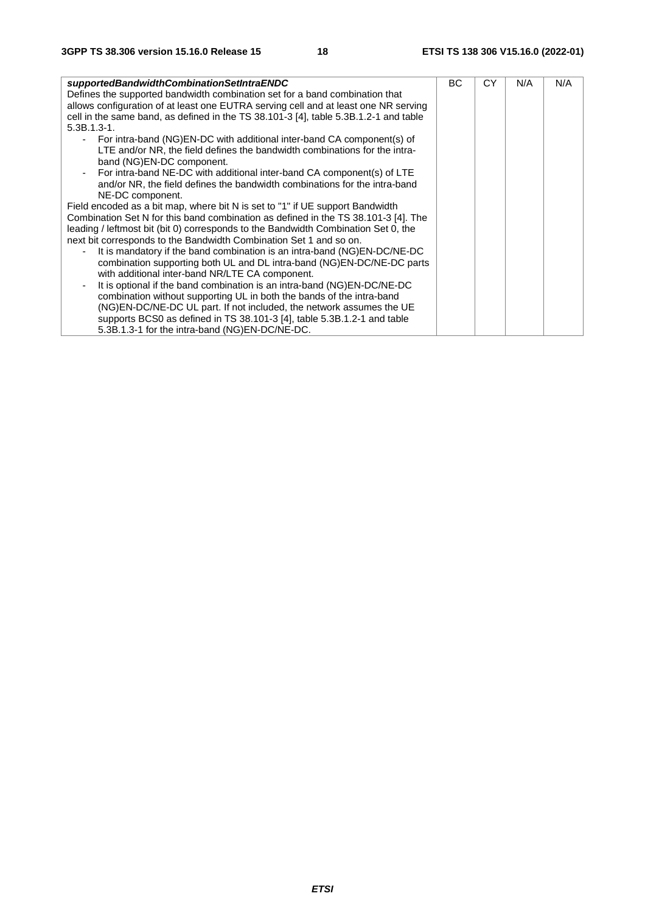| | | | | |
|---|---|---|---|---|
| ***supportedBandwidthCombinationSetIntraENDC***<br>Defines the supported bandwidth combination set for a band combination that allows configuration of at least one EUTRA serving cell and at least one NR serving cell in the same band, as defined in the TS 38.101-3 [4], table 5.3B.1.2-1 and table 5.3B.1.3-1.<br>- For intra-band (NG)EN-DC with additional inter-band CA component(s) of LTE and/or NR, the field defines the bandwidth combinations for the intra-band (NG)EN-DC component.<br>- For intra-band NE-DC with additional inter-band CA component(s) of LTE and/or NR, the field defines the bandwidth combinations for the intra-band NE-DC component.<br>Field encoded as a bit map, where bit N is set to "1" if UE support Bandwidth Combination Set N for this band combination as defined in the TS 38.101-3 [4]. The leading / leftmost bit (bit 0) corresponds to the Bandwidth Combination Set 0, the next bit corresponds to the Bandwidth Combination Set 1 and so on.<br>- It is mandatory if the band combination is an intra-band (NG)EN-DC/NE-DC combination supporting both UL and DL intra-band (NG)EN-DC/NE-DC parts with additional inter-band NR/LTE CA component.<br>- It is optional if the band combination is an intra-band (NG)EN-DC/NE-DC combination without supporting UL in both the bands of the intra-band (NG)EN-DC/NE-DC UL part. If not included, the network assumes the UE supports BCS0 as defined in TS 38.101-3 [4], table 5.3B.1.2-1 and table 5.3B.1.3-1 for the intra-band (NG)EN-DC/NE-DC. | BC | CY | N/A | N/A |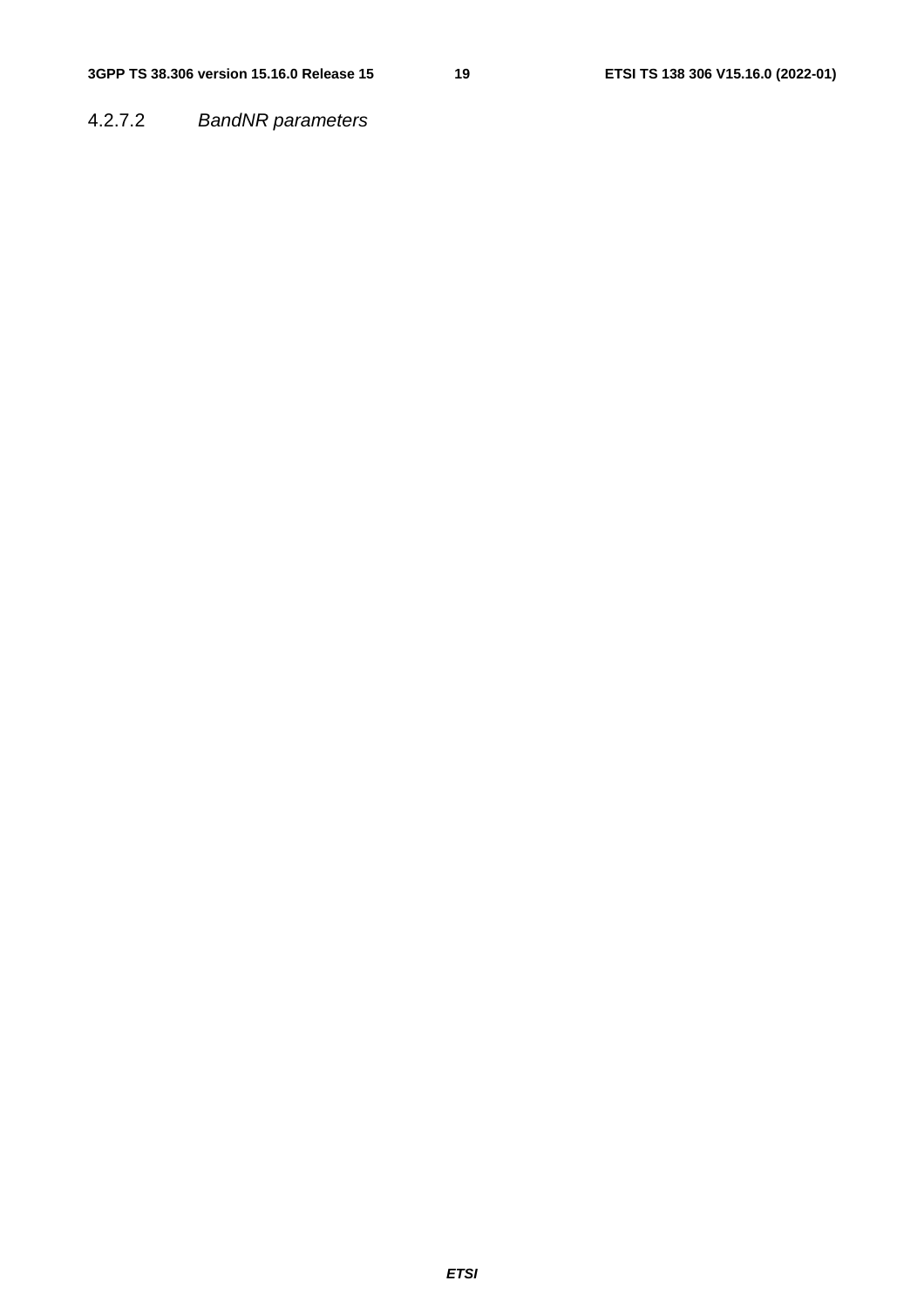#### 4.2.7.2 *BandNR parameters*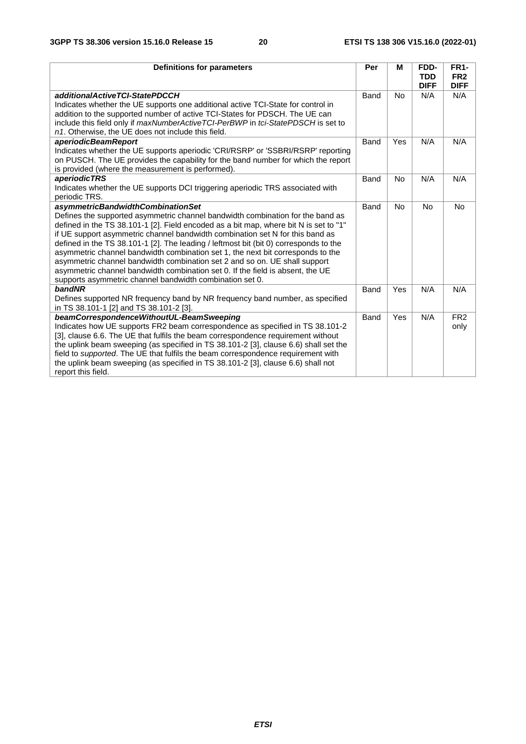| Definitions for parameters | Per | M | FDD-TDD DIFF | FR1-FR2 DIFF |
| --- | --- | --- | --- | --- |
| ***additionalActiveTCI-StatePDCCH*** Indicates whether the UE supports one additional active TCI-State for control in addition to the supported number of active TCI-States for PDSCH. The UE can include this field only if *maxNumberActiveTCI-PerBWP* in *tci-StatePDSCH* is set to *n1*. Otherwise, the UE does not include this field. | Band | No | N/A | N/A |
| ***aperiodicBeamReport*** Indicates whether the UE supports aperiodic 'CRI/RSRP' or 'SSBRI/RSRP' reporting on PUSCH. The UE provides the capability for the band number for which the report is provided (where the measurement is performed). | Band | Yes | N/A | N/A |
| ***aperiodicTRS*** Indicates whether the UE supports DCI triggering aperiodic TRS associated with periodic TRS. | Band | No | N/A | N/A |
| ***asymmetricBandwidthCombinationSet*** Defines the supported asymmetric channel bandwidth combination for the band as defined in the TS 38.101-1 [2]. Field encoded as a bit map, where bit N is set to "1" if UE support asymmetric channel bandwidth combination set N for this band as defined in the TS 38.101-1 [2]. The leading / leftmost bit (bit 0) corresponds to the asymmetric channel bandwidth combination set 1, the next bit corresponds to the asymmetric channel bandwidth combination set 2 and so on. UE shall support asymmetric channel bandwidth combination set 0. If the field is absent, the UE supports asymmetric channel bandwidth combination set 0. | Band | No | No | No |
| ***bandNR*** Defines supported NR frequency band by NR frequency band number, as specified in TS 38.101-1 [2] and TS 38.101-2 [3]. | Band | Yes | N/A | N/A |
| ***beamCorrespondenceWithoutUL-BeamSweeping*** Indicates how UE supports FR2 beam correspondence as specified in TS 38.101-2 [3], clause 6.6. The UE that fulfils the beam correspondence requirement without the uplink beam sweeping (as specified in TS 38.101-2 [3], clause 6.6) shall set the field to *supported*. The UE that fulfils the beam correspondence requirement with the uplink beam sweeping (as specified in TS 38.101-2 [3], clause 6.6) shall not report this field. | Band | Yes | N/A | FR2 only |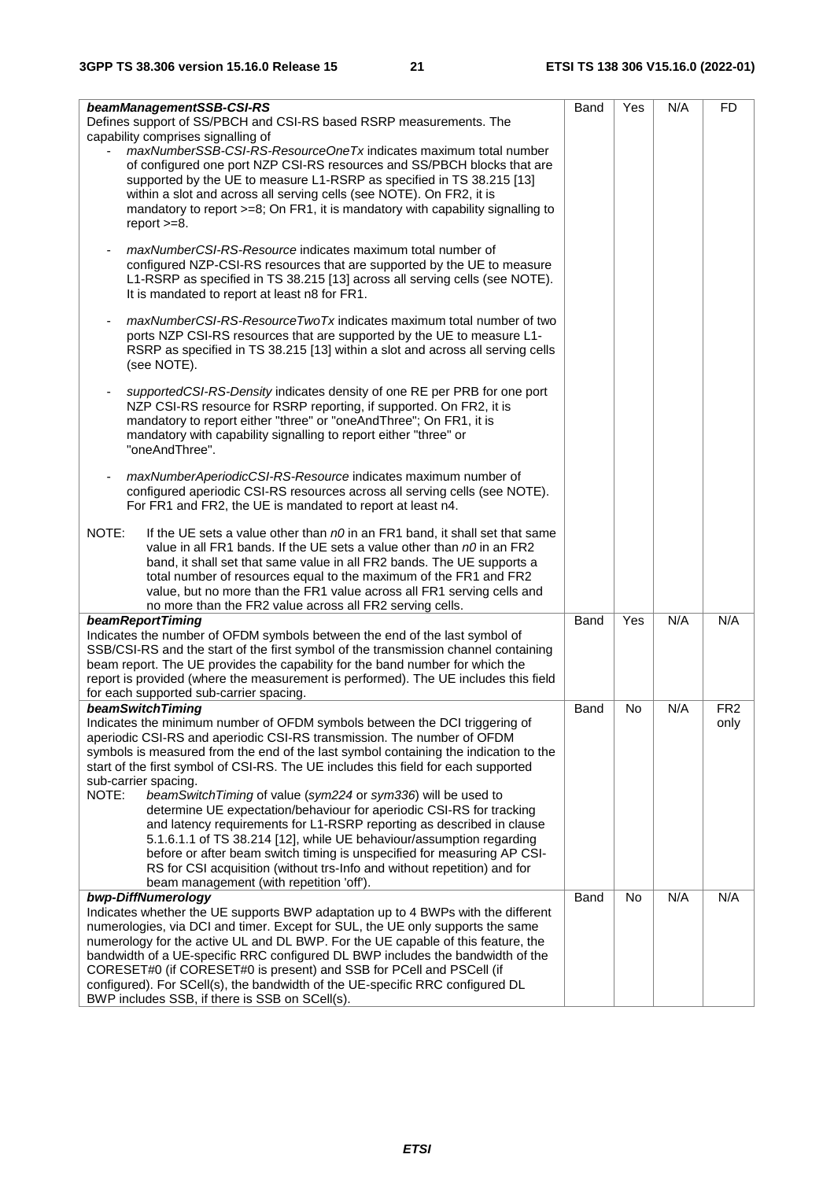| | | | | |
|---|---|---|---|---|
| ***beamManagementSSB-CSI-RS***<br>Defines support of SS/PBCH and CSI-RS based RSRP measurements. The capability comprises signalling of<br>- *maxNumberSSB-CSI-RS-ResourceOneTx* indicates maximum total number of configured one port NZP CSI-RS resources and SS/PBCH blocks that are supported by the UE to measure L1-RSRP as specified in TS 38.215 [13] within a slot and across all serving cells (see NOTE). On FR2, it is mandatory to report >=8; On FR1, it is mandatory with capability signalling to report >=8.<br><br>- *maxNumberCSI-RS-Resource* indicates maximum total number of configured NZP-CSI-RS resources that are supported by the UE to measure L1-RSRP as specified in TS 38.215 [13] across all serving cells (see NOTE). It is mandated to report at least n8 for FR1.<br><br>- *maxNumberCSI-RS-ResourceTwoTx* indicates maximum total number of two ports NZP CSI-RS resources that are supported by the UE to measure L1-RSRP as specified in TS 38.215 [13] within a slot and across all serving cells (see NOTE).<br><br>- *supportedCSI-RS-Density* indicates density of one RE per PRB for one port NZP CSI-RS resource for RSRP reporting, if supported. On FR2, it is mandatory to report either "three" or "oneAndThree"; On FR1, it is mandatory with capability signalling to report either "three" or "oneAndThree".<br><br>- *maxNumberAperiodicCSI-RS-Resource* indicates maximum number of configured aperiodic CSI-RS resources across all serving cells (see NOTE). For FR1 and FR2, the UE is mandated to report at least n4.<br><br>NOTE: If the UE sets a value other than *n0* in an FR1 band, it shall set that same value in all FR1 bands. If the UE sets a value other than *n0* in an FR2 band, it shall set that same value in all FR2 bands. The UE supports a total number of resources equal to the maximum of the FR1 and FR2 value, but no more than the FR1 value across all FR1 serving cells and no more than the FR2 value across all FR2 serving cells. | Band | Yes | N/A | FD |
| ***beamReportTiming***<br>Indicates the number of OFDM symbols between the end of the last symbol of SSB/CSI-RS and the start of the first symbol of the transmission channel containing beam report. The UE provides the capability for the band number for which the report is provided (where the measurement is performed). The UE includes this field for each supported sub-carrier spacing. | Band | Yes | N/A | N/A |
| ***beamSwitchTiming***<br>Indicates the minimum number of OFDM symbols between the DCI triggering of aperiodic CSI-RS and aperiodic CSI-RS transmission. The number of OFDM symbols is measured from the end of the last symbol containing the indication to the start of the first symbol of CSI-RS. The UE includes this field for each supported sub-carrier spacing.<br>NOTE: *beamSwitchTiming* of value (*sym224* or *sym336*) will be used to determine UE expectation/behaviour for aperiodic CSI-RS for tracking and latency requirements for L1-RSRP reporting as described in clause 5.1.6.1.1 of TS 38.214 [12], while UE behaviour/assumption regarding before or after beam switch timing is unspecified for measuring AP CSI-RS for CSI acquisition (without trs-Info and without repetition) and for beam management (with repetition 'off'). | Band | No | N/A | FR2 only |
| ***bwp-DiffNumerology***<br>Indicates whether the UE supports BWP adaptation up to 4 BWPs with the different numerologies, via DCI and timer. Except for SUL, the UE only supports the same numerology for the active UL and DL BWP. For the UE capable of this feature, the bandwidth of a UE-specific RRC configured DL BWP includes the bandwidth of the CORESET#0 (if CORESET#0 is present) and SSB for PCell and PSCell (if configured). For SCell(s), the bandwidth of the UE-specific RRC configured DL BWP includes SSB, if there is SSB on SCell(s). | Band | No | N/A | N/A |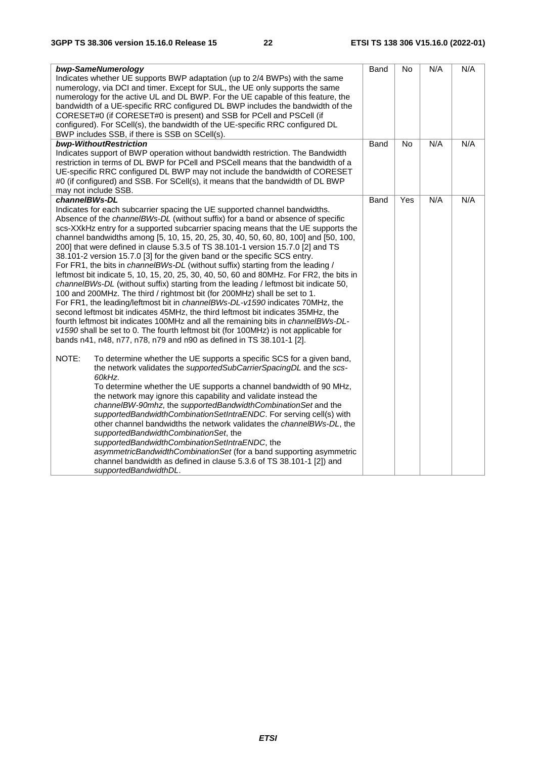| | | | | |
|---|---|---|---|---|
| ***bwp-SameNumerology***<br>Indicates whether UE supports BWP adaptation (up to 2/4 BWPs) with the same numerology, via DCI and timer. Except for SUL, the UE only supports the same numerology for the active UL and DL BWP. For the UE capable of this feature, the bandwidth of a UE-specific RRC configured DL BWP includes the bandwidth of the CORESET#0 (if CORESET#0 is present) and SSB for PCell and PSCell (if configured). For SCell(s), the bandwidth of the UE-specific RRC configured DL BWP includes SSB, if there is SSB on SCell(s). | Band | No | N/A | N/A |
| ***bwp-WithoutRestriction***<br>Indicates support of BWP operation without bandwidth restriction. The Bandwidth restriction in terms of DL BWP for PCell and PSCell means that the bandwidth of a UE-specific RRC configured DL BWP may not include the bandwidth of CORESET #0 (if configured) and SSB. For SCell(s), it means that the bandwidth of DL BWP may not include SSB. | Band | No | N/A | N/A |
| ***channelBWs-DL***<br>Indicates for each subcarrier spacing the UE supported channel bandwidths. Absence of the *channelBWs-DL* (without suffix) for a band or absence of specific scs-XXkHz entry for a supported subcarrier spacing means that the UE supports the channel bandwidths among [5, 10, 15, 20, 25, 30, 40, 50, 60, 80, 100] and [50, 100, 200] that were defined in clause 5.3.5 of TS 38.101-1 version 15.7.0 [2] and TS 38.101-2 version 15.7.0 [3] for the given band or the specific SCS entry.<br>For FR1, the bits in *channelBWs-DL* (without suffix) starting from the leading / leftmost bit indicate 5, 10, 15, 20, 25, 30, 40, 50, 60 and 80MHz. For FR2, the bits in *channelBWs-DL* (without suffix) starting from the leading / leftmost bit indicate 50, 100 and 200MHz. The third / rightmost bit (for 200MHz) shall be set to 1.<br>For FR1, the leading/leftmost bit in *channelBWs-DL-v1590* indicates 70MHz, the second leftmost bit indicates 45MHz, the third leftmost bit indicates 35MHz, the fourth leftmost bit indicates 100MHz and all the remaining bits in *channelBWs-DL-v1590* shall be set to 0. The fourth leftmost bit (for 100MHz) is not applicable for bands n41, n48, n77, n78, n79 and n90 as defined in TS 38.101-1 [2].<br><br>NOTE: To determine whether the UE supports a specific SCS for a given band, the network validates the *supportedSubCarrierSpacingDL* and the *scs-60kHz*.<br>To determine whether the UE supports a channel bandwidth of 90 MHz, the network may ignore this capability and validate instead the *channelBW-90mhz*, the *supportedBandwidthCombinationSet* and the *supportedBandwidthCombinationSetIntraENDC*. For serving cell(s) with other channel bandwidths the network validates the *channelBWs-DL*, the *supportedBandwidthCombinationSet*, the *supportedBandwidthCombinationSetIntraENDC*, the *asymmetricBandwidthCombinationSet* (for a band supporting asymmetric channel bandwidth as defined in clause 5.3.6 of TS 38.101-1 [2]) and *supportedBandwidthDL*. | Band | Yes | N/A | N/A |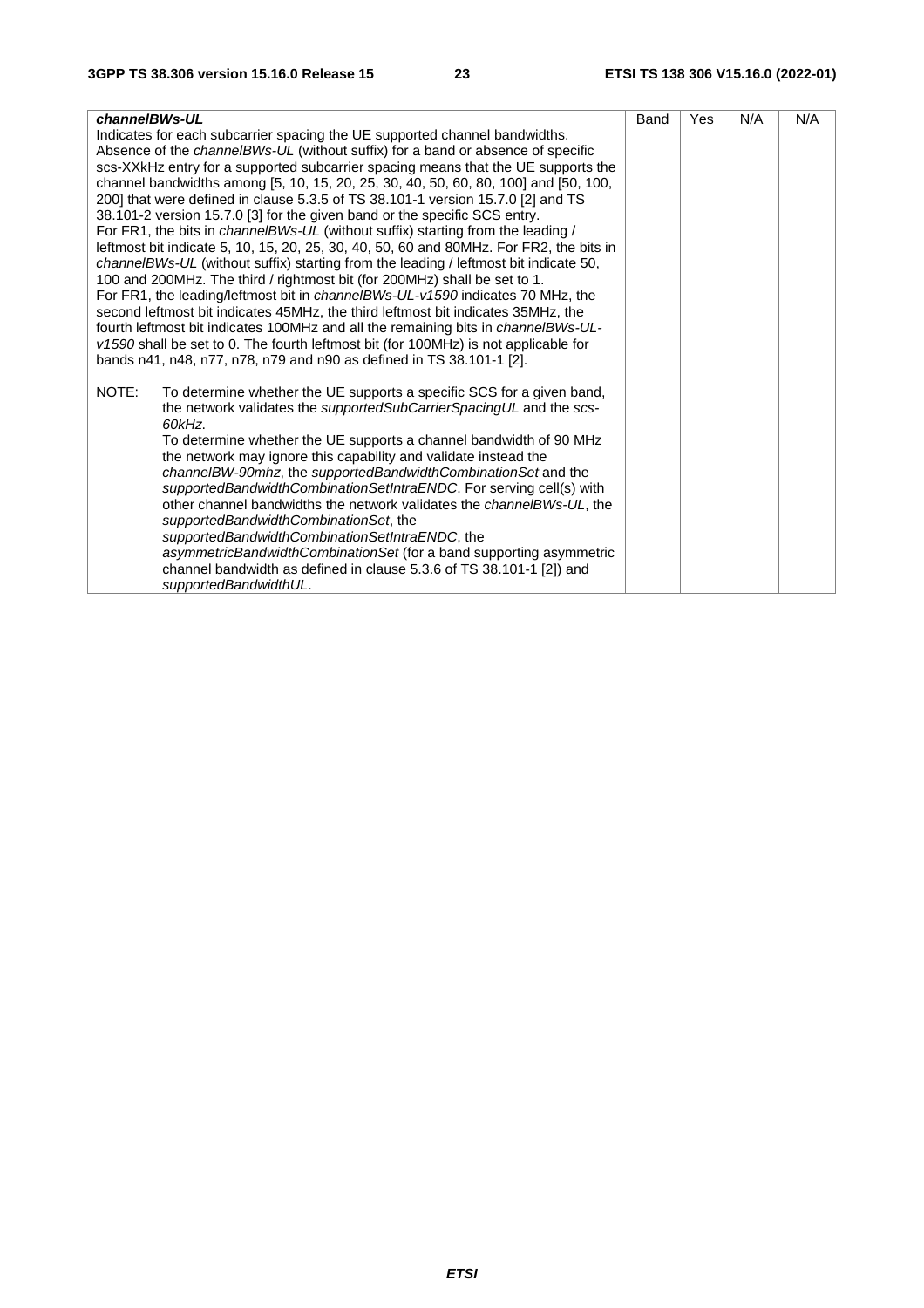| | | | | |
|---|---|---|---|---|
| ***channelBWs-UL***<br>Indicates for each subcarrier spacing the UE supported channel bandwidths. Absence of the *channelBWs-UL* (without suffix) for a band or absence of specific scs-XXkHz entry for a supported subcarrier spacing means that the UE supports the channel bandwidths among [5, 10, 15, 20, 25, 30, 40, 50, 60, 80, 100] and [50, 100, 200] that were defined in clause 5.3.5 of TS 38.101-1 version 15.7.0 [2] and TS 38.101-2 version 15.7.0 [3] for the given band or the specific SCS entry.<br>For FR1, the bits in *channelBWs-UL* (without suffix) starting from the leading / leftmost bit indicate 5, 10, 15, 20, 25, 30, 40, 50, 60 and 80MHz. For FR2, the bits in *channelBWs-UL* (without suffix) starting from the leading / leftmost bit indicate 50, 100 and 200MHz. The third / rightmost bit (for 200MHz) shall be set to 1.<br>For FR1, the leading/leftmost bit in *channelBWs-UL-v1590* indicates 70 MHz, the second leftmost bit indicates 45MHz, the third leftmost bit indicates 35MHz, the fourth leftmost bit indicates 100MHz and all the remaining bits in *channelBWs-UL-v1590* shall be set to 0. The fourth leftmost bit (for 100MHz) is not applicable for bands n41, n48, n77, n78, n79 and n90 as defined in TS 38.101-1 [2].<br><br>NOTE: To determine whether the UE supports a specific SCS for a given band, the network validates the *supportedSubCarrierSpacingUL* and the *scs-60kHz*.<br>To determine whether the UE supports a channel bandwidth of 90 MHz the network may ignore this capability and validate instead the *channelBW-90mhz*, the *supportedBandwidthCombinationSet* and the *supportedBandwidthCombinationSetIntraENDC*. For serving cell(s) with other channel bandwidths the network validates the *channelBWs-UL*, the *supportedBandwidthCombinationSet*, the *supportedBandwidthCombinationSetIntraENDC*, the *asymmetricBandwidthCombinationSet* (for a band supporting asymmetric channel bandwidth as defined in clause 5.3.6 of TS 38.101-1 [2]) and *supportedBandwidthUL*. | Band | Yes | N/A | N/A |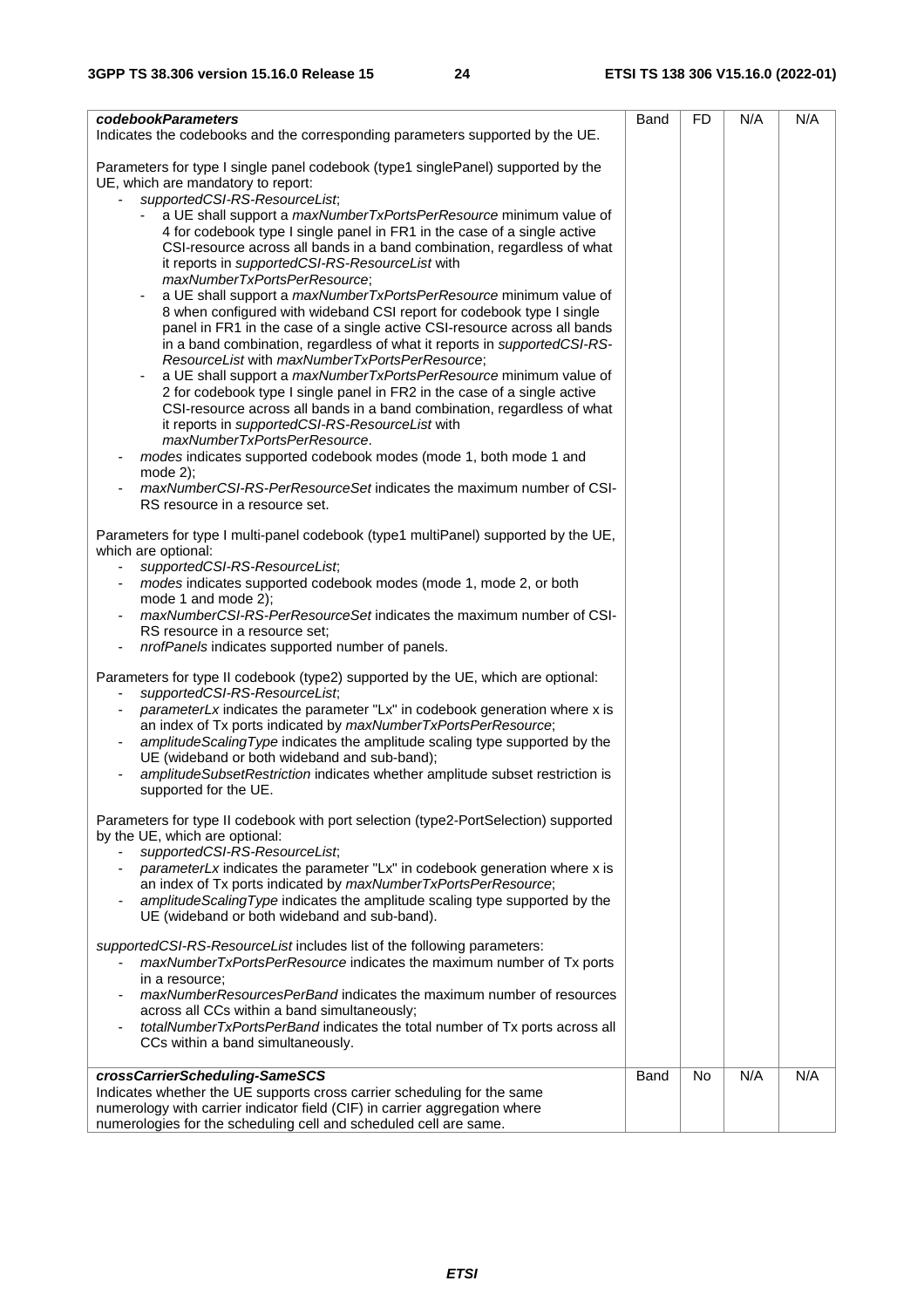| | | | | |
|---|---|---|---|---|
| ***codebookParameters***<br>Indicates the codebooks and the corresponding parameters supported by the UE.<br><br>Parameters for type I single panel codebook (type1 singlePanel) supported by the UE, which are mandatory to report:<br>- *supportedCSI-RS-ResourceList*;<br>&nbsp;&nbsp;- a UE shall support a *maxNumberTxPortsPerResource* minimum value of 4 for codebook type I single panel in FR1 in the case of a single active CSI-resource across all bands in a band combination, regardless of what it reports in *supportedCSI-RS-ResourceList* with *maxNumberTxPortsPerResource*;<br>&nbsp;&nbsp;- a UE shall support a *maxNumberTxPortsPerResource* minimum value of 8 when configured with wideband CSI report for codebook type I single panel in FR1 in the case of a single active CSI-resource across all bands in a band combination, regardless of what it reports in *supportedCSI-RS-ResourceList* with *maxNumberTxPortsPerResource*;<br>&nbsp;&nbsp;- a UE shall support a *maxNumberTxPortsPerResource* minimum value of 2 for codebook type I single panel in FR2 in the case of a single active CSI-resource across all bands in a band combination, regardless of what it reports in *supportedCSI-RS-ResourceList* with *maxNumberTxPortsPerResource*.<br>- *modes* indicates supported codebook modes (mode 1, both mode 1 and mode 2);<br>- *maxNumberCSI-RS-PerResourceSet* indicates the maximum number of CSI-RS resource in a resource set.<br><br>Parameters for type I multi-panel codebook (type1 multiPanel) supported by the UE, which are optional:<br>- *supportedCSI-RS-ResourceList*;<br>- *modes* indicates supported codebook modes (mode 1, mode 2, or both mode 1 and mode 2);<br>- *maxNumberCSI-RS-PerResourceSet* indicates the maximum number of CSI-RS resource in a resource set;<br>- *nrofPanels* indicates supported number of panels.<br><br>Parameters for type II codebook (type2) supported by the UE, which are optional:<br>- *supportedCSI-RS-ResourceList*;<br>- *parameterLx* indicates the parameter "Lx" in codebook generation where x is an index of Tx ports indicated by *maxNumberTxPortsPerResource*;<br>- *amplitudeScalingType* indicates the amplitude scaling type supported by the UE (wideband or both wideband and sub-band);<br>- *amplitudeSubsetRestriction* indicates whether amplitude subset restriction is supported for the UE.<br><br>Parameters for type II codebook with port selection (type2-PortSelection) supported by the UE, which are optional:<br>- *supportedCSI-RS-ResourceList*;<br>- *parameterLx* indicates the parameter "Lx" in codebook generation where x is an index of Tx ports indicated by *maxNumberTxPortsPerResource*;<br>- *amplitudeScalingType* indicates the amplitude scaling type supported by the UE (wideband or both wideband and sub-band).<br><br>*supportedCSI-RS-ResourceList* includes list of the following parameters:<br>- *maxNumberTxPortsPerResource* indicates the maximum number of Tx ports in a resource;<br>- *maxNumberResourcesPerBand* indicates the maximum number of resources across all CCs within a band simultaneously;<br>- *totalNumberTxPortsPerBand* indicates the total number of Tx ports across all CCs within a band simultaneously. | Band | FD | N/A | N/A |
| ***crossCarrierScheduling-SameSCS***<br>Indicates whether the UE supports cross carrier scheduling for the same numerology with carrier indicator field (CIF) in carrier aggregation where numerologies for the scheduling cell and scheduled cell are same. | Band | No | N/A | N/A |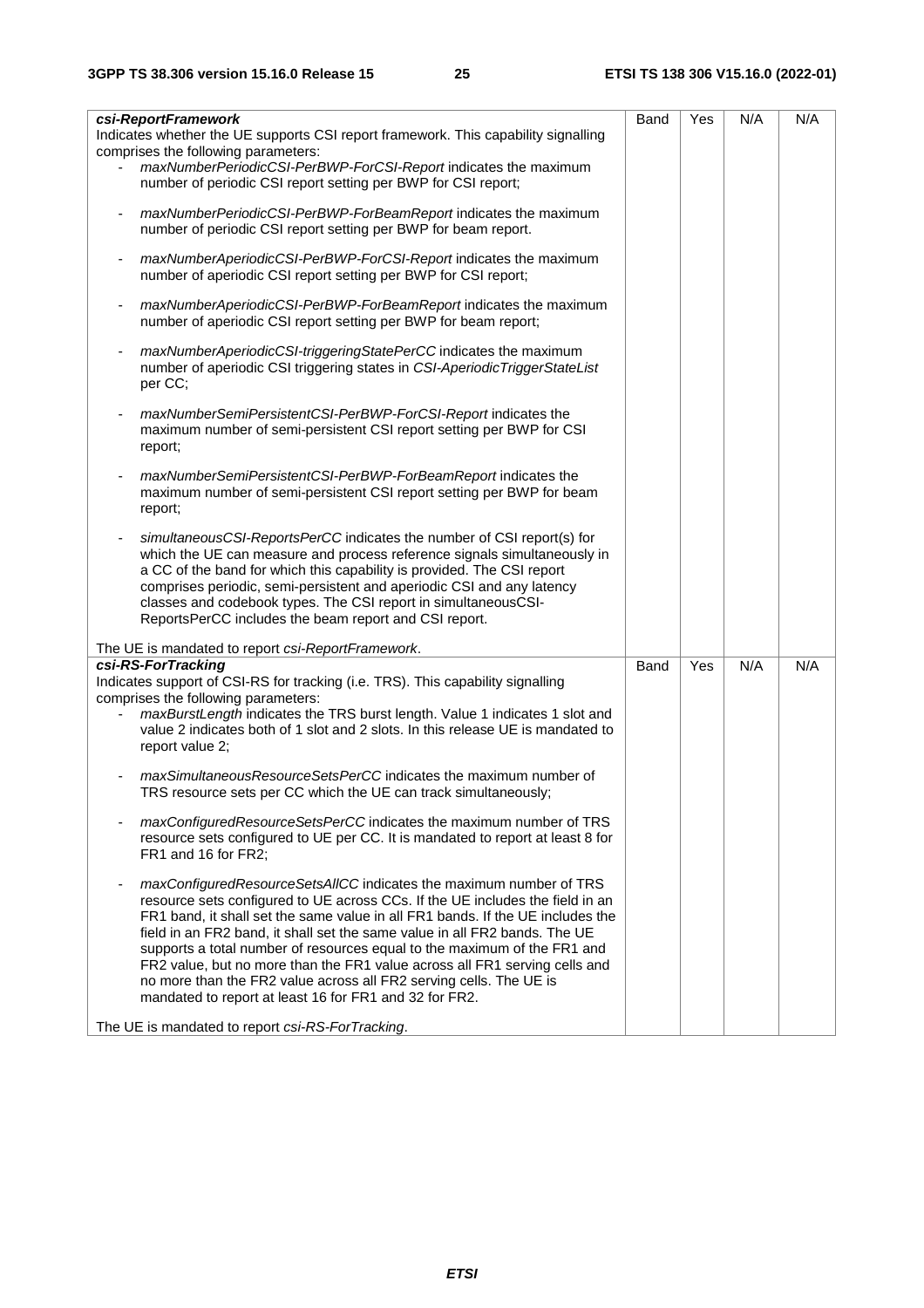| | | | | |
|---|---|---|---|---|
| ***csi-ReportFramework***<br>Indicates whether the UE supports CSI report framework. This capability signalling comprises the following parameters:<br>- *maxNumberPeriodicCSI-PerBWP-ForCSI-Report* indicates the maximum number of periodic CSI report setting per BWP for CSI report;<br>- *maxNumberPeriodicCSI-PerBWP-ForBeamReport* indicates the maximum number of periodic CSI report setting per BWP for beam report.<br>- *maxNumberAperiodicCSI-PerBWP-ForCSI-Report* indicates the maximum number of aperiodic CSI report setting per BWP for CSI report;<br>- *maxNumberAperiodicCSI-PerBWP-ForBeamReport* indicates the maximum number of aperiodic CSI report setting per BWP for beam report;<br>- *maxNumberAperiodicCSI-triggeringStatePerCC* indicates the maximum number of aperiodic CSI triggering states in *CSI-AperiodicTriggerStateList* per CC;<br>- *maxNumberSemiPersistentCSI-PerBWP-ForCSI-Report* indicates the maximum number of semi-persistent CSI report setting per BWP for CSI report;<br>- *maxNumberSemiPersistentCSI-PerBWP-ForBeamReport* indicates the maximum number of semi-persistent CSI report setting per BWP for beam report;<br>- *simultaneousCSI-ReportsPerCC* indicates the number of CSI report(s) for which the UE can measure and process reference signals simultaneously in a CC of the band for which this capability is provided. The CSI report comprises periodic, semi-persistent and aperiodic CSI and any latency classes and codebook types. The CSI report in simultaneousCSI-ReportsPerCC includes the beam report and CSI report.<br><br>The UE is mandated to report *csi-ReportFramework*. | Band | Yes | N/A | N/A |
| ***csi-RS-ForTracking***<br>Indicates support of CSI-RS for tracking (i.e. TRS). This capability signalling comprises the following parameters:<br>- *maxBurstLength* indicates the TRS burst length. Value 1 indicates 1 slot and value 2 indicates both of 1 slot and 2 slots. In this release UE is mandated to report value 2;<br>- *maxSimultaneousResourceSetsPerCC* indicates the maximum number of TRS resource sets per CC which the UE can track simultaneously;<br>- *maxConfiguredResourceSetsPerCC* indicates the maximum number of TRS resource sets configured to UE per CC. It is mandated to report at least 8 for FR1 and 16 for FR2;<br>- *maxConfiguredResourceSetsAllCC* indicates the maximum number of TRS resource sets configured to UE across CCs. If the UE includes the field in an FR1 band, it shall set the same value in all FR1 bands. If the UE includes the field in an FR2 band, it shall set the same value in all FR2 bands. The UE supports a total number of resources equal to the maximum of the FR1 and FR2 value, but no more than the FR1 value across all FR1 serving cells and no more than the FR2 value across all FR2 serving cells. The UE is mandated to report at least 16 for FR1 and 32 for FR2.<br><br>The UE is mandated to report *csi-RS-ForTracking*. | Band | Yes | N/A | N/A |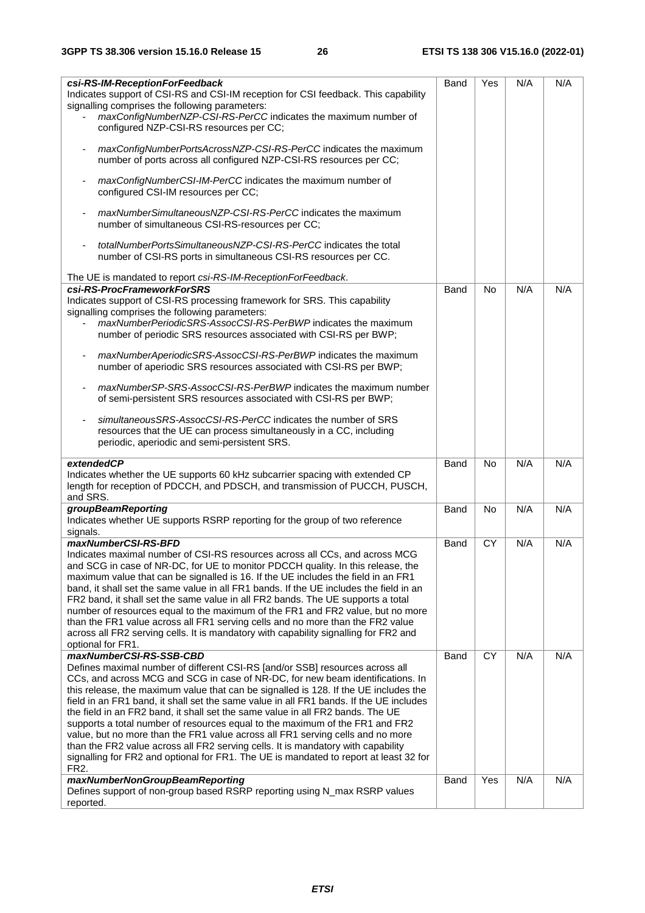| | | | | |
|---|---|---|---|---|
| ***csi-RS-IM-ReceptionForFeedback***<br>Indicates support of CSI-RS and CSI-IM reception for CSI feedback. This capability signalling comprises the following parameters:<br>- *maxConfigNumberNZP-CSI-RS-PerCC* indicates the maximum number of configured NZP-CSI-RS resources per CC;<br>- *maxConfigNumberPortsAcrossNZP-CSI-RS-PerCC* indicates the maximum number of ports across all configured NZP-CSI-RS resources per CC;<br>- *maxConfigNumberCSI-IM-PerCC* indicates the maximum number of configured CSI-IM resources per CC;<br>- *maxNumberSimultaneousNZP-CSI-RS-PerCC* indicates the maximum number of simultaneous CSI-RS-resources per CC;<br>- *totalNumberPortsSimultaneousNZP-CSI-RS-PerCC* indicates the total number of CSI-RS ports in simultaneous CSI-RS resources per CC.<br><br>The UE is mandated to report *csi-RS-IM-ReceptionForFeedback*. | Band | Yes | N/A | N/A |
| ***csi-RS-ProcFrameworkForSRS***<br>Indicates support of CSI-RS processing framework for SRS. This capability signalling comprises the following parameters:<br>- *maxNumberPeriodicSRS-AssocCSI-RS-PerBWP* indicates the maximum number of periodic SRS resources associated with CSI-RS per BWP;<br>- *maxNumberAperiodicSRS-AssocCSI-RS-PerBWP* indicates the maximum number of aperiodic SRS resources associated with CSI-RS per BWP;<br>- *maxNumberSP-SRS-AssocCSI-RS-PerBWP* indicates the maximum number of semi-persistent SRS resources associated with CSI-RS per BWP;<br>- *simultaneousSRS-AssocCSI-RS-PerCC* indicates the number of SRS resources that the UE can process simultaneously in a CC, including periodic, aperiodic and semi-persistent SRS. | Band | No | N/A | N/A |
| ***extendedCP***<br>Indicates whether the UE supports 60 kHz subcarrier spacing with extended CP length for reception of PDCCH, and PDSCH, and transmission of PUCCH, PUSCH, and SRS. | Band | No | N/A | N/A |
| ***groupBeamReporting***<br>Indicates whether UE supports RSRP reporting for the group of two reference signals. | Band | No | N/A | N/A |
| ***maxNumberCSI-RS-BFD***<br>Indicates maximal number of CSI-RS resources across all CCs, and across MCG and SCG in case of NR-DC, for UE to monitor PDCCH quality. In this release, the maximum value that can be signalled is 16. If the UE includes the field in an FR1 band, it shall set the same value in all FR1 bands. If the UE includes the field in an FR2 band, it shall set the same value in all FR2 bands. The UE supports a total number of resources equal to the maximum of the FR1 and FR2 value, but no more than the FR1 value across all FR1 serving cells and no more than the FR2 value across all FR2 serving cells. It is mandatory with capability signalling for FR2 and optional for FR1. | Band | CY | N/A | N/A |
| ***maxNumberCSI-RS-SSB-CBD***<br>Defines maximal number of different CSI-RS [and/or SSB] resources across all CCs, and across MCG and SCG in case of NR-DC, for new beam identifications. In this release, the maximum value that can be signalled is 128. If the UE includes the field in an FR1 band, it shall set the same value in all FR1 bands. If the UE includes the field in an FR2 band, it shall set the same value in all FR2 bands. The UE supports a total number of resources equal to the maximum of the FR1 and FR2 value, but no more than the FR1 value across all FR1 serving cells and no more than the FR2 value across all FR2 serving cells. It is mandatory with capability signalling for FR2 and optional for FR1. The UE is mandated to report at least 32 for FR2. | Band | CY | N/A | N/A |
| ***maxNumberNonGroupBeamReporting***<br>Defines support of non-group based RSRP reporting using N_max RSRP values reported. | Band | Yes | N/A | N/A |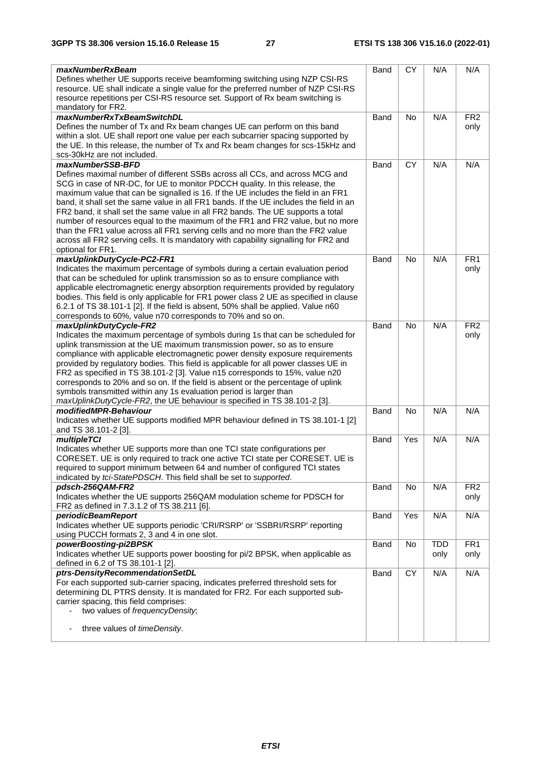| | | | | |
|---|---|---|---|---|
| ***maxNumberRxBeam*** <br> Defines whether UE supports receive beamforming switching using NZP CSI-RS resource. UE shall indicate a single value for the preferred number of NZP CSI-RS resource repetitions per CSI-RS resource set. Support of Rx beam switching is mandatory for FR2. | Band | CY | N/A | N/A |
| ***maxNumberRxTxBeamSwitchDL*** <br> Defines the number of Tx and Rx beam changes UE can perform on this band within a slot. UE shall report one value per each subcarrier spacing supported by the UE. In this release, the number of Tx and Rx beam changes for scs-15kHz and scs-30kHz are not included. | Band | No | N/A | FR2 only |
| ***maxNumberSSB-BFD*** <br> Defines maximal number of different SSBs across all CCs, and across MCG and SCG in case of NR-DC, for UE to monitor PDCCH quality. In this release, the maximum value that can be signalled is 16. If the UE includes the field in an FR1 band, it shall set the same value in all FR1 bands. If the UE includes the field in an FR2 band, it shall set the same value in all FR2 bands. The UE supports a total number of resources equal to the maximum of the FR1 and FR2 value, but no more than the FR1 value across all FR1 serving cells and no more than the FR2 value across all FR2 serving cells. It is mandatory with capability signalling for FR2 and optional for FR1. | Band | CY | N/A | N/A |
| ***maxUplinkDutyCycle-PC2-FR1*** <br> Indicates the maximum percentage of symbols during a certain evaluation period that can be scheduled for uplink transmission so as to ensure compliance with applicable electromagnetic energy absorption requirements provided by regulatory bodies. This field is only applicable for FR1 power class 2 UE as specified in clause 6.2.1 of TS 38.101-1 [2]. If the field is absent, 50% shall be applied. Value n60 corresponds to 60%, value n70 corresponds to 70% and so on. | Band | No | N/A | FR1 only |
| ***maxUplinkDutyCycle-FR2*** <br> Indicates the maximum percentage of symbols during 1s that can be scheduled for uplink transmission at the UE maximum transmission power, so as to ensure compliance with applicable electromagnetic power density exposure requirements provided by regulatory bodies. This field is applicable for all power classes UE in FR2 as specified in TS 38.101-2 [3]. Value n15 corresponds to 15%, value n20 corresponds to 20% and so on. If the field is absent or the percentage of uplink symbols transmitted within any 1s evaluation period is larger than *maxUplinkDutyCycle-FR2*, the UE behaviour is specified in TS 38.101-2 [3]. | Band | No | N/A | FR2 only |
| ***modifiedMPR-Behaviour*** <br> Indicates whether UE supports modified MPR behaviour defined in TS 38.101-1 [2] and TS 38.101-2 [3]. | Band | No | N/A | N/A |
| ***multipleTCI*** <br> Indicates whether UE supports more than one TCI state configurations per CORESET. UE is only required to track one active TCI state per CORESET. UE is required to support minimum between 64 and number of configured TCI states indicated by *tci-StatePDSCH*. This field shall be set to *supported*. | Band | Yes | N/A | N/A |
| ***pdsch-256QAM-FR2*** <br> Indicates whether the UE supports 256QAM modulation scheme for PDSCH for FR2 as defined in 7.3.1.2 of TS 38.211 [6]. | Band | No | N/A | FR2 only |
| ***periodicBeamReport*** <br> Indicates whether UE supports periodic 'CRI/RSRP' or 'SSBRI/RSRP' reporting using PUCCH formats 2, 3 and 4 in one slot. | Band | Yes | N/A | N/A |
| ***powerBoosting-pi2BPSK*** <br> Indicates whether UE supports power boosting for pi/2 BPSK, when applicable as defined in 6.2 of TS 38.101-1 [2]. | Band | No | TDD only | FR1 only |
| ***ptrs-DensityRecommendationSetDL*** <br> For each supported sub-carrier spacing, indicates preferred threshold sets for determining DL PTRS density. It is mandated for FR2. For each supported sub-carrier spacing, this field comprises: <br> - two values of *frequencyDensity*; <br> - three values of *timeDensity*. | Band | CY | N/A | N/A |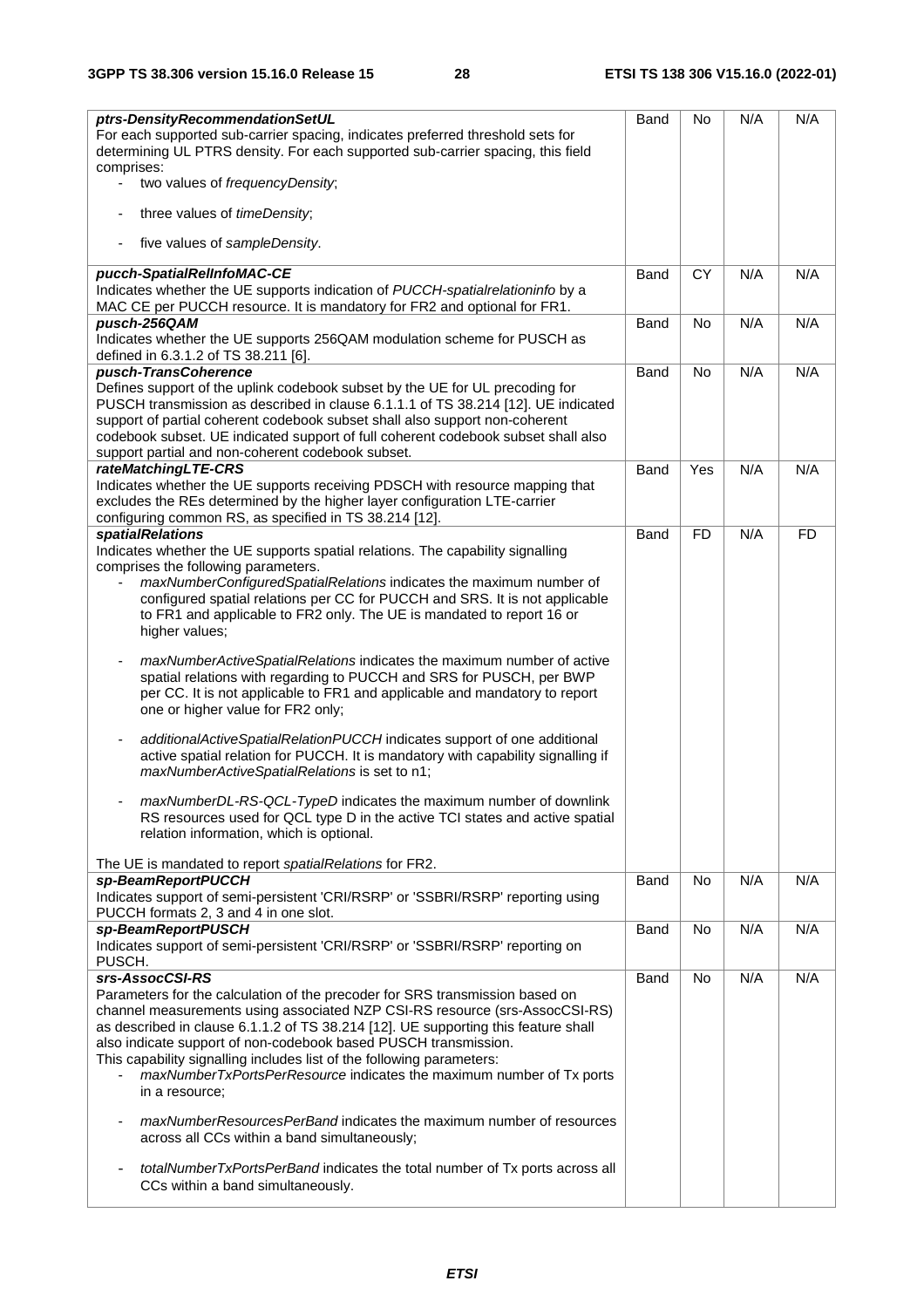| Definitions for parameters | Per | M | FDD-TDD DIFF | FR1-FR2 DIFF |
|---|---|---|---|---|
| ***ptrs-DensityRecommendationSetUL***<br>For each supported sub-carrier spacing, indicates preferred threshold sets for determining UL PTRS density. For each supported sub-carrier spacing, this field comprises:<br>- two values of *frequencyDensity*;<br>- three values of *timeDensity*;<br>- five values of *sampleDensity*. | Band | No | N/A | N/A |
| ***pucch-SpatialRelInfoMAC-CE***<br>Indicates whether the UE supports indication of *PUCCH-spatialrelationinfo* by a MAC CE per PUCCH resource. It is mandatory for FR2 and optional for FR1. | Band | CY | N/A | N/A |
| ***pusch-256QAM***<br>Indicates whether the UE supports 256QAM modulation scheme for PUSCH as defined in 6.3.1.2 of TS 38.211 [6]. | Band | No | N/A | N/A |
| ***pusch-TransCoherence***<br>Defines support of the uplink codebook subset by the UE for UL precoding for PUSCH transmission as described in clause 6.1.1.1 of TS 38.214 [12]. UE indicated support of partial coherent codebook subset shall also support non-coherent codebook subset. UE indicated support of full coherent codebook subset shall also support partial and non-coherent codebook subset. | Band | No | N/A | N/A |
| ***rateMatchingLTE-CRS***<br>Indicates whether the UE supports receiving PDSCH with resource mapping that excludes the REs determined by the higher layer configuration LTE-carrier configuring common RS, as specified in TS 38.214 [12]. | Band | Yes | N/A | N/A |
| ***spatialRelations***<br>Indicates whether the UE supports spatial relations. The capability signalling comprises the following parameters.<br>- *maxNumberConfiguredSpatialRelations* indicates the maximum number of configured spatial relations per CC for PUCCH and SRS. It is not applicable to FR1 and applicable to FR2 only. The UE is mandated to report 16 or higher values;<br>- *maxNumberActiveSpatialRelations* indicates the maximum number of active spatial relations with regarding to PUCCH and SRS for PUSCH, per BWP per CC. It is not applicable to FR1 and applicable and mandatory to report one or higher value for FR2 only;<br>- *additionalActiveSpatialRelationPUCCH* indicates support of one additional active spatial relation for PUCCH. It is mandatory with capability signalling if *maxNumberActiveSpatialRelations* is set to n1;<br>- *maxNumberDL-RS-QCL-TypeD* indicates the maximum number of downlink RS resources used for QCL type D in the active TCI states and active spatial relation information, which is optional.<br><br>The UE is mandated to report *spatialRelations* for FR2. | Band | FD | N/A | FD |
| ***sp-BeamReportPUCCH***<br>Indicates support of semi-persistent 'CRI/RSRP' or 'SSBRI/RSRP' reporting using PUCCH formats 2, 3 and 4 in one slot. | Band | No | N/A | N/A |
| ***sp-BeamReportPUSCH***<br>Indicates support of semi-persistent 'CRI/RSRP' or 'SSBRI/RSRP' reporting on PUSCH. | Band | No | N/A | N/A |
| ***srs-AssocCSI-RS***<br>Parameters for the calculation of the precoder for SRS transmission based on channel measurements using associated NZP CSI-RS resource (srs-AssocCSI-RS) as described in clause 6.1.1.2 of TS 38.214 [12]. UE supporting this feature shall also indicate support of non-codebook based PUSCH transmission.<br>This capability signalling includes list of the following parameters:<br>- *maxNumberTxPortsPerResource* indicates the maximum number of Tx ports in a resource;<br>- *maxNumberResourcesPerBand* indicates the maximum number of resources across all CCs within a band simultaneously;<br>- *totalNumberTxPortsPerBand* indicates the total number of Tx ports across all CCs within a band simultaneously. | Band | No | N/A | N/A |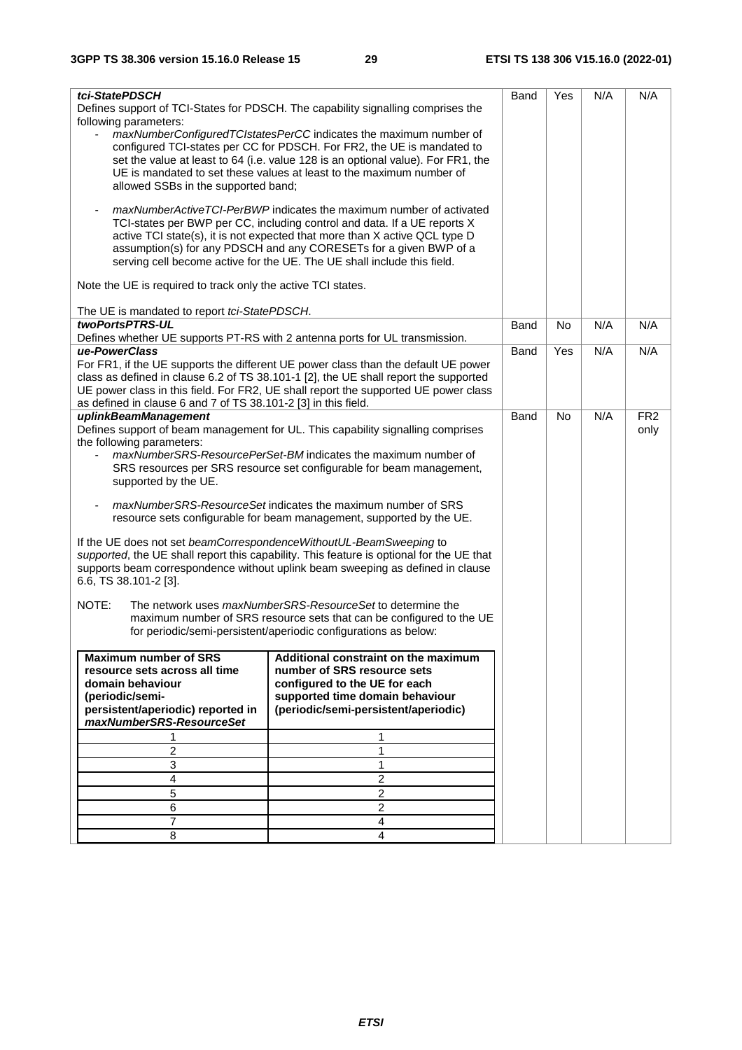| | | | | |
|---|---|---|---|---|
| ***tci-StatePDSCH***<br>Defines support of TCI-States for PDSCH. The capability signalling comprises the following parameters:<br>- *maxNumberConfiguredTCIstatesPerCC* indicates the maximum number of configured TCI-states per CC for PDSCH. For FR2, the UE is mandated to set the value at least to 64 (i.e. value 128 is an optional value). For FR1, the UE is mandated to set these values at least to the maximum number of allowed SSBs in the supported band;<br><br>- *maxNumberActiveTCI-PerBWP* indicates the maximum number of activated TCI-states per BWP per CC, including control and data. If a UE reports X active TCI state(s), it is not expected that more than X active QCL type D assumption(s) for any PDSCH and any CORESETs for a given BWP of a serving cell become active for the UE. The UE shall include this field.<br><br>Note the UE is required to track only the active TCI states.<br><br>The UE is mandated to report *tci-StatePDSCH*. | Band | Yes | N/A | N/A |
| ***twoPortsPTRS-UL***<br>Defines whether UE supports PT-RS with 2 antenna ports for UL transmission. | Band | No | N/A | N/A |
| ***ue-PowerClass***<br>For FR1, if the UE supports the different UE power class than the default UE power class as defined in clause 6.2 of TS 38.101-1 [2], the UE shall report the supported UE power class in this field. For FR2, UE shall report the supported UE power class as defined in clause 6 and 7 of TS 38.101-2 [3] in this field. | Band | Yes | N/A | N/A |
| ***uplinkBeamManagement***<br>Defines support of beam management for UL. This capability signalling comprises the following parameters:<br>- *maxNumberSRS-ResourcePerSet-BM* indicates the maximum number of SRS resources per SRS resource set configurable for beam management, supported by the UE.<br><br>- *maxNumberSRS-ResourceSet* indicates the maximum number of SRS resource sets configurable for beam management, supported by the UE.<br><br>If the UE does not set *beamCorrespondenceWithoutUL-BeamSweeping* to *supported*, the UE shall report this capability. This feature is optional for the UE that supports beam correspondence without uplink beam sweeping as defined in clause 6.6, TS 38.101-2 [3].<br><br>NOTE: The network uses *maxNumberSRS-ResourceSet* to determine the maximum number of SRS resource sets that can be configured to the UE for periodic/semi-persistent/aperiodic configurations as below: | Band | No | N/A | FR2 only |

| **Maximum number of SRS resource sets across all time domain behaviour (periodic/semi-persistent/aperiodic) reported in *maxNumberSRS-ResourceSet*** | **Additional constraint on the maximum number of SRS resource sets configured to the UE for each supported time domain behaviour (periodic/semi-persistent/aperiodic)** |
|---|---|
| 1 | 1 |
| 2 | 1 |
| 3 | 1 |
| 4 | 2 |
| 5 | 2 |
| 6 | 2 |
| 7 | 4 |
| 8 | 4 |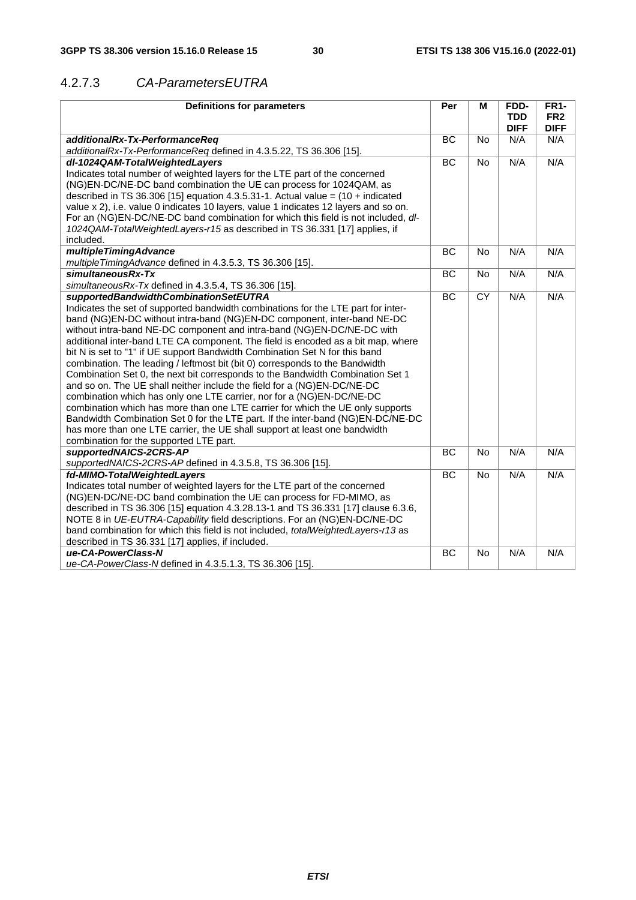### 4.2.7.3 *CA-ParametersEUTRA*

| Definitions for parameters | Per | M | FDD-TDD DIFF | FR1-FR2 DIFF |
|---|---|---|---|---|
| ***additionalRx-Tx-PerformanceReq*** *additionalRx-Tx-PerformanceReq* defined in 4.3.5.22, TS 36.306 [15]. | BC | No | N/A | N/A |
| ***dl-1024QAM-TotalWeightedLayers*** Indicates total number of weighted layers for the LTE part of the concerned (NG)EN-DC/NE-DC band combination the UE can process for 1024QAM, as described in TS 36.306 [15] equation 4.3.5.31-1. Actual value = (10 + indicated value x 2), i.e. value 0 indicates 10 layers, value 1 indicates 12 layers and so on. For an (NG)EN-DC/NE-DC band combination for which this field is not included, *dl-1024QAM-TotalWeightedLayers-r15* as described in TS 36.331 [17] applies, if included. | BC | No | N/A | N/A |
| ***multipleTimingAdvance*** *multipleTimingAdvance* defined in 4.3.5.3, TS 36.306 [15]. | BC | No | N/A | N/A |
| ***simultaneousRx-Tx*** *simultaneousRx-Tx* defined in 4.3.5.4, TS 36.306 [15]. | BC | No | N/A | N/A |
| ***supportedBandwidthCombinationSetEUTRA*** Indicates the set of supported bandwidth combinations for the LTE part for inter-band (NG)EN-DC without intra-band (NG)EN-DC component, inter-band NE-DC without intra-band NE-DC component and intra-band (NG)EN-DC/NE-DC with additional inter-band LTE CA component. The field is encoded as a bit map, where bit N is set to "1" if UE support Bandwidth Combination Set N for this band combination. The leading / leftmost bit (bit 0) corresponds to the Bandwidth Combination Set 0, the next bit corresponds to the Bandwidth Combination Set 1 and so on. The UE shall neither include the field for a (NG)EN-DC/NE-DC combination which has only one LTE carrier, nor for a (NG)EN-DC/NE-DC combination which has more than one LTE carrier for which the UE only supports Bandwidth Combination Set 0 for the LTE part. If the inter-band (NG)EN-DC/NE-DC has more than one LTE carrier, the UE shall support at least one bandwidth combination for the supported LTE part. | BC | CY | N/A | N/A |
| ***supportedNAICS-2CRS-AP*** *supportedNAICS-2CRS-AP* defined in 4.3.5.8, TS 36.306 [15]. | BC | No | N/A | N/A |
| ***fd-MIMO-TotalWeightedLayers*** Indicates total number of weighted layers for the LTE part of the concerned (NG)EN-DC/NE-DC band combination the UE can process for FD-MIMO, as described in TS 36.306 [15] equation 4.3.28.13-1 and TS 36.331 [17] clause 6.3.6, NOTE 8 in *UE-EUTRA-Capability* field descriptions. For an (NG)EN-DC/NE-DC band combination for which this field is not included, *totalWeightedLayers-r13* as described in TS 36.331 [17] applies, if included. | BC | No | N/A | N/A |
| ***ue-CA-PowerClass-N*** *ue-CA-PowerClass-N* defined in 4.3.5.1.3, TS 36.306 [15]. | BC | No | N/A | N/A |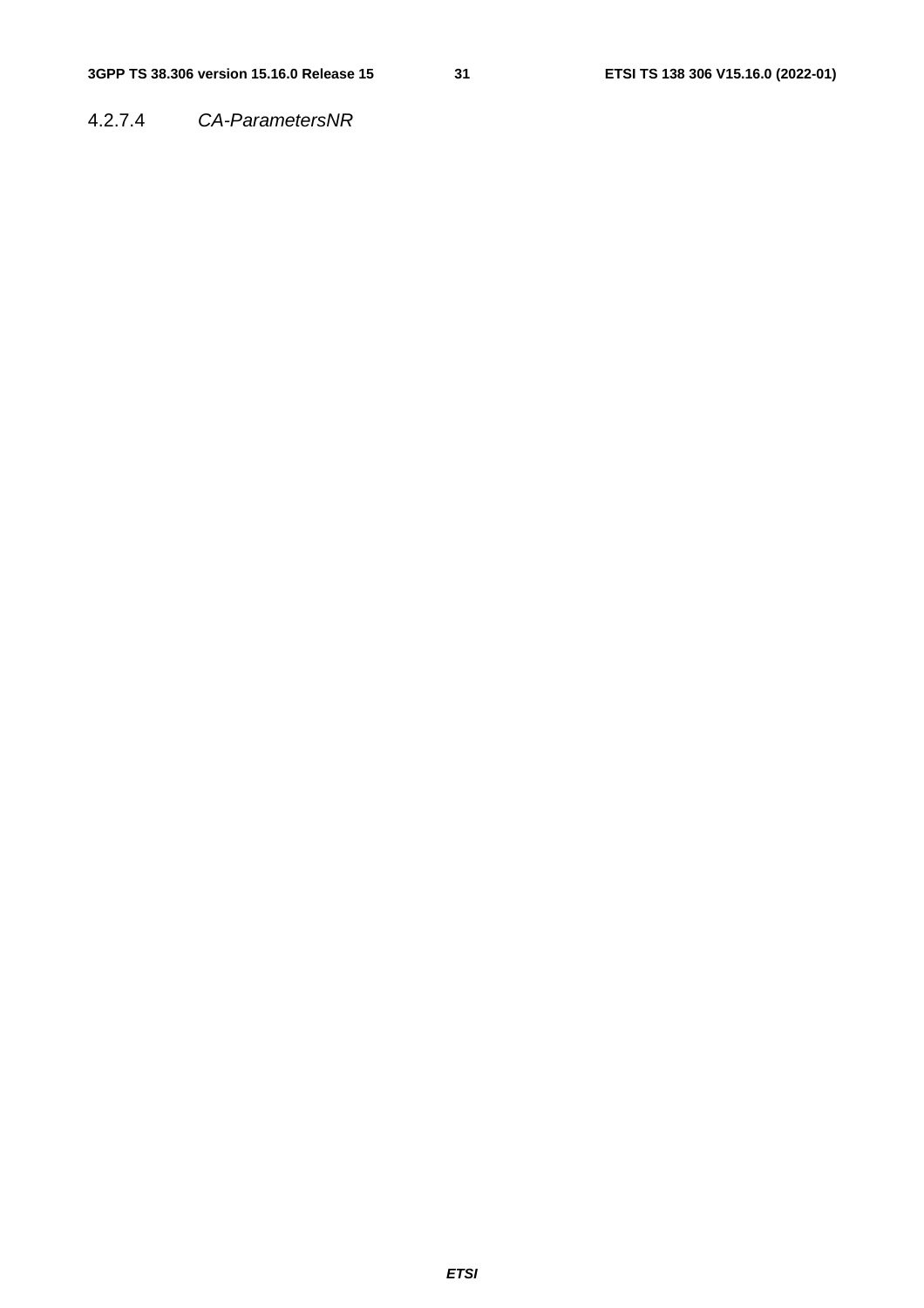#### 4.2.7.4 *CA-ParametersNR*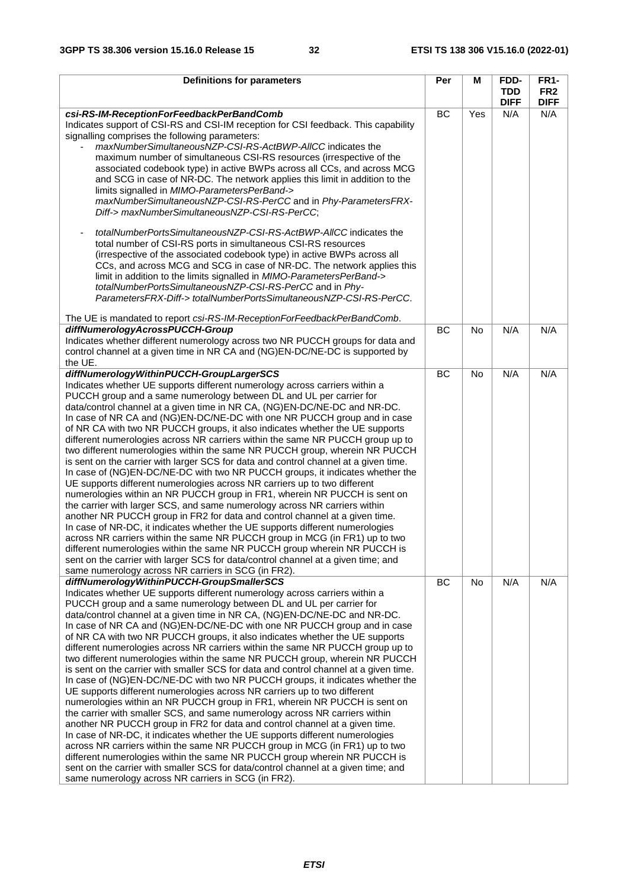| Definitions for parameters | Per | M | FDD-TDD DIFF | FR1-FR2 DIFF |
|---|---|---|---|---|
| ***csi-RS-IM-ReceptionForFeedbackPerBandComb***<br>Indicates support of CSI-RS and CSI-IM reception for CSI feedback. This capability signalling comprises the following parameters:<br>- *maxNumberSimultaneousNZP-CSI-RS-ActBWP-AllCC* indicates the maximum number of simultaneous CSI-RS resources (irrespective of the associated codebook type) in active BWPs across all CCs, and across MCG and SCG in case of NR-DC. The network applies this limit in addition to the limits signalled in *MIMO-ParametersPerBand-> maxNumberSimultaneousNZP-CSI-RS-PerCC* and in *Phy-ParametersFRX-Diff-> maxNumberSimultaneousNZP-CSI-RS-PerCC*;<br>- *totalNumberPortsSimultaneousNZP-CSI-RS-ActBWP-AllCC* indicates the total number of CSI-RS ports in simultaneous CSI-RS resources (irrespective of the associated codebook type) in active BWPs across all CCs, and across MCG and SCG in case of NR-DC. The network applies this limit in addition to the limits signalled in *MIMO-ParametersPerBand-> totalNumberPortsSimultaneousNZP-CSI-RS-PerCC* and in *Phy-ParametersFRX-Diff-> totalNumberPortsSimultaneousNZP-CSI-RS-PerCC*.<br><br>The UE is mandated to report *csi-RS-IM-ReceptionForFeedbackPerBandComb*. | BC | Yes | N/A | N/A |
| ***diffNumerologyAcrossPUCCH-Group***<br>Indicates whether different numerology across two NR PUCCH groups for data and control channel at a given time in NR CA and (NG)EN-DC/NE-DC is supported by the UE. | BC | No | N/A | N/A |
| ***diffNumerologyWithinPUCCH-GroupLargerSCS***<br>Indicates whether UE supports different numerology across carriers within a PUCCH group and a same numerology between DL and UL per carrier for data/control channel at a given time in NR CA, (NG)EN-DC/NE-DC and NR-DC.<br>In case of NR CA and (NG)EN-DC/NE-DC with one NR PUCCH group and in case of NR CA with two NR PUCCH groups, it also indicates whether the UE supports different numerologies across NR carriers within the same NR PUCCH group up to two different numerologies within the same NR PUCCH group, wherein NR PUCCH is sent on the carrier with larger SCS for data and control channel at a given time.<br>In case of (NG)EN-DC/NE-DC with two NR PUCCH groups, it indicates whether the UE supports different numerologies across NR carriers up to two different numerologies within an NR PUCCH group in FR1, wherein NR PUCCH is sent on the carrier with larger SCS, and same numerology across NR carriers within another NR PUCCH group in FR2 for data and control channel at a given time.<br>In case of NR-DC, it indicates whether the UE supports different numerologies across NR carriers within the same NR PUCCH group in MCG (in FR1) up to two different numerologies within the same NR PUCCH group wherein NR PUCCH is sent on the carrier with larger SCS for data/control channel at a given time; and same numerology across NR carriers in SCG (in FR2). | BC | No | N/A | N/A |
| ***diffNumerologyWithinPUCCH-GroupSmallerSCS***<br>Indicates whether UE supports different numerology across carriers within a PUCCH group and a same numerology between DL and UL per carrier for data/control channel at a given time in NR CA, (NG)EN-DC/NE-DC and NR-DC.<br>In case of NR CA and (NG)EN-DC/NE-DC with one NR PUCCH group and in case of NR CA with two NR PUCCH groups, it also indicates whether the UE supports different numerologies across NR carriers within the same NR PUCCH group up to two different numerologies within the same NR PUCCH group, wherein NR PUCCH is sent on the carrier with smaller SCS for data and control channel at a given time.<br>In case of (NG)EN-DC/NE-DC with two NR PUCCH groups, it indicates whether the UE supports different numerologies across NR carriers up to two different numerologies within an NR PUCCH group in FR1, wherein NR PUCCH is sent on the carrier with smaller SCS, and same numerology across NR carriers within another NR PUCCH group in FR2 for data and control channel at a given time.<br>In case of NR-DC, it indicates whether the UE supports different numerologies across NR carriers within the same NR PUCCH group in MCG (in FR1) up to two different numerologies within the same NR PUCCH group wherein NR PUCCH is sent on the carrier with smaller SCS for data/control channel at a given time; and same numerology across NR carriers in SCG (in FR2). | BC | No | N/A | N/A |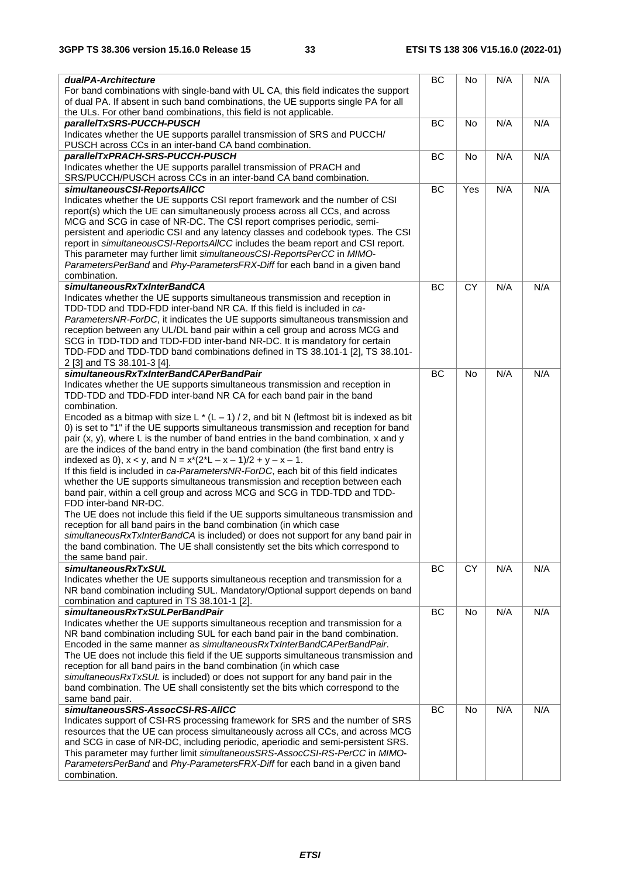| | | | | |
|---|---|---|---|---|
| ***dualPA-Architecture*** <br>For band combinations with single-band with UL CA, this field indicates the support of dual PA. If absent in such band combinations, the UE supports single PA for all the ULs. For other band combinations, this field is not applicable. | BC | No | N/A | N/A |
| ***parallelTxSRS-PUCCH-PUSCH*** <br>Indicates whether the UE supports parallel transmission of SRS and PUCCH/ PUSCH across CCs in an inter-band CA band combination. | BC | No | N/A | N/A |
| ***parallelTxPRACH-SRS-PUCCH-PUSCH*** <br>Indicates whether the UE supports parallel transmission of PRACH and SRS/PUCCH/PUSCH across CCs in an inter-band CA band combination. | BC | No | N/A | N/A |
| ***simultaneousCSI-ReportsAllCC*** <br>Indicates whether the UE supports CSI report framework and the number of CSI report(s) which the UE can simultaneously process across all CCs, and across MCG and SCG in case of NR-DC. The CSI report comprises periodic, semi-persistent and aperiodic CSI and any latency classes and codebook types. The CSI report in *simultaneousCSI-ReportsAllCC* includes the beam report and CSI report. This parameter may further limit *simultaneousCSI-ReportsPerCC* in *MIMO-ParametersPerBand* and *Phy-ParametersFRX-Diff* for each band in a given band combination. | BC | Yes | N/A | N/A |
| ***simultaneousRxTxInterBandCA*** <br>Indicates whether the UE supports simultaneous transmission and reception in TDD-TDD and TDD-FDD inter-band NR CA. If this field is included in *ca-ParametersNR-ForDC*, it indicates the UE supports simultaneous transmission and reception between any UL/DL band pair within a cell group and across MCG and SCG in TDD-TDD and TDD-FDD inter-band NR-DC. It is mandatory for certain TDD-FDD and TDD-TDD band combinations defined in TS 38.101-1 [2], TS 38.101-2 [3] and TS 38.101-3 [4]. | BC | CY | N/A | N/A |
| ***simultaneousRxTxInterBandCAPerBandPair*** <br>Indicates whether the UE supports simultaneous transmission and reception in TDD-TDD and TDD-FDD inter-band NR CA for each band pair in the band combination. <br>Encoded as a bitmap with size $L * (L – 1) / 2$, and bit N (leftmost bit is indexed as bit 0) is set to "1" if the UE supports simultaneous transmission and reception for band pair (x, y), where L is the number of band entries in the band combination, x and y are the indices of the band entry in the band combination (the first band entry is indexed as 0), $x < y$, and $N = x*(2*L – x – 1)/2 + y – x – 1$. <br>If this field is included in *ca-ParametersNR-ForDC*, each bit of this field indicates whether the UE supports simultaneous transmission and reception between each band pair, within a cell group and across MCG and SCG in TDD-TDD and TDD-FDD inter-band NR-DC. <br>The UE does not include this field if the UE supports simultaneous transmission and reception for all band pairs in the band combination (in which case *simultaneousRxTxInterBandCA* is included) or does not support for any band pair in the band combination. The UE shall consistently set the bits which correspond to the same band pair. | BC | No | N/A | N/A |
| ***simultaneousRxTxSUL*** <br>Indicates whether the UE supports simultaneous reception and transmission for a NR band combination including SUL. Mandatory/Optional support depends on band combination and captured in TS 38.101-1 [2]. | BC | CY | N/A | N/A |
| ***simultaneousRxTxSULPerBandPair*** <br>Indicates whether the UE supports simultaneous reception and transmission for a NR band combination including SUL for each band pair in the band combination. Encoded in the same manner as *simultaneousRxTxInterBandCAPerBandPair*. <br>The UE does not include this field if the UE supports simultaneous transmission and reception for all band pairs in the band combination (in which case *simultaneousRxTxSUL* is included) or does not support for any band pair in the band combination. The UE shall consistently set the bits which correspond to the same band pair. | BC | No | N/A | N/A |
| ***simultaneousSRS-AssocCSI-RS-AllCC*** <br>Indicates support of CSI-RS processing framework for SRS and the number of SRS resources that the UE can process simultaneously across all CCs, and across MCG and SCG in case of NR-DC, including periodic, aperiodic and semi-persistent SRS. This parameter may further limit *simultaneousSRS-AssocCSI-RS-PerCC* in *MIMO-ParametersPerBand* and *Phy-ParametersFRX-Diff* for each band in a given band combination. | BC | No | N/A | N/A |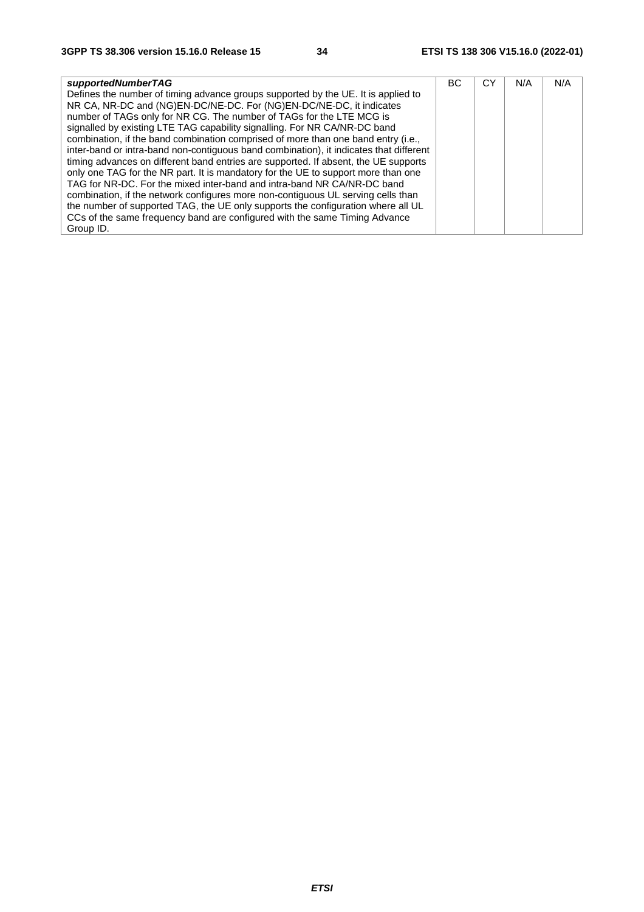| | | | | |
|---|---|---|---|---|
| ***supportedNumberTAG*** Defines the number of timing advance groups supported by the UE. It is applied to NR CA, NR-DC and (NG)EN-DC/NE-DC. For (NG)EN-DC/NE-DC, it indicates number of TAGs only for NR CG. The number of TAGs for the LTE MCG is signalled by existing LTE TAG capability signalling. For NR CA/NR-DC band combination, if the band combination comprised of more than one band entry (i.e., inter-band or intra-band non-contiguous band combination), it indicates that different timing advances on different band entries are supported. If absent, the UE supports only one TAG for the NR part. It is mandatory for the UE to support more than one TAG for NR-DC. For the mixed inter-band and intra-band NR CA/NR-DC band combination, if the network configures more non-contiguous UL serving cells than the number of supported TAG, the UE only supports the configuration where all UL CCs of the same frequency band are configured with the same Timing Advance Group ID. | BC | CY | N/A | N/A |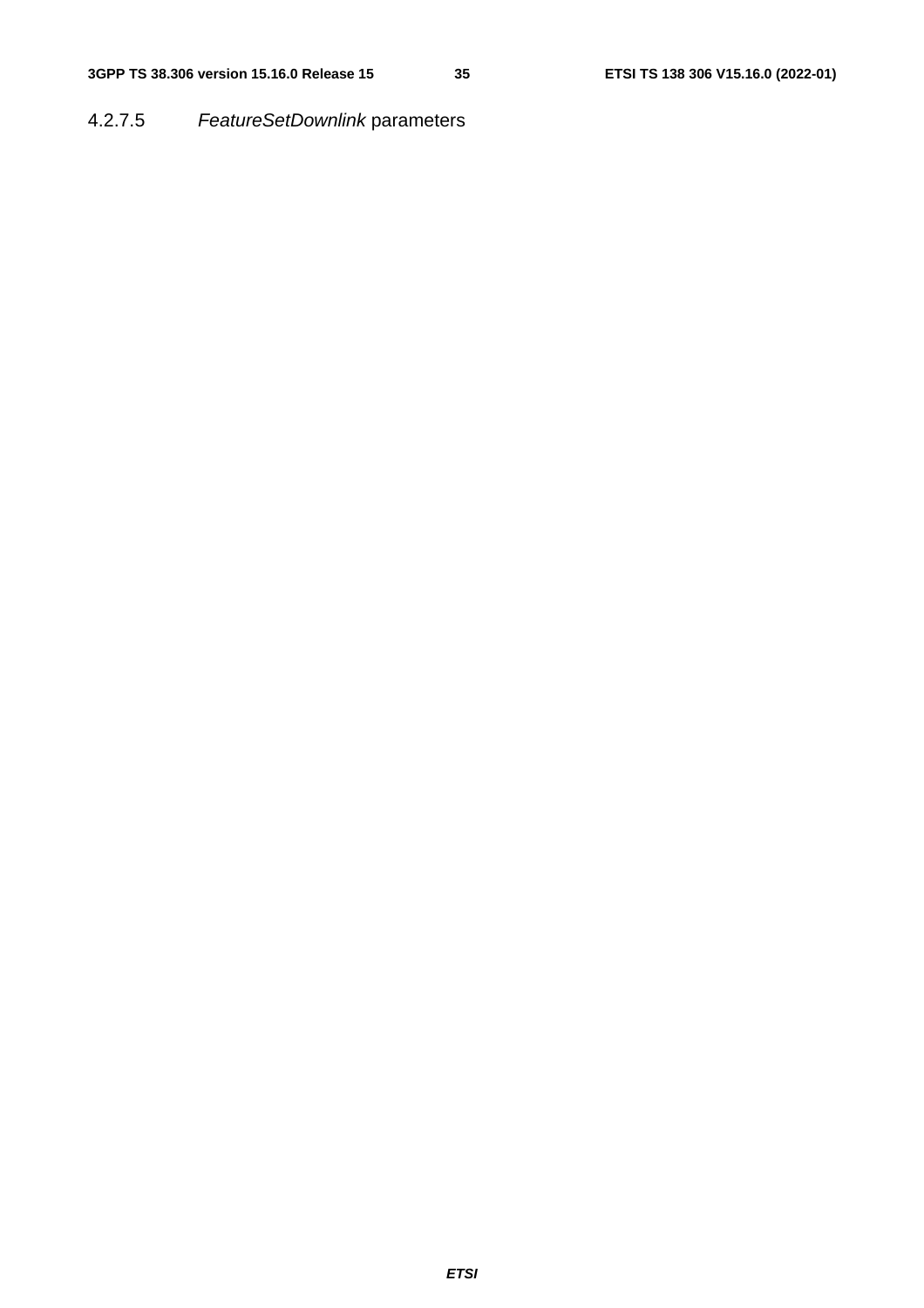#### 4.2.7.5 *FeatureSetDownlink* parameters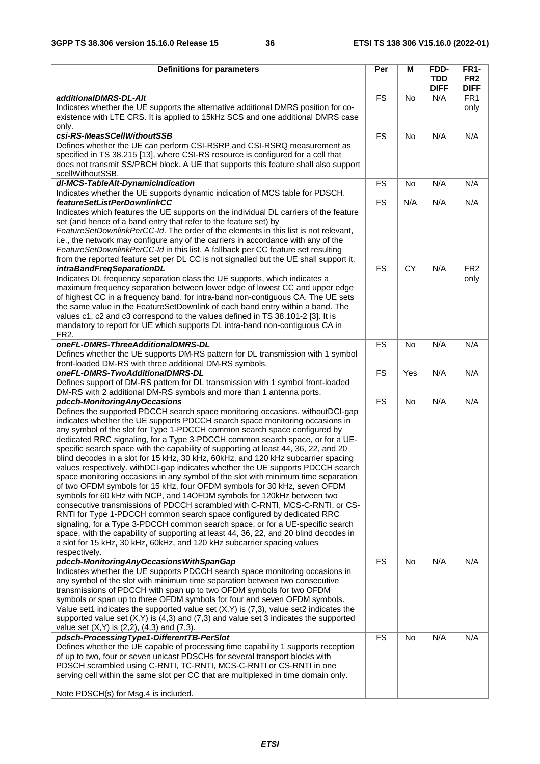| Definitions for parameters | Per | M | FDD-TDD DIFF | FR1-FR2 DIFF |
|---|---|---|---|---|
| ***additionalDMRS-DL-Alt***<br>Indicates whether the UE supports the alternative additional DMRS position for co-existence with LTE CRS. It is applied to 15kHz SCS and one additional DMRS case only. | FS | No | N/A | FR1 only |
| ***csi-RS-MeasSCellWithoutSSB***<br>Defines whether the UE can perform CSI-RSRP and CSI-RSRQ measurement as specified in TS 38.215 [13], where CSI-RS resource is configured for a cell that does not transmit SS/PBCH block. A UE that supports this feature shall also support scellWithoutSSB. | FS | No | N/A | N/A |
| ***dl-MCS-TableAlt-DynamicIndication***<br>Indicates whether the UE supports dynamic indication of MCS table for PDSCH. | FS | No | N/A | N/A |
| ***featureSetListPerDownlinkCC***<br>Indicates which features the UE supports on the individual DL carriers of the feature set (and hence of a band entry that refer to the feature set) by *FeatureSetDownlinkPerCC-Id*. The order of the elements in this list is not relevant, i.e., the network may configure any of the carriers in accordance with any of the *FeatureSetDownlinkPerCC-Id* in this list. A fallback per CC feature set resulting from the reported feature set per DL CC is not signalled but the UE shall support it. | FS | N/A | N/A | N/A |
| ***intraBandFreqSeparationDL***<br>Indicates DL frequency separation class the UE supports, which indicates a maximum frequency separation between lower edge of lowest CC and upper edge of highest CC in a frequency band, for intra-band non-contiguous CA. The UE sets the same value in the FeatureSetDownlink of each band entry within a band. The values c1, c2 and c3 correspond to the values defined in TS 38.101-2 [3]. It is mandatory to report for UE which supports DL intra-band non-contiguous CA in FR2. | FS | CY | N/A | FR2 only |
| ***oneFL-DMRS-ThreeAdditionalDMRS-DL***<br>Defines whether the UE supports DM-RS pattern for DL transmission with 1 symbol front-loaded DM-RS with three additional DM-RS symbols. | FS | No | N/A | N/A |
| ***oneFL-DMRS-TwoAdditionalDMRS-DL***<br>Defines support of DM-RS pattern for DL transmission with 1 symbol front-loaded DM-RS with 2 additional DM-RS symbols and more than 1 antenna ports. | FS | Yes | N/A | N/A |
| ***pdcch-MonitoringAnyOccasions***<br>Defines the supported PDCCH search space monitoring occasions. withoutDCI-gap indicates whether the UE supports PDCCH search space monitoring occasions in any symbol of the slot for Type 1-PDCCH common search space configured by dedicated RRC signaling, for a Type 3-PDCCH common search space, or for a UE-specific search space with the capability of supporting at least 44, 36, 22, and 20 blind decodes in a slot for 15 kHz, 30 kHz, 60kHz, and 120 kHz subcarrier spacing values respectively. withDCI-gap indicates whether the UE supports PDCCH search space monitoring occasions in any symbol of the slot with minimum time separation of two OFDM symbols for 15 kHz, four OFDM symbols for 30 kHz, seven OFDM symbols for 60 kHz with NCP, and 14OFDM symbols for 120kHz between two consecutive transmissions of PDCCH scrambled with C-RNTI, MCS-C-RNTI, or CS-RNTI for Type 1-PDCCH common search space configured by dedicated RRC signaling, for a Type 3-PDCCH common search space, or for a UE-specific search space, with the capability of supporting at least 44, 36, 22, and 20 blind decodes in a slot for 15 kHz, 30 kHz, 60kHz, and 120 kHz subcarrier spacing values respectively. | FS | No | N/A | N/A |
| ***pdcch-MonitoringAnyOccasionsWithSpanGap***<br>Indicates whether the UE supports PDCCH search space monitoring occasions in any symbol of the slot with minimum time separation between two consecutive transmissions of PDCCH with span up to two OFDM symbols for two OFDM symbols or span up to three OFDM symbols for four and seven OFDM symbols. Value set1 indicates the supported value set (X,Y) is (7,3), value set2 indicates the supported value set (X,Y) is (4,3) and (7,3) and value set 3 indicates the supported value set (X,Y) is (2,2), (4,3) and (7,3). | FS | No | N/A | N/A |
| ***pdsch-ProcessingType1-DifferentTB-PerSlot***<br>Defines whether the UE capable of processing time capability 1 supports reception of up to two, four or seven unicast PDSCHs for several transport blocks with PDSCH scrambled using C-RNTI, TC-RNTI, MCS-C-RNTI or CS-RNTI in one serving cell within the same slot per CC that are multiplexed in time domain only.<br><br>Note PDSCH(s) for Msg.4 is included. | FS | No | N/A | N/A |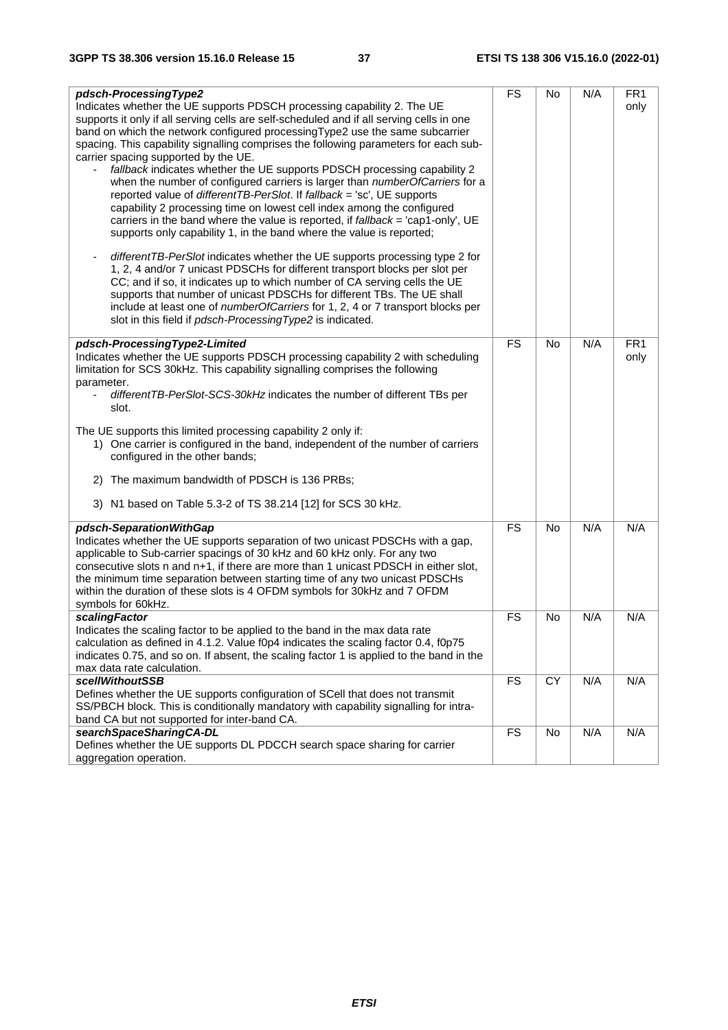| | | | | |
|---|---|---|---|---|
| ***pdsch-ProcessingType2***<br>Indicates whether the UE supports PDSCH processing capability 2. The UE supports it only if all serving cells are self-scheduled and if all serving cells in one band on which the network configured processingType2 use the same subcarrier spacing. This capability signalling comprises the following parameters for each sub-carrier spacing supported by the UE.<br>- *fallback* indicates whether the UE supports PDSCH processing capability 2 when the number of configured carriers is larger than *numberOfCarriers* for a reported value of *differentTB-PerSlot*. If *fallback* = 'sc', UE supports capability 2 processing time on lowest cell index among the configured carriers in the band where the value is reported, if *fallback* = 'cap1-only', UE supports only capability 1, in the band where the value is reported;<br><br>- *differentTB-PerSlot* indicates whether the UE supports processing type 2 for 1, 2, 4 and/or 7 unicast PDSCHs for different transport blocks per slot per CC; and if so, it indicates up to which number of CA serving cells the UE supports that number of unicast PDSCHs for different TBs. The UE shall include at least one of *numberOfCarriers* for 1, 2, 4 or 7 transport blocks per slot in this field if *pdsch-ProcessingType2* is indicated. | FS | No | N/A | FR1 only |
| ***pdsch-ProcessingType2-Limited***<br>Indicates whether the UE supports PDSCH processing capability 2 with scheduling limitation for SCS 30kHz. This capability signalling comprises the following parameter.<br>- *differentTB-PerSlot-SCS-30kHz* indicates the number of different TBs per slot.<br><br>The UE supports this limited processing capability 2 only if:<br>1) One carrier is configured in the band, independent of the number of carriers configured in the other bands;<br><br>2) The maximum bandwidth of PDSCH is 136 PRBs;<br><br>3) N1 based on Table 5.3-2 of TS 38.214 [12] for SCS 30 kHz. | FS | No | N/A | FR1 only |
| ***pdsch-SeparationWithGap***<br>Indicates whether the UE supports separation of two unicast PDSCHs with a gap, applicable to Sub-carrier spacings of 30 kHz and 60 kHz only. For any two consecutive slots n and n+1, if there are more than 1 unicast PDSCH in either slot, the minimum time separation between starting time of any two unicast PDSCHs within the duration of these slots is 4 OFDM symbols for 30kHz and 7 OFDM symbols for 60kHz. | FS | No | N/A | N/A |
| ***scalingFactor***<br>Indicates the scaling factor to be applied to the band in the max data rate calculation as defined in 4.1.2. Value f0p4 indicates the scaling factor 0.4, f0p75 indicates 0.75, and so on. If absent, the scaling factor 1 is applied to the band in the max data rate calculation. | FS | No | N/A | N/A |
| ***scellWithoutSSB***<br>Defines whether the UE supports configuration of SCell that does not transmit SS/PBCH block. This is conditionally mandatory with capability signalling for intra-band CA but not supported for inter-band CA. | FS | CY | N/A | N/A |
| ***searchSpaceSharingCA-DL***<br>Defines whether the UE supports DL PDCCH search space sharing for carrier aggregation operation. | FS | No | N/A | N/A |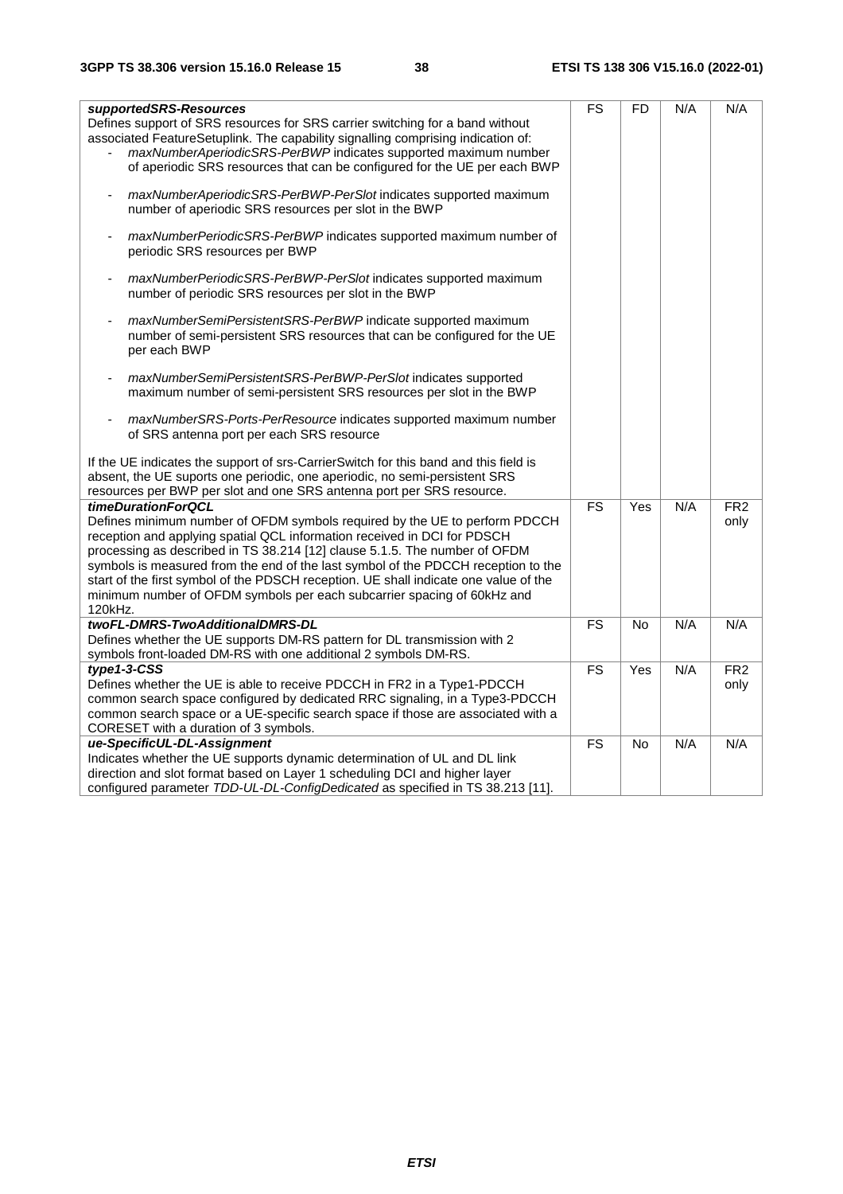| | | | | |
|---|---|---|---|---|
| ***supportedSRS-Resources***<br>Defines support of SRS resources for SRS carrier switching for a band without associated FeatureSetuplink. The capability signalling comprising indication of:<br>- *maxNumberAperiodicSRS-PerBWP* indicates supported maximum number of aperiodic SRS resources that can be configured for the UE per each BWP<br>- *maxNumberAperiodicSRS-PerBWP-PerSlot* indicates supported maximum number of aperiodic SRS resources per slot in the BWP<br>- *maxNumberPeriodicSRS-PerBWP* indicates supported maximum number of periodic SRS resources per BWP<br>- *maxNumberPeriodicSRS-PerBWP-PerSlot* indicates supported maximum number of periodic SRS resources per slot in the BWP<br>- *maxNumberSemiPersistentSRS-PerBWP* indicate supported maximum number of semi-persistent SRS resources that can be configured for the UE per each BWP<br>- *maxNumberSemiPersistentSRS-PerBWP-PerSlot* indicates supported maximum number of semi-persistent SRS resources per slot in the BWP<br>- *maxNumberSRS-Ports-PerResource* indicates supported maximum number of SRS antenna port per each SRS resource<br><br>If the UE indicates the support of srs-CarrierSwitch for this band and this field is absent, the UE suports one periodic, one aperiodic, no semi-persistent SRS resources per BWP per slot and one SRS antenna port per SRS resource. | FS | FD | N/A | N/A |
| ***timeDurationForQCL***<br>Defines minimum number of OFDM symbols required by the UE to perform PDCCH reception and applying spatial QCL information received in DCI for PDSCH processing as described in TS 38.214 [12] clause 5.1.5. The number of OFDM symbols is measured from the end of the last symbol of the PDCCH reception to the start of the first symbol of the PDSCH reception. UE shall indicate one value of the minimum number of OFDM symbols per each subcarrier spacing of 60kHz and 120kHz. | FS | Yes | N/A | FR2 only |
| ***twoFL-DMRS-TwoAdditionalDMRS-DL***<br>Defines whether the UE supports DM-RS pattern for DL transmission with 2 symbols front-loaded DM-RS with one additional 2 symbols DM-RS. | FS | No | N/A | N/A |
| ***type1-3-CSS***<br>Defines whether the UE is able to receive PDCCH in FR2 in a Type1-PDCCH common search space configured by dedicated RRC signaling, in a Type3-PDCCH common search space or a UE-specific search space if those are associated with a CORESET with a duration of 3 symbols. | FS | Yes | N/A | FR2 only |
| ***ue-SpecificUL-DL-Assignment***<br>Indicates whether the UE supports dynamic determination of UL and DL link direction and slot format based on Layer 1 scheduling DCI and higher layer configured parameter *TDD-UL-DL-ConfigDedicated* as specified in TS 38.213 [11]. | FS | No | N/A | N/A |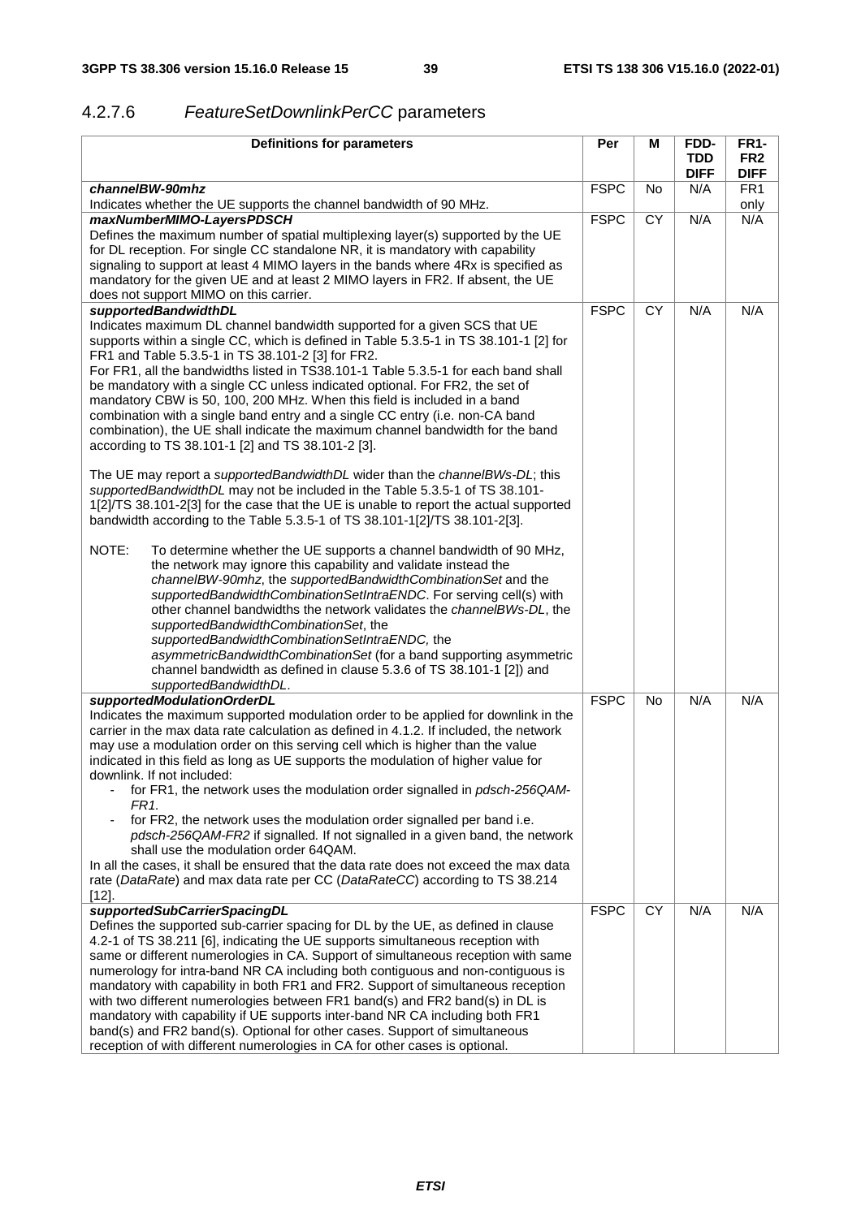### 4.2.7.6 *FeatureSetDownlinkPerCC* parameters

| Definitions for parameters | Per | M | FDD-TDD DIFF | FR1-FR2 DIFF |
|---|---|---|---|---|
| ***channelBW-90mhz***<br>Indicates whether the UE supports the channel bandwidth of 90 MHz. | FSPC | No | N/A | FR1 only |
| ***maxNumberMIMO-LayersPDSCH***<br>Defines the maximum number of spatial multiplexing layer(s) supported by the UE for DL reception. For single CC standalone NR, it is mandatory with capability signaling to support at least 4 MIMO layers in the bands where 4Rx is specified as mandatory for the given UE and at least 2 MIMO layers in FR2. If absent, the UE does not support MIMO on this carrier. | FSPC | CY | N/A | N/A |
| ***supportedBandwidthDL***<br>Indicates maximum DL channel bandwidth supported for a given SCS that UE supports within a single CC, which is defined in Table 5.3.5-1 in TS 38.101-1 [2] for FR1 and Table 5.3.5-1 in TS 38.101-2 [3] for FR2.<br>For FR1, all the bandwidths listed in TS38.101-1 Table 5.3.5-1 for each band shall be mandatory with a single CC unless indicated optional. For FR2, the set of mandatory CBW is 50, 100, 200 MHz. When this field is included in a band combination with a single band entry and a single CC entry (i.e. non-CA band combination), the UE shall indicate the maximum channel bandwidth for the band according to TS 38.101-1 [2] and TS 38.101-2 [3].<br><br>The UE may report a *supportedBandwidthDL* wider than the *channelBWs-DL*; this *supportedBandwidthDL* may not be included in the Table 5.3.5-1 of TS 38.101-1[2]/TS 38.101-2[3] for the case that the UE is unable to report the actual supported bandwidth according to the Table 5.3.5-1 of TS 38.101-1[2]/TS 38.101-2[3].<br><br>NOTE: To determine whether the UE supports a channel bandwidth of 90 MHz, the network may ignore this capability and validate instead the *channelBW-90mhz*, the *supportedBandwidthCombinationSet* and the *supportedBandwidthCombinationSetIntraENDC*. For serving cell(s) with other channel bandwidths the network validates the *channelBWs-DL*, the *supportedBandwidthCombinationSet*, the *supportedBandwidthCombinationSetIntraENDC,* the *asymmetricBandwidthCombinationSet* (for a band supporting asymmetric channel bandwidth as defined in clause 5.3.6 of TS 38.101-1 [2]) and *supportedBandwidthDL*. | FSPC | CY | N/A | N/A |
| ***supportedModulationOrderDL***<br>Indicates the maximum supported modulation order to be applied for downlink in the carrier in the max data rate calculation as defined in 4.1.2. If included, the network may use a modulation order on this serving cell which is higher than the value indicated in this field as long as UE supports the modulation of higher value for downlink. If not included:<br>- for FR1, the network uses the modulation order signalled in *pdsch-256QAM-FR1*.<br>- for FR2, the network uses the modulation order signalled per band i.e. *pdsch-256QAM-FR2* if signalled. If not signalled in a given band, the network shall use the modulation order 64QAM.<br>In all the cases, it shall be ensured that the data rate does not exceed the max data rate (*DataRate*) and max data rate per CC (*DataRateCC*) according to TS 38.214 [12]. | FSPC | No | N/A | N/A |
| ***supportedSubCarrierSpacingDL***<br>Defines the supported sub-carrier spacing for DL by the UE, as defined in clause 4.2-1 of TS 38.211 [6], indicating the UE supports simultaneous reception with same or different numerologies in CA. Support of simultaneous reception with same numerology for intra-band NR CA including both contiguous and non-contiguous is mandatory with capability in both FR1 and FR2. Support of simultaneous reception with two different numerologies between FR1 band(s) and FR2 band(s) in DL is mandatory with capability if UE supports inter-band NR CA including both FR1 band(s) and FR2 band(s). Optional for other cases. Support of simultaneous reception of with different numerologies in CA for other cases is optional. | FSPC | CY | N/A | N/A |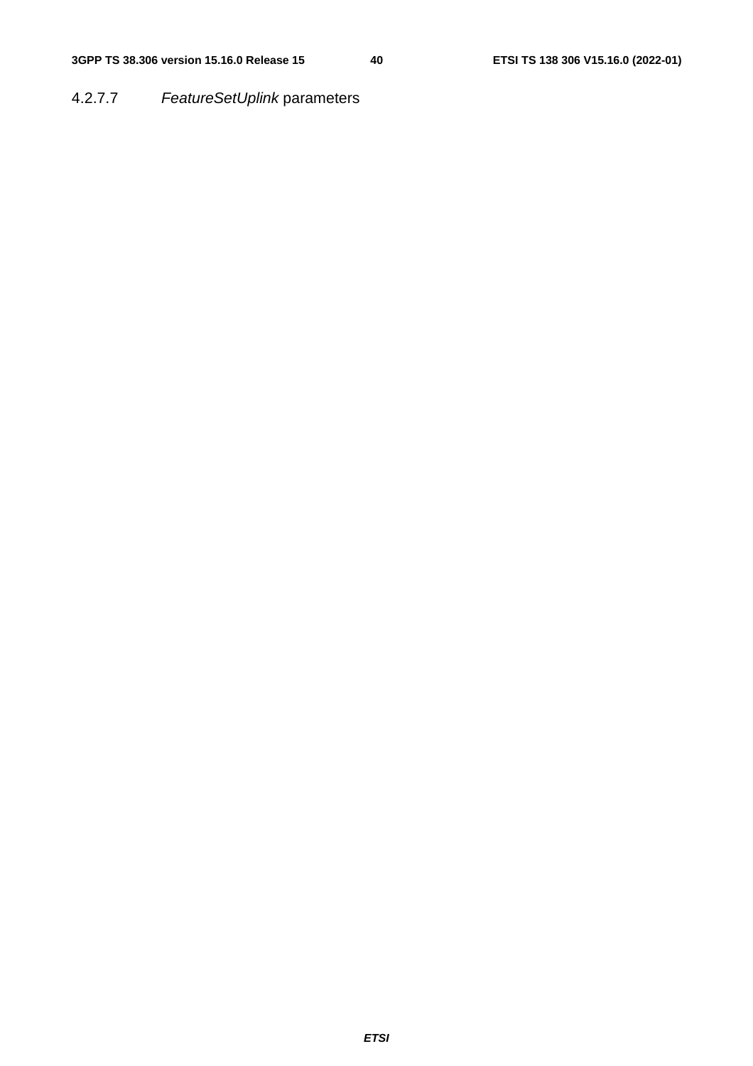#### 4.2.7.7 *FeatureSetUplink* parameters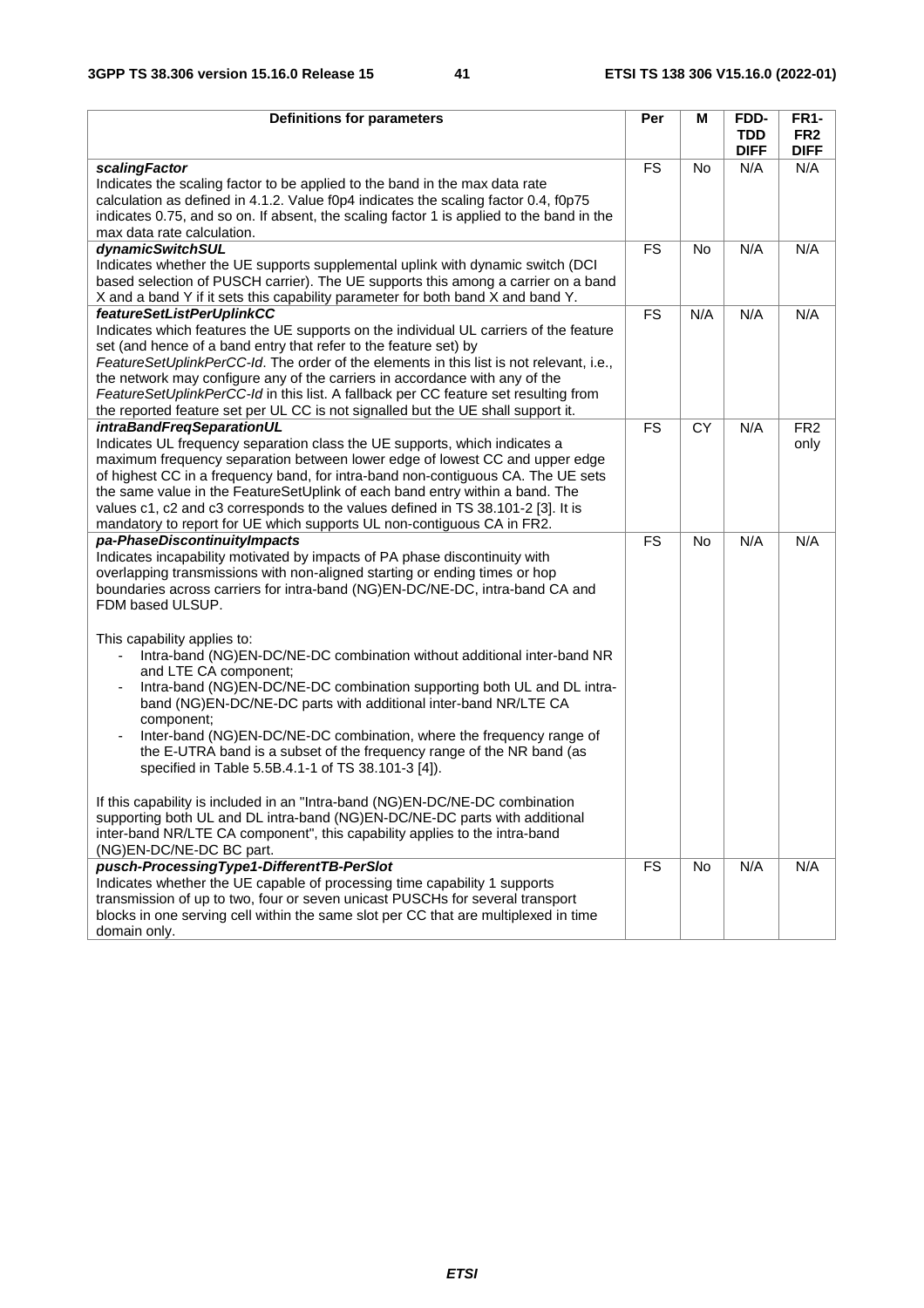| Definitions for parameters | Per | M | FDD-TDD DIFF | FR1-FR2 DIFF |
|---|---|---|---|---|
| ***scalingFactor***<br>Indicates the scaling factor to be applied to the band in the max data rate calculation as defined in 4.1.2. Value f0p4 indicates the scaling factor 0.4, f0p75 indicates 0.75, and so on. If absent, the scaling factor 1 is applied to the band in the max data rate calculation. | FS | No | N/A | N/A |
| ***dynamicSwitchSUL***<br>Indicates whether the UE supports supplemental uplink with dynamic switch (DCI based selection of PUSCH carrier). The UE supports this among a carrier on a band X and a band Y if it sets this capability parameter for both band X and band Y. | FS | No | N/A | N/A |
| ***featureSetListPerUplinkCC***<br>Indicates which features the UE supports on the individual UL carriers of the feature set (and hence of a band entry that refer to the feature set) by *FeatureSetUplinkPerCC-Id*. The order of the elements in this list is not relevant, i.e., the network may configure any of the carriers in accordance with any of the *FeatureSetUplinkPerCC-Id* in this list. A fallback per CC feature set resulting from the reported feature set per UL CC is not signalled but the UE shall support it. | FS | N/A | N/A | N/A |
| ***intraBandFreqSeparationUL***<br>Indicates UL frequency separation class the UE supports, which indicates a maximum frequency separation between lower edge of lowest CC and upper edge of highest CC in a frequency band, for intra-band non-contiguous CA. The UE sets the same value in the FeatureSetUplink of each band entry within a band. The values c1, c2 and c3 corresponds to the values defined in TS 38.101-2 [3]. It is mandatory to report for UE which supports UL non-contiguous CA in FR2. | FS | CY | N/A | FR2 only |
| ***pa-PhaseDiscontinuityImpacts***<br>Indicates incapability motivated by impacts of PA phase discontinuity with overlapping transmissions with non-aligned starting or ending times or hop boundaries across carriers for intra-band (NG)EN-DC/NE-DC, intra-band CA and FDM based ULSUP.<br><br>This capability applies to:<br>- Intra-band (NG)EN-DC/NE-DC combination without additional inter-band NR and LTE CA component;<br>- Intra-band (NG)EN-DC/NE-DC combination supporting both UL and DL intra-band (NG)EN-DC/NE-DC parts with additional inter-band NR/LTE CA component;<br>- Inter-band (NG)EN-DC/NE-DC combination, where the frequency range of the E-UTRA band is a subset of the frequency range of the NR band (as specified in Table 5.5B.4.1-1 of TS 38.101-3 [4]).<br><br>If this capability is included in an "Intra-band (NG)EN-DC/NE-DC combination supporting both UL and DL intra-band (NG)EN-DC/NE-DC parts with additional inter-band NR/LTE CA component", this capability applies to the intra-band (NG)EN-DC/NE-DC BC part. | FS | No | N/A | N/A |
| ***pusch-ProcessingType1-DifferentTB-PerSlot***<br>Indicates whether the UE capable of processing time capability 1 supports transmission of up to two, four or seven unicast PUSCHs for several transport blocks in one serving cell within the same slot per CC that are multiplexed in time domain only. | FS | No | N/A | N/A |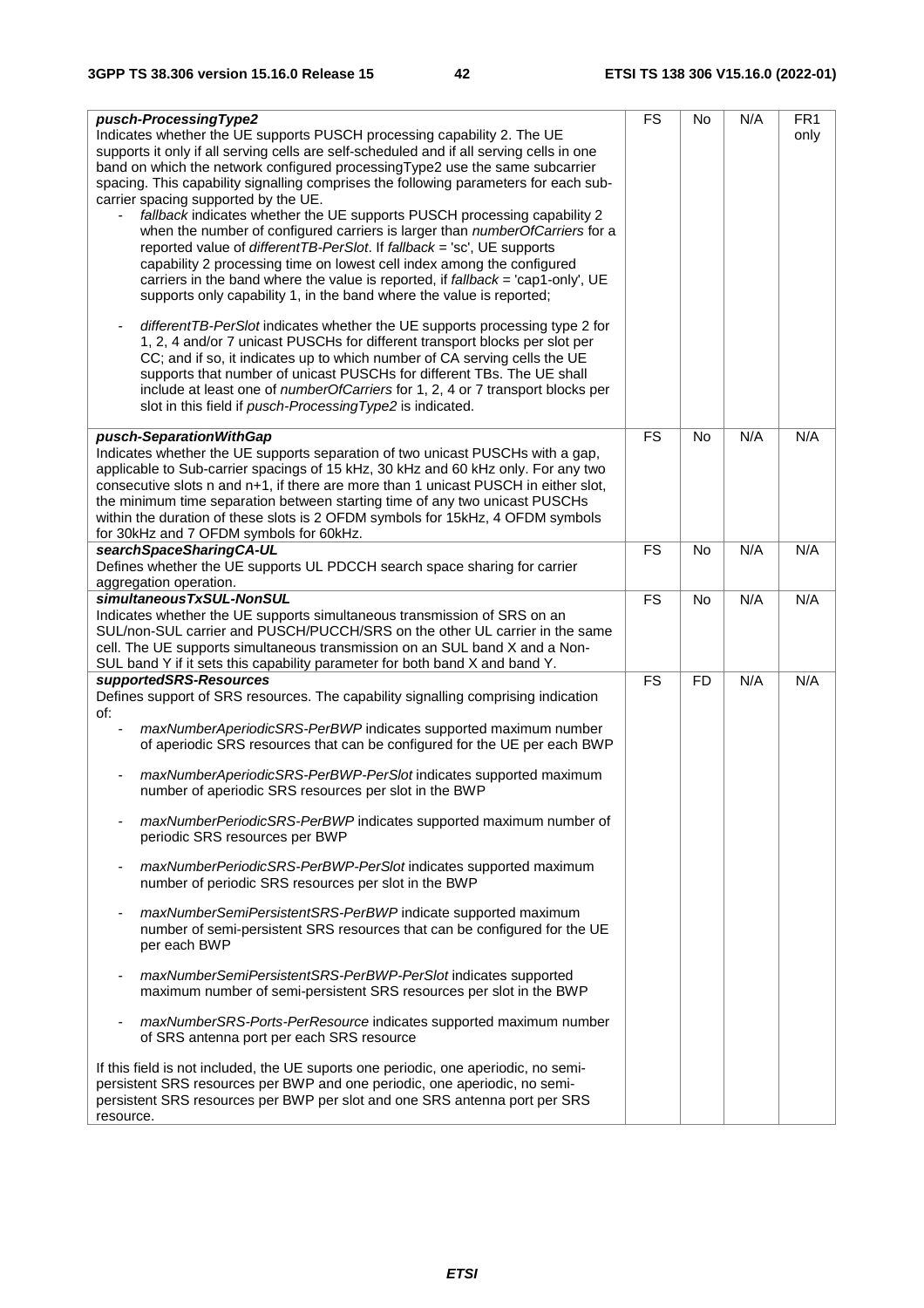| | | | | |
|---|---|---|---|---|
| ***pusch-ProcessingType2***<br>Indicates whether the UE supports PUSCH processing capability 2. The UE supports it only if all serving cells are self-scheduled and if all serving cells in one band on which the network configured processingType2 use the same subcarrier spacing. This capability signalling comprises the following parameters for each sub-carrier spacing supported by the UE.<br>- *fallback* indicates whether the UE supports PUSCH processing capability 2 when the number of configured carriers is larger than *numberOfCarriers* for a reported value of *differentTB-PerSlot*. If *fallback* = 'sc', UE supports capability 2 processing time on lowest cell index among the configured carriers in the band where the value is reported, if *fallback* = 'cap1-only', UE supports only capability 1, in the band where the value is reported;<br>- *differentTB-PerSlot* indicates whether the UE supports processing type 2 for 1, 2, 4 and/or 7 unicast PUSCHs for different transport blocks per slot per CC; and if so, it indicates up to which number of CA serving cells the UE supports that number of unicast PUSCHs for different TBs. The UE shall include at least one of *numberOfCarriers* for 1, 2, 4 or 7 transport blocks per slot in this field if *pusch-ProcessingType2* is indicated. | FS | No | N/A | FR1 only |
| ***pusch-SeparationWithGap***<br>Indicates whether the UE supports separation of two unicast PUSCHs with a gap, applicable to Sub-carrier spacings of 15 kHz, 30 kHz and 60 kHz only. For any two consecutive slots n and n+1, if there are more than 1 unicast PUSCH in either slot, the minimum time separation between starting time of any two unicast PUSCHs within the duration of these slots is 2 OFDM symbols for 15kHz, 4 OFDM symbols for 30kHz and 7 OFDM symbols for 60kHz. | FS | No | N/A | N/A |
| ***searchSpaceSharingCA-UL***<br>Defines whether the UE supports UL PDCCH search space sharing for carrier aggregation operation. | FS | No | N/A | N/A |
| ***simultaneousTxSUL-NonSUL***<br>Indicates whether the UE supports simultaneous transmission of SRS on an SUL/non-SUL carrier and PUSCH/PUCCH/SRS on the other UL carrier in the same cell. The UE supports simultaneous transmission on an SUL band X and a Non-SUL band Y if it sets this capability parameter for both band X and band Y. | FS | No | N/A | N/A |
| ***supportedSRS-Resources***<br>Defines support of SRS resources. The capability signalling comprising indication of:<br>- *maxNumberAperiodicSRS-PerBWP* indicates supported maximum number of aperiodic SRS resources that can be configured for the UE per each BWP<br>- *maxNumberAperiodicSRS-PerBWP-PerSlot* indicates supported maximum number of aperiodic SRS resources per slot in the BWP<br>- *maxNumberPeriodicSRS-PerBWP* indicates supported maximum number of periodic SRS resources per BWP<br>- *maxNumberPeriodicSRS-PerBWP-PerSlot* indicates supported maximum number of periodic SRS resources per slot in the BWP<br>- *maxNumberSemiPersistentSRS-PerBWP* indicate supported maximum number of semi-persistent SRS resources that can be configured for the UE per each BWP<br>- *maxNumberSemiPersistentSRS-PerBWP-PerSlot* indicates supported maximum number of semi-persistent SRS resources per slot in the BWP<br>- *maxNumberSRS-Ports-PerResource* indicates supported maximum number of SRS antenna port per each SRS resource<br><br>If this field is not included, the UE suports one periodic, one aperiodic, no semi-persistent SRS resources per BWP and one periodic, one aperiodic, no semi-persistent SRS resources per BWP per slot and one SRS antenna port per SRS resource. | FS | FD | N/A | N/A |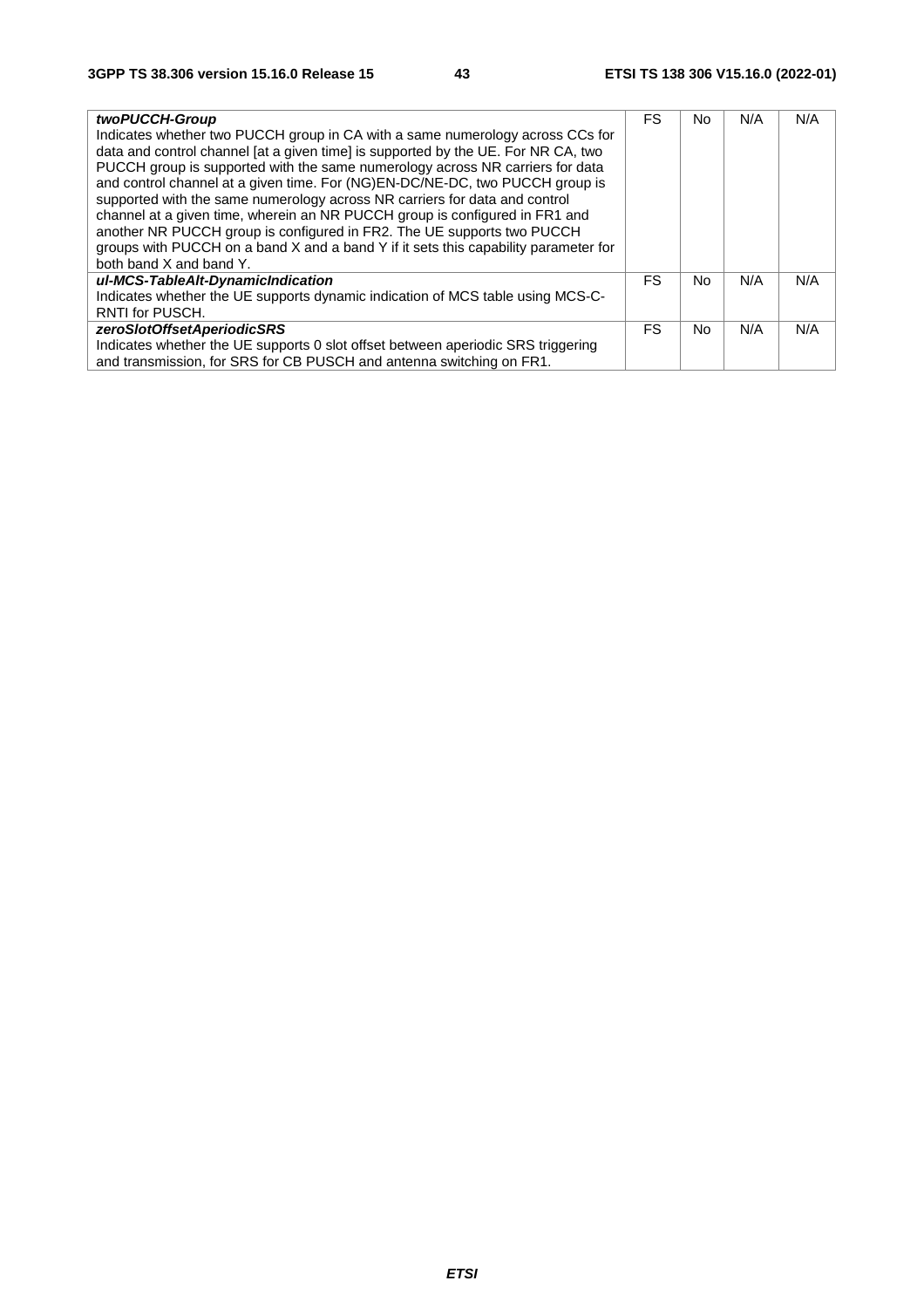| | | | | |
|---|---|---|---|---|
| ***twoPUCCH-Group***<br>Indicates whether two PUCCH group in CA with a same numerology across CCs for data and control channel [at a given time] is supported by the UE. For NR CA, two PUCCH group is supported with the same numerology across NR carriers for data and control channel at a given time. For (NG)EN-DC/NE-DC, two PUCCH group is supported with the same numerology across NR carriers for data and control channel at a given time, wherein an NR PUCCH group is configured in FR1 and another NR PUCCH group is configured in FR2. The UE supports two PUCCH groups with PUCCH on a band X and a band Y if it sets this capability parameter for both band X and band Y. | FS | No | N/A | N/A |
| ***ul-MCS-TableAlt-DynamicIndication***<br>Indicates whether the UE supports dynamic indication of MCS table using MCS-C-RNTI for PUSCH. | FS | No | N/A | N/A |
| ***zeroSlotOffsetAperiodicSRS***<br>Indicates whether the UE supports 0 slot offset between aperiodic SRS triggering and transmission, for SRS for CB PUSCH and antenna switching on FR1. | FS | No | N/A | N/A |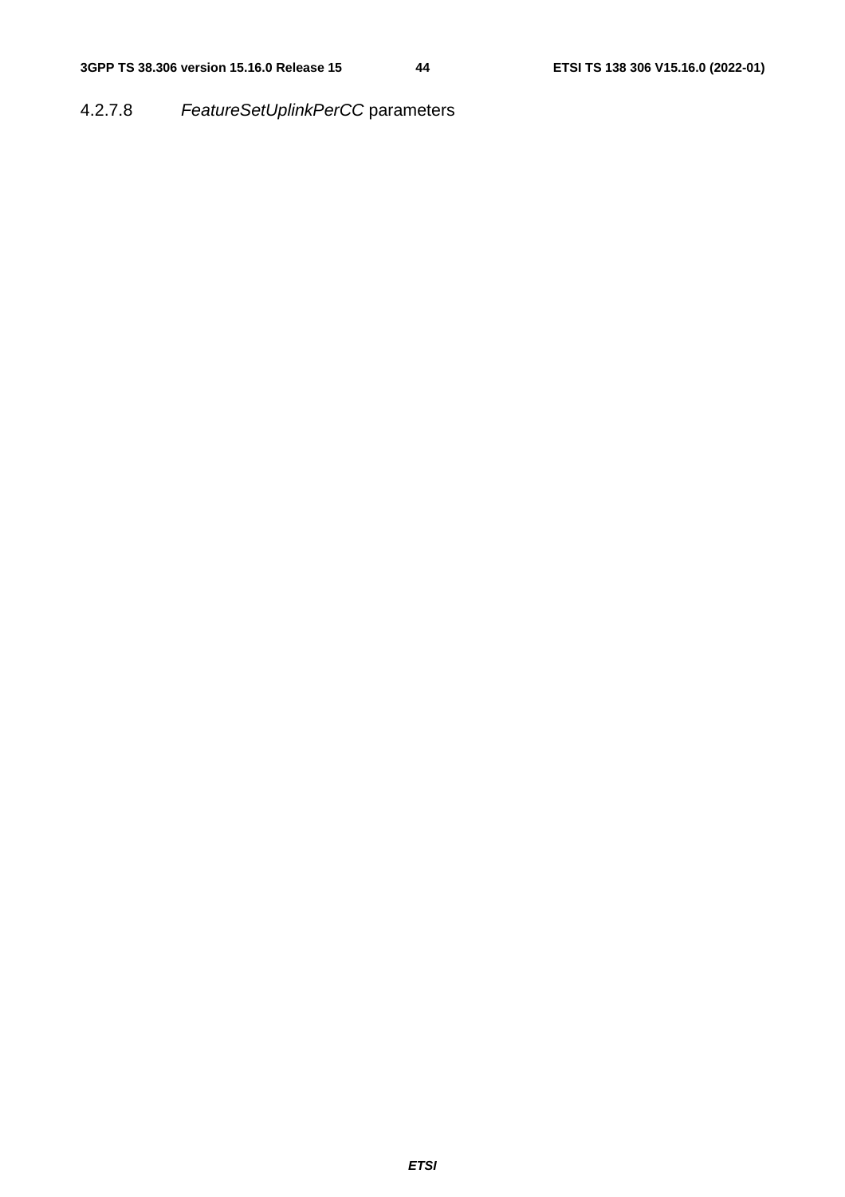#### 4.2.7.8 *FeatureSetUplinkPerCC* parameters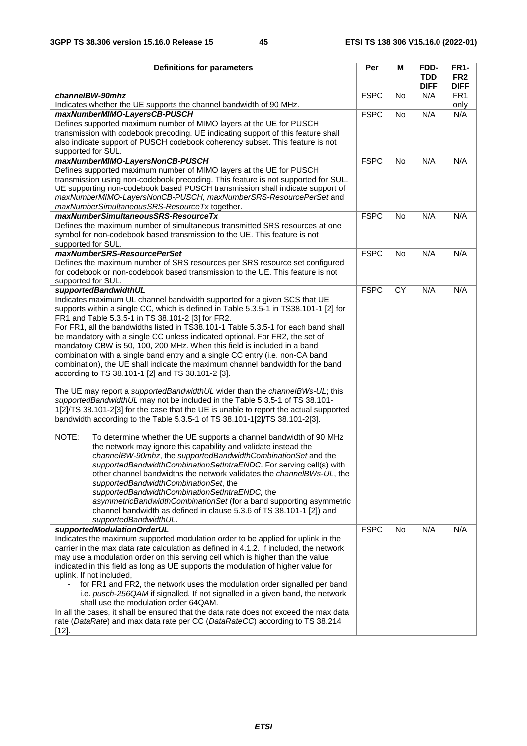| Definitions for parameters | Per | M | FDD-TDD DIFF | FR1-FR2 DIFF |
|---|---|---|---|---|
| ***channelBW-90mhz***<br>Indicates whether the UE supports the channel bandwidth of 90 MHz. | FSPC | No | N/A | FR1 only |
| ***maxNumberMIMO-LayersCB-PUSCH***<br>Defines supported maximum number of MIMO layers at the UE for PUSCH transmission with codebook precoding. UE indicating support of this feature shall also indicate support of PUSCH codebook coherency subset. This feature is not supported for SUL. | FSPC | No | N/A | N/A |
| ***maxNumberMIMO-LayersNonCB-PUSCH***<br>Defines supported maximum number of MIMO layers at the UE for PUSCH transmission using non-codebook precoding. This feature is not supported for SUL. UE supporting non-codebook based PUSCH transmission shall indicate support of *maxNumberMIMO-LayersNonCB-PUSCH, maxNumberSRS-ResourcePerSet* and *maxNumberSimultaneousSRS-ResourceTx* together. | FSPC | No | N/A | N/A |
| ***maxNumberSimultaneousSRS-ResourceTx***<br>Defines the maximum number of simultaneous transmitted SRS resources at one symbol for non-codebook based transmission to the UE. This feature is not supported for SUL. | FSPC | No | N/A | N/A |
| ***maxNumberSRS-ResourcePerSet***<br>Defines the maximum number of SRS resources per SRS resource set configured for codebook or non-codebook based transmission to the UE. This feature is not supported for SUL. | FSPC | No | N/A | N/A |
| ***supportedBandwidthUL***<br>Indicates maximum UL channel bandwidth supported for a given SCS that UE supports within a single CC, which is defined in Table 5.3.5-1 in TS38.101-1 [2] for FR1 and Table 5.3.5-1 in TS 38.101-2 [3] for FR2.<br>For FR1, all the bandwidths listed in TS38.101-1 Table 5.3.5-1 for each band shall be mandatory with a single CC unless indicated optional. For FR2, the set of mandatory CBW is 50, 100, 200 MHz. When this field is included in a band combination with a single band entry and a single CC entry (i.e. non-CA band combination), the UE shall indicate the maximum channel bandwidth for the band according to TS 38.101-1 [2] and TS 38.101-2 [3].<br><br>The UE may report a *supportedBandwidthUL* wider than the *channelBWs-UL*; this *supportedBandwidthUL* may not be included in the Table 5.3.5-1 of TS 38.101-1[2]/TS 38.101-2[3] for the case that the UE is unable to report the actual supported bandwidth according to the Table 5.3.5-1 of TS 38.101-1[2]/TS 38.101-2[3].<br><br>NOTE: To determine whether the UE supports a channel bandwidth of 90 MHz the network may ignore this capability and validate instead the *channelBW-90mhz*, the *supportedBandwidthCombinationSet* and the *supportedBandwidthCombinationSetIntraENDC*. For serving cell(s) with other channel bandwidths the network validates the *channelBWs-UL*, the *supportedBandwidthCombinationSet*, the *supportedBandwidthCombinationSetIntraENDC,* the *asymmetricBandwidthCombinationSet* (for a band supporting asymmetric channel bandwidth as defined in clause 5.3.6 of TS 38.101-1 [2]) and *supportedBandwidthUL*. | FSPC | CY | N/A | N/A |
| ***supportedModulationOrderUL***<br>Indicates the maximum supported modulation order to be applied for uplink in the carrier in the max data rate calculation as defined in 4.1.2. If included, the network may use a modulation order on this serving cell which is higher than the value indicated in this field as long as UE supports the modulation of higher value for uplink. If not included,<br>- for FR1 and FR2, the network uses the modulation order signalled per band i.e. *pusch-256QAM* if signalled*.* If not signalled in a given band, the network shall use the modulation order 64QAM.<br>In all the cases, it shall be ensured that the data rate does not exceed the max data rate (*DataRate*) and max data rate per CC (*DataRateCC*) according to TS 38.214 [12]. | FSPC | No | N/A | N/A |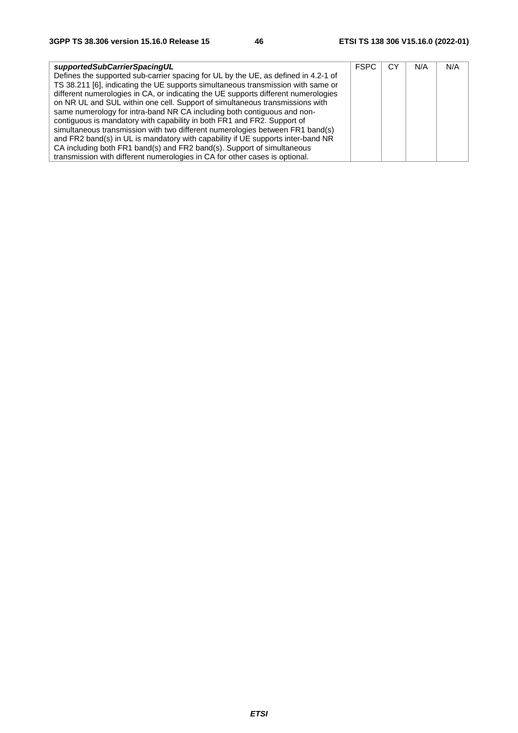| | | | | |
|---|---|---|---|---|
| ***supportedSubCarrierSpacingUL***<br>Defines the supported sub-carrier spacing for UL by the UE, as defined in 4.2-1 of TS 38.211 [6], indicating the UE supports simultaneous transmission with same or different numerologies in CA, or indicating the UE supports different numerologies on NR UL and SUL within one cell. Support of simultaneous transmissions with same numerology for intra-band NR CA including both contiguous and non-contiguous is mandatory with capability in both FR1 and FR2. Support of simultaneous transmission with two different numerologies between FR1 band(s) and FR2 band(s) in UL is mandatory with capability if UE supports inter-band NR CA including both FR1 band(s) and FR2 band(s). Support of simultaneous transmission with different numerologies in CA for other cases is optional. | FSPC | CY | N/A | N/A |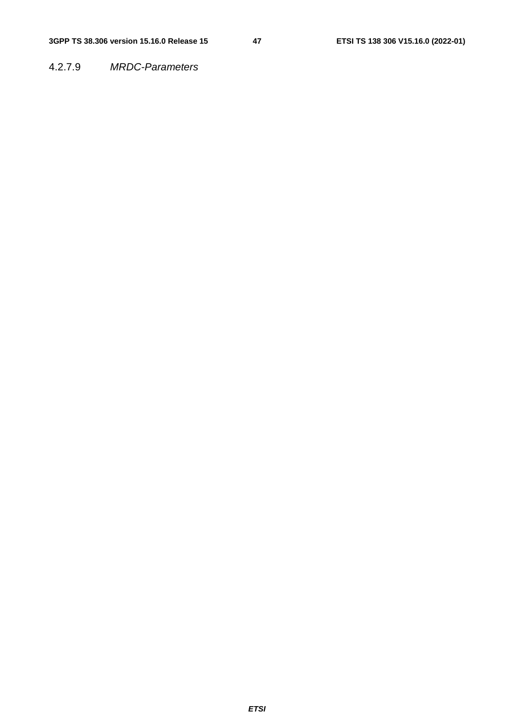#### 4.2.7.9 *MRDC-Parameters*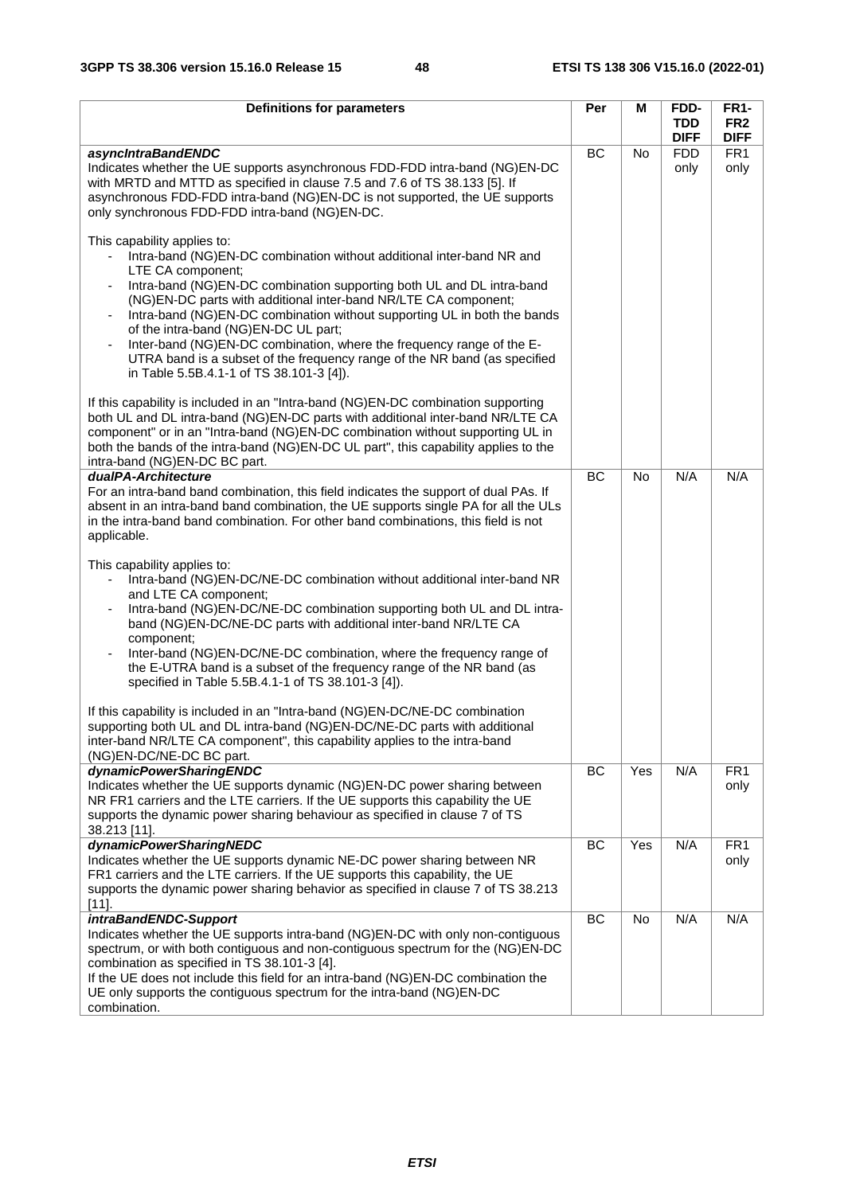| Definitions for parameters | Per | M | FDD-TDD DIFF | FR1-FR2 DIFF |
|---|---|---|---|---|
| ***asyncIntraBandENDC***<br>Indicates whether the UE supports asynchronous FDD-FDD intra-band (NG)EN-DC with MRTD and MTTD as specified in clause 7.5 and 7.6 of TS 38.133 [5]. If asynchronous FDD-FDD intra-band (NG)EN-DC is not supported, the UE supports only synchronous FDD-FDD intra-band (NG)EN-DC.<br><br>This capability applies to:<br>- Intra-band (NG)EN-DC combination without additional inter-band NR and LTE CA component;<br>- Intra-band (NG)EN-DC combination supporting both UL and DL intra-band (NG)EN-DC parts with additional inter-band NR/LTE CA component;<br>- Intra-band (NG)EN-DC combination without supporting UL in both the bands of the intra-band (NG)EN-DC UL part;<br>- Inter-band (NG)EN-DC combination, where the frequency range of the E-UTRA band is a subset of the frequency range of the NR band (as specified in Table 5.5B.4.1-1 of TS 38.101-3 [4]).<br><br>If this capability is included in an "Intra-band (NG)EN-DC combination supporting both UL and DL intra-band (NG)EN-DC parts with additional inter-band NR/LTE CA component" or in an "Intra-band (NG)EN-DC combination without supporting UL in both the bands of the intra-band (NG)EN-DC UL part", this capability applies to the intra-band (NG)EN-DC BC part. | BC | No | FDD only | FR1 only |
| ***dualPA-Architecture***<br>For an intra-band band combination, this field indicates the support of dual PAs. If absent in an intra-band band combination, the UE supports single PA for all the ULs in the intra-band band combination. For other band combinations, this field is not applicable.<br><br>This capability applies to:<br>- Intra-band (NG)EN-DC/NE-DC combination without additional inter-band NR and LTE CA component;<br>- Intra-band (NG)EN-DC/NE-DC combination supporting both UL and DL intra-band (NG)EN-DC/NE-DC parts with additional inter-band NR/LTE CA component;<br>- Inter-band (NG)EN-DC/NE-DC combination, where the frequency range of the E-UTRA band is a subset of the frequency range of the NR band (as specified in Table 5.5B.4.1-1 of TS 38.101-3 [4]).<br><br>If this capability is included in an "Intra-band (NG)EN-DC/NE-DC combination supporting both UL and DL intra-band (NG)EN-DC/NE-DC parts with additional inter-band NR/LTE CA component", this capability applies to the intra-band (NG)EN-DC/NE-DC BC part. | BC | No | N/A | N/A |
| ***dynamicPowerSharingENDC***<br>Indicates whether the UE supports dynamic (NG)EN-DC power sharing between NR FR1 carriers and the LTE carriers. If the UE supports this capability the UE supports the dynamic power sharing behaviour as specified in clause 7 of TS 38.213 [11]. | BC | Yes | N/A | FR1 only |
| ***dynamicPowerSharingNEDC***<br>Indicates whether the UE supports dynamic NE-DC power sharing between NR FR1 carriers and the LTE carriers. If the UE supports this capability, the UE supports the dynamic power sharing behavior as specified in clause 7 of TS 38.213 [11]. | BC | Yes | N/A | FR1 only |
| ***intraBandENDC-Support***<br>Indicates whether the UE supports intra-band (NG)EN-DC with only non-contiguous spectrum, or with both contiguous and non-contiguous spectrum for the (NG)EN-DC combination as specified in TS 38.101-3 [4].<br>If the UE does not include this field for an intra-band (NG)EN-DC combination the UE only supports the contiguous spectrum for the intra-band (NG)EN-DC combination. | BC | No | N/A | N/A |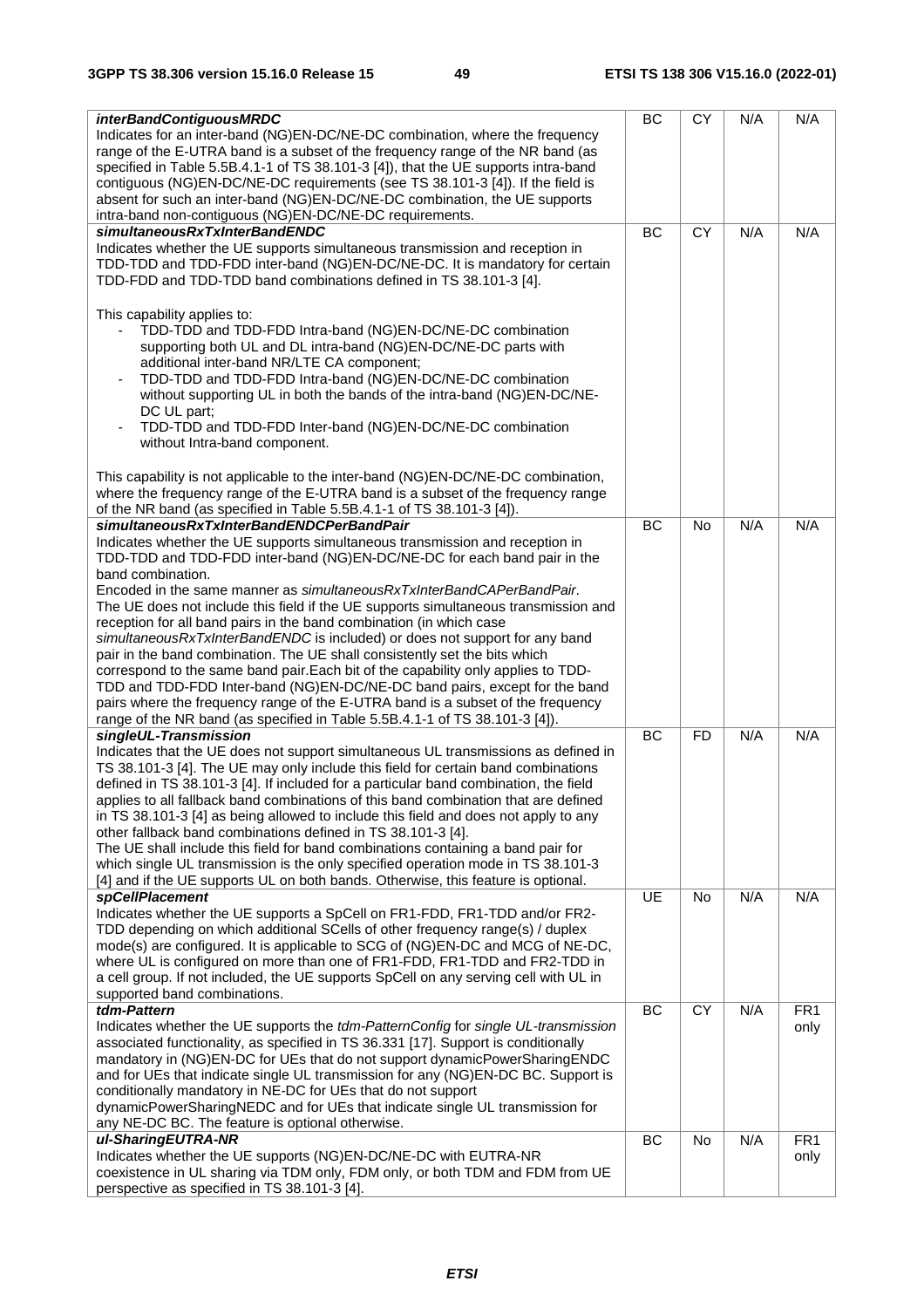| | | | | |
|---|---|---|---|---|
| ***interBandContiguousMRDC***<br>Indicates for an inter-band (NG)EN-DC/NE-DC combination, where the frequency range of the E-UTRA band is a subset of the frequency range of the NR band (as specified in Table 5.5B.4.1-1 of TS 38.101-3 [4]), that the UE supports intra-band contiguous (NG)EN-DC/NE-DC requirements (see TS 38.101-3 [4]). If the field is absent for such an inter-band (NG)EN-DC/NE-DC combination, the UE supports intra-band non-contiguous (NG)EN-DC/NE-DC requirements. | BC | CY | N/A | N/A |
| ***simultaneousRxTxInterBandENDC***<br>Indicates whether the UE supports simultaneous transmission and reception in TDD-TDD and TDD-FDD inter-band (NG)EN-DC/NE-DC. It is mandatory for certain TDD-FDD and TDD-TDD band combinations defined in TS 38.101-3 [4].<br><br>This capability applies to:<br>- TDD-TDD and TDD-FDD Intra-band (NG)EN-DC/NE-DC combination supporting both UL and DL intra-band (NG)EN-DC/NE-DC parts with additional inter-band NR/LTE CA component;<br>- TDD-TDD and TDD-FDD Intra-band (NG)EN-DC/NE-DC combination without supporting UL in both the bands of the intra-band (NG)EN-DC/NE-DC UL part;<br>- TDD-TDD and TDD-FDD Inter-band (NG)EN-DC/NE-DC combination without Intra-band component.<br><br>This capability is not applicable to the inter-band (NG)EN-DC/NE-DC combination, where the frequency range of the E-UTRA band is a subset of the frequency range of the NR band (as specified in Table 5.5B.4.1-1 of TS 38.101-3 [4]). | BC | CY | N/A | N/A |
| ***simultaneousRxTxInterBandENDCPerBandPair***<br>Indicates whether the UE supports simultaneous transmission and reception in TDD-TDD and TDD-FDD inter-band (NG)EN-DC/NE-DC for each band pair in the band combination.<br>Encoded in the same manner as *simultaneousRxTxInterBandCAPerBandPair*.<br>The UE does not include this field if the UE supports simultaneous transmission and reception for all band pairs in the band combination (in which case *simultaneousRxTxInterBandENDC* is included) or does not support for any band pair in the band combination. The UE shall consistently set the bits which correspond to the same band pair.Each bit of the capability only applies to TDD-TDD and TDD-FDD Inter-band (NG)EN-DC/NE-DC band pairs, except for the band pairs where the frequency range of the E-UTRA band is a subset of the frequency range of the NR band (as specified in Table 5.5B.4.1-1 of TS 38.101-3 [4]). | BC | No | N/A | N/A |
| ***singleUL-Transmission***<br>Indicates that the UE does not support simultaneous UL transmissions as defined in TS 38.101-3 [4]. The UE may only include this field for certain band combinations defined in TS 38.101-3 [4]. If included for a particular band combination, the field applies to all fallback band combinations of this band combination that are defined in TS 38.101-3 [4] as being allowed to include this field and does not apply to any other fallback band combinations defined in TS 38.101-3 [4].<br>The UE shall include this field for band combinations containing a band pair for which single UL transmission is the only specified operation mode in TS 38.101-3 [4] and if the UE supports UL on both bands. Otherwise, this feature is optional. | BC | FD | N/A | N/A |
| ***spCellPlacement***<br>Indicates whether the UE supports a SpCell on FR1-FDD, FR1-TDD and/or FR2-TDD depending on which additional SCells of other frequency range(s) / duplex mode(s) are configured. It is applicable to SCG of (NG)EN-DC and MCG of NE-DC, where UL is configured on more than one of FR1-FDD, FR1-TDD and FR2-TDD in a cell group. If not included, the UE supports SpCell on any serving cell with UL in supported band combinations. | UE | No | N/A | N/A |
| ***tdm-Pattern***<br>Indicates whether the UE supports the *tdm-PatternConfig* for *single UL-transmission* associated functionality, as specified in TS 36.331 [17]. Support is conditionally mandatory in (NG)EN-DC for UEs that do not support dynamicPowerSharingENDC and for UEs that indicate single UL transmission for any (NG)EN-DC BC. Support is conditionally mandatory in NE-DC for UEs that do not support dynamicPowerSharingNEDC and for UEs that indicate single UL transmission for any NE-DC BC. The feature is optional otherwise. | BC | CY | N/A | FR1 only |
| ***ul-SharingEUTRA-NR***<br>Indicates whether the UE supports (NG)EN-DC/NE-DC with EUTRA-NR coexistence in UL sharing via TDM only, FDM only, or both TDM and FDM from UE perspective as specified in TS 38.101-3 [4]. | BC | No | N/A | FR1 only |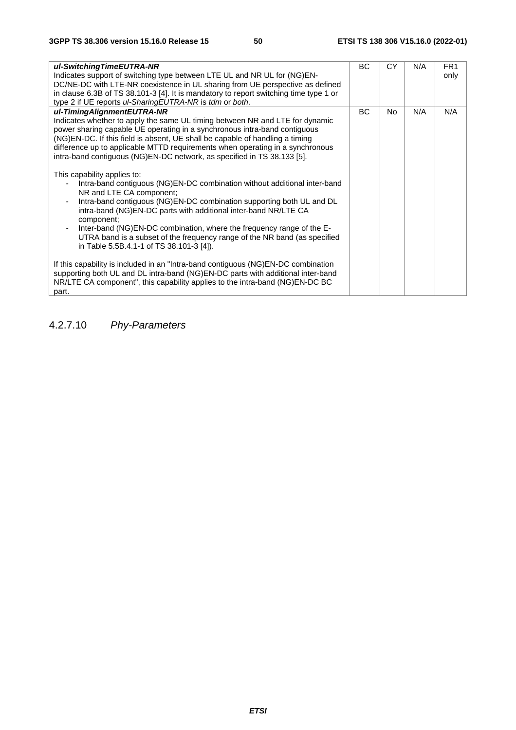| | | | | |
|---|---|---|---|---|
| ***ul-SwitchingTimeEUTRA-NR***<br>Indicates support of switching type between LTE UL and NR UL for (NG)EN-DC/NE-DC with LTE-NR coexistence in UL sharing from UE perspective as defined in clause 6.3B of TS 38.101-3 [4]. It is mandatory to report switching time type 1 or type 2 if UE reports *ul-SharingEUTRA-NR* is *tdm* or *both*. | BC | CY | N/A | FR1 only |
| ***ul-TimingAlignmentEUTRA-NR***<br>Indicates whether to apply the same UL timing between NR and LTE for dynamic power sharing capable UE operating in a synchronous intra-band contiguous (NG)EN-DC. If this field is absent, UE shall be capable of handling a timing difference up to applicable MTTD requirements when operating in a synchronous intra-band contiguous (NG)EN-DC network, as specified in TS 38.133 [5].<br><br>This capability applies to:<br>- Intra-band contiguous (NG)EN-DC combination without additional inter-band NR and LTE CA component;<br>- Intra-band contiguous (NG)EN-DC combination supporting both UL and DL intra-band (NG)EN-DC parts with additional inter-band NR/LTE CA component;<br>- Inter-band (NG)EN-DC combination, where the frequency range of the E-UTRA band is a subset of the frequency range of the NR band (as specified in Table 5.5B.4.1-1 of TS 38.101-3 [4]).<br><br>If this capability is included in an "Intra-band contiguous (NG)EN-DC combination supporting both UL and DL intra-band (NG)EN-DC parts with additional inter-band NR/LTE CA component", this capability applies to the intra-band (NG)EN-DC BC part. | BC | No | N/A | N/A |

### 4.2.7.10 *Phy-Parameters*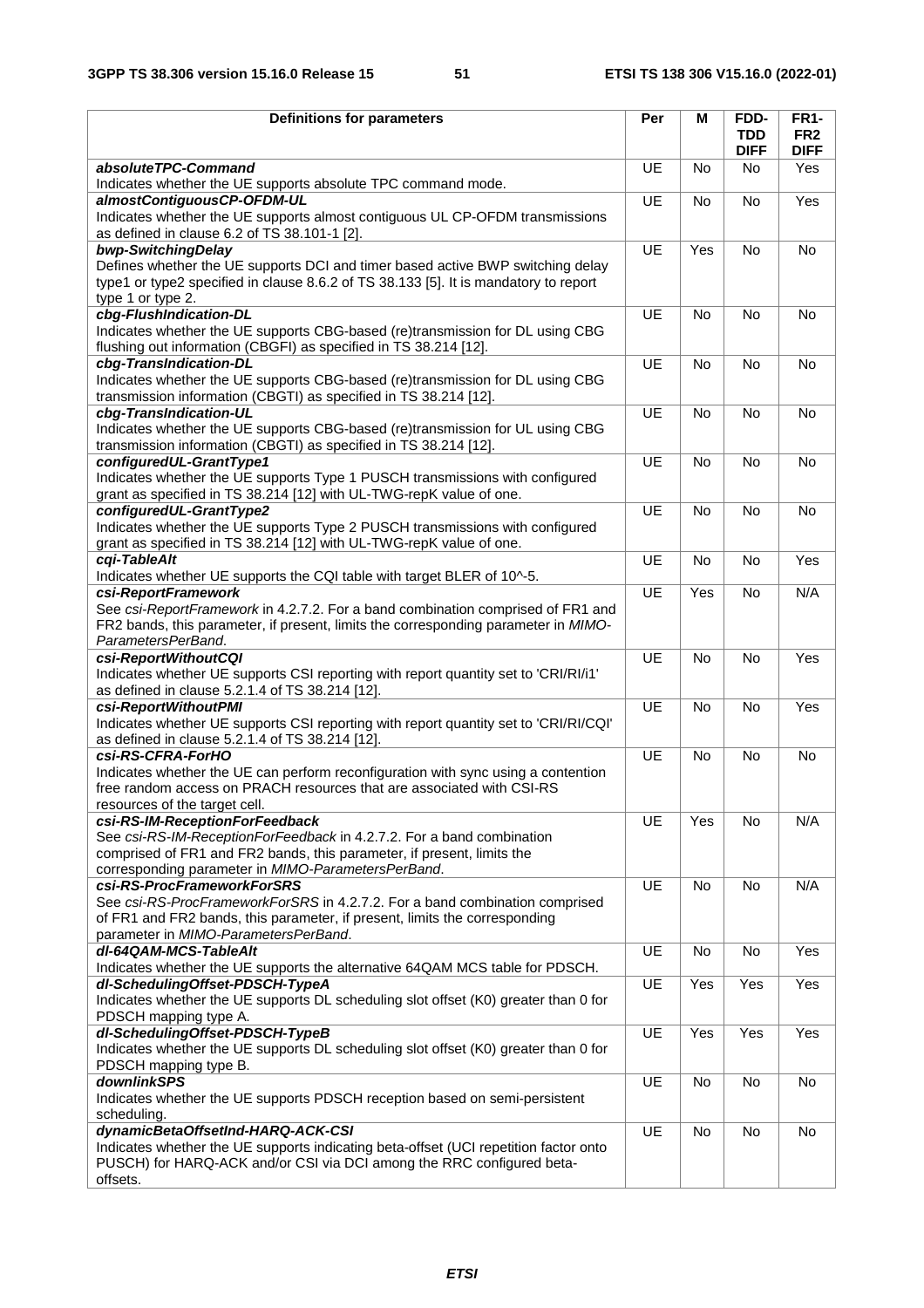| Definitions for parameters | Per | M | FDD-TDD DIFF | FR1-FR2 DIFF |
|---|---|---|---|---|
| ***absoluteTPC-Command***<br>Indicates whether the UE supports absolute TPC command mode. | UE | No | No | Yes |
| ***almostContiguousCP-OFDM-UL***<br>Indicates whether the UE supports almost contiguous UL CP-OFDM transmissions as defined in clause 6.2 of TS 38.101-1 [2]. | UE | No | No | Yes |
| ***bwp-SwitchingDelay***<br>Defines whether the UE supports DCI and timer based active BWP switching delay type1 or type2 specified in clause 8.6.2 of TS 38.133 [5]. It is mandatory to report type 1 or type 2. | UE | Yes | No | No |
| ***cbg-FlushIndication-DL***<br>Indicates whether the UE supports CBG-based (re)transmission for DL using CBG flushing out information (CBGFI) as specified in TS 38.214 [12]. | UE | No | No | No |
| ***cbg-TransIndication-DL***<br>Indicates whether the UE supports CBG-based (re)transmission for DL using CBG transmission information (CBGTI) as specified in TS 38.214 [12]. | UE | No | No | No |
| ***cbg-TransIndication-UL***<br>Indicates whether the UE supports CBG-based (re)transmission for UL using CBG transmission information (CBGTI) as specified in TS 38.214 [12]. | UE | No | No | No |
| ***configuredUL-GrantType1***<br>Indicates whether the UE supports Type 1 PUSCH transmissions with configured grant as specified in TS 38.214 [12] with UL-TWG-repK value of one. | UE | No | No | No |
| ***configuredUL-GrantType2***<br>Indicates whether the UE supports Type 2 PUSCH transmissions with configured grant as specified in TS 38.214 [12] with UL-TWG-repK value of one. | UE | No | No | No |
| ***cqi-TableAlt***<br>Indicates whether UE supports the CQI table with target BLER of 10^-5. | UE | No | No | Yes |
| ***csi-ReportFramework***<br>See *csi-ReportFramework* in 4.2.7.2. For a band combination comprised of FR1 and FR2 bands, this parameter, if present, limits the corresponding parameter in *MIMO-ParametersPerBand*. | UE | Yes | No | N/A |
| ***csi-ReportWithoutCQI***<br>Indicates whether UE supports CSI reporting with report quantity set to 'CRI/RI/i1' as defined in clause 5.2.1.4 of TS 38.214 [12]. | UE | No | No | Yes |
| ***csi-ReportWithoutPMI***<br>Indicates whether UE supports CSI reporting with report quantity set to 'CRI/RI/CQI' as defined in clause 5.2.1.4 of TS 38.214 [12]. | UE | No | No | Yes |
| ***csi-RS-CFRA-ForHO***<br>Indicates whether the UE can perform reconfiguration with sync using a contention free random access on PRACH resources that are associated with CSI-RS resources of the target cell. | UE | No | No | No |
| ***csi-RS-IM-ReceptionForFeedback***<br>See *csi-RS-IM-ReceptionForFeedback* in 4.2.7.2. For a band combination comprised of FR1 and FR2 bands, this parameter, if present, limits the corresponding parameter in *MIMO-ParametersPerBand*. | UE | Yes | No | N/A |
| ***csi-RS-ProcFrameworkForSRS***<br>See *csi-RS-ProcFrameworkForSRS* in 4.2.7.2. For a band combination comprised of FR1 and FR2 bands, this parameter, if present, limits the corresponding parameter in *MIMO-ParametersPerBand*. | UE | No | No | N/A |
| ***dl-64QAM-MCS-TableAlt***<br>Indicates whether the UE supports the alternative 64QAM MCS table for PDSCH. | UE | No | No | Yes |
| ***dl-SchedulingOffset-PDSCH-TypeA***<br>Indicates whether the UE supports DL scheduling slot offset (K0) greater than 0 for PDSCH mapping type A. | UE | Yes | Yes | Yes |
| ***dl-SchedulingOffset-PDSCH-TypeB***<br>Indicates whether the UE supports DL scheduling slot offset (K0) greater than 0 for PDSCH mapping type B. | UE | Yes | Yes | Yes |
| ***downlinkSPS***<br>Indicates whether the UE supports PDSCH reception based on semi-persistent scheduling. | UE | No | No | No |
| ***dynamicBetaOffsetInd-HARQ-ACK-CSI***<br>Indicates whether the UE supports indicating beta-offset (UCI repetition factor onto PUSCH) for HARQ-ACK and/or CSI via DCI among the RRC configured beta-offsets. | UE | No | No | No |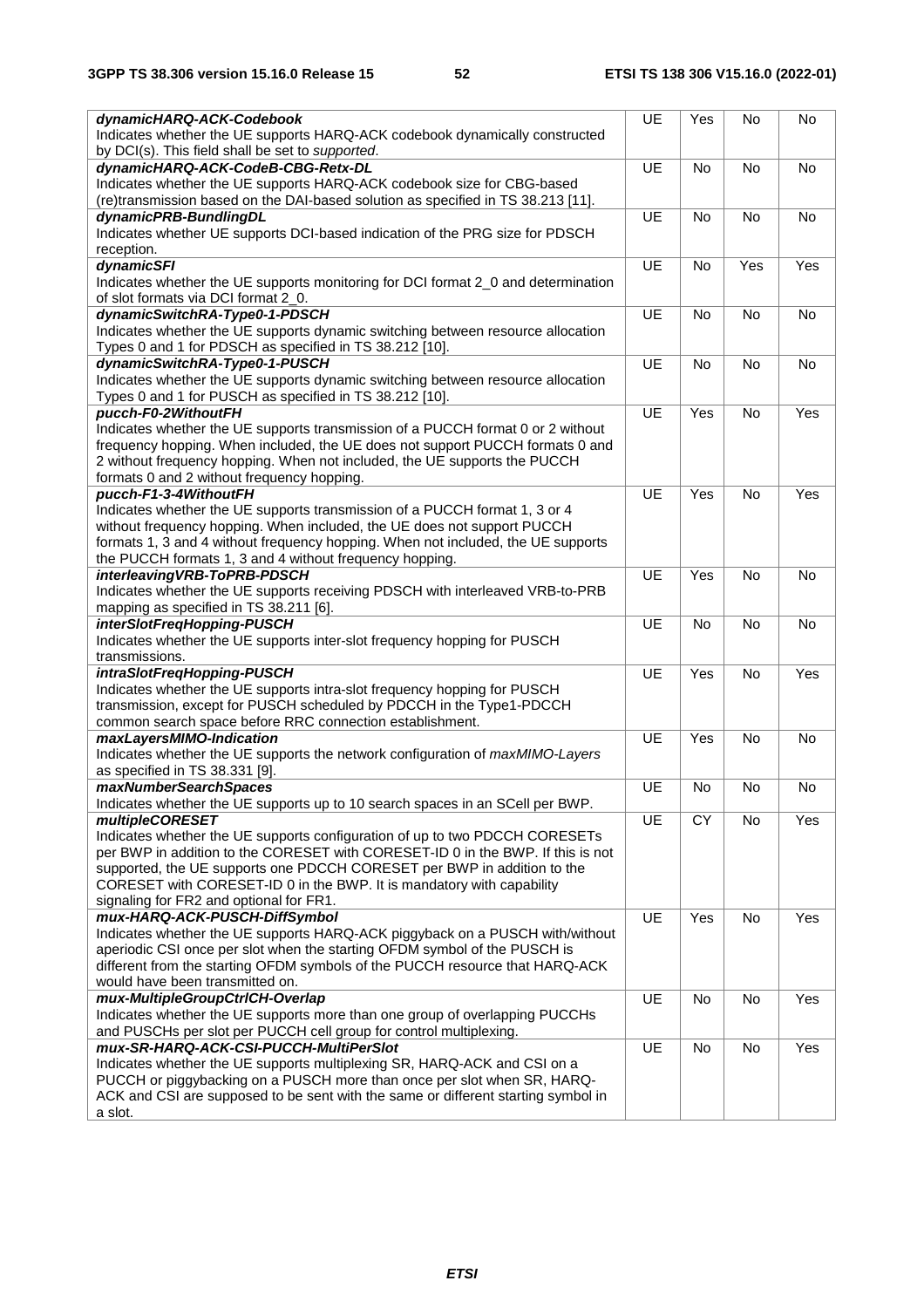| | | | | |
|---|---|---|---|---|
| ***dynamicHARQ-ACK-Codebook*** Indicates whether the UE supports HARQ-ACK codebook dynamically constructed by DCI(s). This field shall be set to *supported*. | UE | Yes | No | No |
| ***dynamicHARQ-ACK-CodeB-CBG-Retx-DL*** Indicates whether the UE supports HARQ-ACK codebook size for CBG-based (re)transmission based on the DAI-based solution as specified in TS 38.213 [11]. | UE | No | No | No |
| ***dynamicPRB-BundlingDL*** Indicates whether UE supports DCI-based indication of the PRG size for PDSCH reception. | UE | No | No | No |
| ***dynamicSFI*** Indicates whether the UE supports monitoring for DCI format 2_0 and determination of slot formats via DCI format 2_0. | UE | No | Yes | Yes |
| ***dynamicSwitchRA-Type0-1-PDSCH*** Indicates whether the UE supports dynamic switching between resource allocation Types 0 and 1 for PDSCH as specified in TS 38.212 [10]. | UE | No | No | No |
| ***dynamicSwitchRA-Type0-1-PUSCH*** Indicates whether the UE supports dynamic switching between resource allocation Types 0 and 1 for PUSCH as specified in TS 38.212 [10]. | UE | No | No | No |
| ***pucch-F0-2WithoutFH*** Indicates whether the UE supports transmission of a PUCCH format 0 or 2 without frequency hopping. When included, the UE does not support PUCCH formats 0 and 2 without frequency hopping. When not included, the UE supports the PUCCH formats 0 and 2 without frequency hopping. | UE | Yes | No | Yes |
| ***pucch-F1-3-4WithoutFH*** Indicates whether the UE supports transmission of a PUCCH format 1, 3 or 4 without frequency hopping. When included, the UE does not support PUCCH formats 1, 3 and 4 without frequency hopping. When not included, the UE supports the PUCCH formats 1, 3 and 4 without frequency hopping. | UE | Yes | No | Yes |
| ***interleavingVRB-ToPRB-PDSCH*** Indicates whether the UE supports receiving PDSCH with interleaved VRB-to-PRB mapping as specified in TS 38.211 [6]. | UE | Yes | No | No |
| ***interSlotFreqHopping-PUSCH*** Indicates whether the UE supports inter-slot frequency hopping for PUSCH transmissions. | UE | No | No | No |
| ***intraSlotFreqHopping-PUSCH*** Indicates whether the UE supports intra-slot frequency hopping for PUSCH transmission, except for PUSCH scheduled by PDCCH in the Type1-PDCCH common search space before RRC connection establishment. | UE | Yes | No | Yes |
| ***maxLayersMIMO-Indication*** Indicates whether the UE supports the network configuration of *maxMIMO-Layers* as specified in TS 38.331 [9]. | UE | Yes | No | No |
| ***maxNumberSearchSpaces*** Indicates whether the UE supports up to 10 search spaces in an SCell per BWP. | UE | No | No | No |
| ***multipleCORESET*** Indicates whether the UE supports configuration of up to two PDCCH CORESETs per BWP in addition to the CORESET with CORESET-ID 0 in the BWP. If this is not supported, the UE supports one PDCCH CORESET per BWP in addition to the CORESET with CORESET-ID 0 in the BWP. It is mandatory with capability signaling for FR2 and optional for FR1. | UE | CY | No | Yes |
| ***mux-HARQ-ACK-PUSCH-DiffSymbol*** Indicates whether the UE supports HARQ-ACK piggyback on a PUSCH with/without aperiodic CSI once per slot when the starting OFDM symbol of the PUSCH is different from the starting OFDM symbols of the PUCCH resource that HARQ-ACK would have been transmitted on. | UE | Yes | No | Yes |
| ***mux-MultipleGroupCtrlCH-Overlap*** Indicates whether the UE supports more than one group of overlapping PUCCHs and PUSCHs per slot per PUCCH cell group for control multiplexing. | UE | No | No | Yes |
| ***mux-SR-HARQ-ACK-CSI-PUCCH-MultiPerSlot*** Indicates whether the UE supports multiplexing SR, HARQ-ACK and CSI on a PUCCH or piggybacking on a PUSCH more than once per slot when SR, HARQ-ACK and CSI are supposed to be sent with the same or different starting symbol in a slot. | UE | No | No | Yes |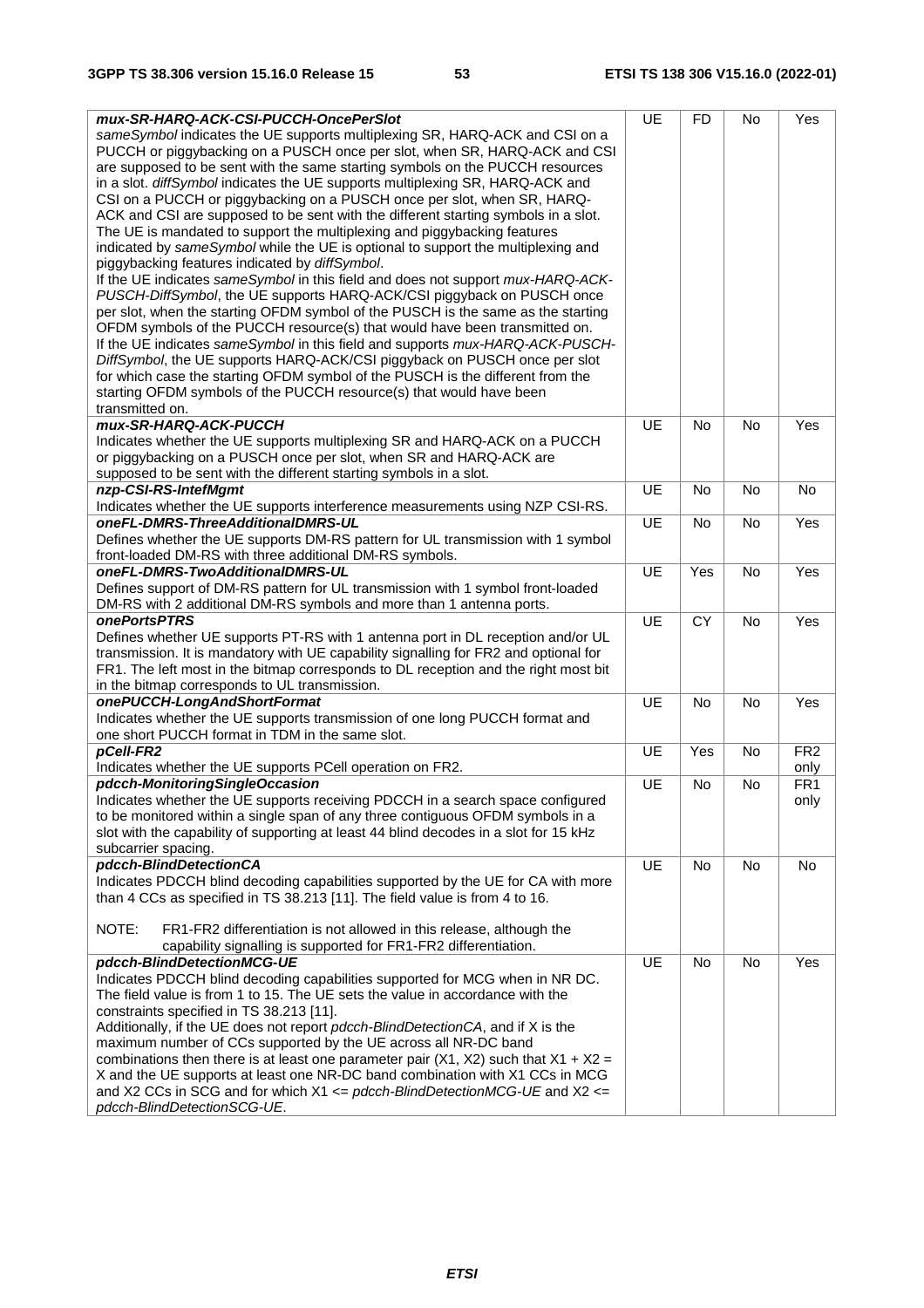| | | | | |
|---|---|---|---|---|
| ***mux-SR-HARQ-ACK-CSI-PUCCH-OncePerSlot***<br>*sameSymbol* indicates the UE supports multiplexing SR, HARQ-ACK and CSI on a PUCCH or piggybacking on a PUSCH once per slot, when SR, HARQ-ACK and CSI are supposed to be sent with the same starting symbols on the PUCCH resources in a slot. *diffSymbol* indicates the UE supports multiplexing SR, HARQ-ACK and CSI on a PUCCH or piggybacking on a PUSCH once per slot, when SR, HARQ-ACK and CSI are supposed to be sent with the different starting symbols in a slot. The UE is mandated to support the multiplexing and piggybacking features indicated by *sameSymbol* while the UE is optional to support the multiplexing and piggybacking features indicated by *diffSymbol*.<br>If the UE indicates *sameSymbol* in this field and does not support *mux-HARQ-ACK-PUSCH-DiffSymbol*, the UE supports HARQ-ACK/CSI piggyback on PUSCH once per slot, when the starting OFDM symbol of the PUSCH is the same as the starting OFDM symbols of the PUCCH resource(s) that would have been transmitted on.<br>If the UE indicates *sameSymbol* in this field and supports *mux-HARQ-ACK-PUSCH-DiffSymbol*, the UE supports HARQ-ACK/CSI piggyback on PUSCH once per slot for which case the starting OFDM symbol of the PUSCH is the different from the starting OFDM symbols of the PUCCH resource(s) that would have been transmitted on. | UE | FD | No | Yes |
| ***mux-SR-HARQ-ACK-PUCCH***<br>Indicates whether the UE supports multiplexing SR and HARQ-ACK on a PUCCH or piggybacking on a PUSCH once per slot, when SR and HARQ-ACK are supposed to be sent with the different starting symbols in a slot. | UE | No | No | Yes |
| ***nzp-CSI-RS-IntefMgmt***<br>Indicates whether the UE supports interference measurements using NZP CSI-RS. | UE | No | No | No |
| ***oneFL-DMRS-ThreeAdditionalDMRS-UL***<br>Defines whether the UE supports DM-RS pattern for UL transmission with 1 symbol front-loaded DM-RS with three additional DM-RS symbols. | UE | No | No | Yes |
| ***oneFL-DMRS-TwoAdditionalDMRS-UL***<br>Defines support of DM-RS pattern for UL transmission with 1 symbol front-loaded DM-RS with 2 additional DM-RS symbols and more than 1 antenna ports. | UE | Yes | No | Yes |
| ***onePortsPTRS***<br>Defines whether UE supports PT-RS with 1 antenna port in DL reception and/or UL transmission. It is mandatory with UE capability signalling for FR2 and optional for FR1. The left most in the bitmap corresponds to DL reception and the right most bit in the bitmap corresponds to UL transmission. | UE | CY | No | Yes |
| ***onePUCCH-LongAndShortFormat***<br>Indicates whether the UE supports transmission of one long PUCCH format and one short PUCCH format in TDM in the same slot. | UE | No | No | Yes |
| ***pCell-FR2***<br>Indicates whether the UE supports PCell operation on FR2. | UE | Yes | No | FR2 only |
| ***pdcch-MonitoringSingleOccasion***<br>Indicates whether the UE supports receiving PDCCH in a search space configured to be monitored within a single span of any three contiguous OFDM symbols in a slot with the capability of supporting at least 44 blind decodes in a slot for 15 kHz subcarrier spacing. | UE | No | No | FR1 only |
| ***pdcch-BlindDetectionCA***<br>Indicates PDCCH blind decoding capabilities supported by the UE for CA with more than 4 CCs as specified in TS 38.213 [11]. The field value is from 4 to 16.<br><br>NOTE: FR1-FR2 differentiation is not allowed in this release, although the capability signalling is supported for FR1-FR2 differentiation. | UE | No | No | No |
| ***pdcch-BlindDetectionMCG-UE***<br>Indicates PDCCH blind decoding capabilities supported for MCG when in NR DC. The field value is from 1 to 15. The UE sets the value in accordance with the constraints specified in TS 38.213 [11].<br>Additionally, if the UE does not report *pdcch-BlindDetectionCA*, and if X is the maximum number of CCs supported by the UE across all NR-DC band combinations then there is at least one parameter pair (X1, X2) such that X1 + X2 = X and the UE supports at least one NR-DC band combination with X1 CCs in MCG and X2 CCs in SCG and for which X1 <= *pdcch-BlindDetectionMCG-UE* and X2 <= *pdcch-BlindDetectionSCG-UE*. | UE | No | No | Yes |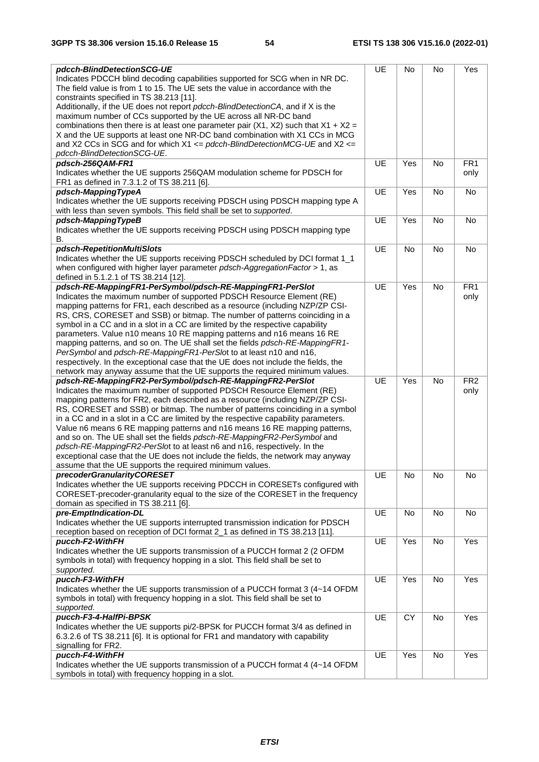| | | | | |
|---|---|---|---|---|
| ***pdcch-BlindDetectionSCG-UE***<br>Indicates PDCCH blind decoding capabilities supported for SCG when in NR DC. The field value is from 1 to 15. The UE sets the value in accordance with the constraints specified in TS 38.213 [11].<br>Additionally, if the UE does not report *pdcch-BlindDetectionCA*, and if X is the maximum number of CCs supported by the UE across all NR-DC band combinations then there is at least one parameter pair (X1, X2) such that X1 + X2 = X and the UE supports at least one NR-DC band combination with X1 CCs in MCG and X2 CCs in SCG and for which X1 <= *pdcch-BlindDetectionMCG-UE* and X2 <= *pdcch-BlindDetectionSCG-UE*. | UE | No | No | Yes |
| ***pdsch-256QAM-FR1***<br>Indicates whether the UE supports 256QAM modulation scheme for PDSCH for FR1 as defined in 7.3.1.2 of TS 38.211 [6]. | UE | Yes | No | FR1 only |
| ***pdsch-MappingTypeA***<br>Indicates whether the UE supports receiving PDSCH using PDSCH mapping type A with less than seven symbols. This field shall be set to *supported*. | UE | Yes | No | No |
| ***pdsch-MappingTypeB***<br>Indicates whether the UE supports receiving PDSCH using PDSCH mapping type B. | UE | Yes | No | No |
| ***pdsch-RepetitionMultiSlots***<br>Indicates whether the UE supports receiving PDSCH scheduled by DCI format 1_1 when configured with higher layer parameter *pdsch-AggregationFactor* > 1, as defined in 5.1.2.1 of TS 38.214 [12]. | UE | No | No | No |
| ***pdsch-RE-MappingFR1-PerSymbol/pdsch-RE-MappingFR1-PerSlot***<br>Indicates the maximum number of supported PDSCH Resource Element (RE) mapping patterns for FR1, each described as a resource (including NZP/ZP CSI-RS, CRS, CORESET and SSB) or bitmap. The number of patterns coinciding in a symbol in a CC and in a slot in a CC are limited by the respective capability parameters. Value n10 means 10 RE mapping patterns and n16 means 16 RE mapping patterns, and so on. The UE shall set the fields *pdsch-RE-MappingFR1-PerSymbol* and *pdsch-RE-MappingFR1-PerSlot* to at least n10 and n16, respectively. In the exceptional case that the UE does not include the fields, the network may anyway assume that the UE supports the required minimum values. | UE | Yes | No | FR1 only |
| ***pdsch-RE-MappingFR2-PerSymbol/pdsch-RE-MappingFR2-PerSlot***<br>Indicates the maximum number of supported PDSCH Resource Element (RE) mapping patterns for FR2, each described as a resource (including NZP/ZP CSI-RS, CORESET and SSB) or bitmap. The number of patterns coinciding in a symbol in a CC and in a slot in a CC are limited by the respective capability parameters. Value n6 means 6 RE mapping patterns and n16 means 16 RE mapping patterns, and so on. The UE shall set the fields *pdsch-RE-MappingFR2-PerSymbol* and *pdsch-RE-MappingFR2-PerSlot* to at least n6 and n16, respectively. In the exceptional case that the UE does not include the fields, the network may anyway assume that the UE supports the required minimum values. | UE | Yes | No | FR2 only |
| ***precoderGranularityCORESET***<br>Indicates whether the UE supports receiving PDCCH in CORESETs configured with CORESET-precoder-granularity equal to the size of the CORESET in the frequency domain as specified in TS 38.211 [6]. | UE | No | No | No |
| ***pre-EmptIndication-DL***<br>Indicates whether the UE supports interrupted transmission indication for PDSCH reception based on reception of DCI format 2_1 as defined in TS 38.213 [11]. | UE | No | No | No |
| ***pucch-F2-WithFH***<br>Indicates whether the UE supports transmission of a PUCCH format 2 (2 OFDM symbols in total) with frequency hopping in a slot. This field shall be set to *supported*. | UE | Yes | No | Yes |
| ***pucch-F3-WithFH***<br>Indicates whether the UE supports transmission of a PUCCH format 3 (4~14 OFDM symbols in total) with frequency hopping in a slot. This field shall be set to *supported*. | UE | Yes | No | Yes |
| ***pucch-F3-4-HalfPi-BPSK***<br>Indicates whether the UE supports pi/2-BPSK for PUCCH format 3/4 as defined in 6.3.2.6 of TS 38.211 [6]. It is optional for FR1 and mandatory with capability signalling for FR2. | UE | CY | No | Yes |
| ***pucch-F4-WithFH***<br>Indicates whether the UE supports transmission of a PUCCH format 4 (4~14 OFDM symbols in total) with frequency hopping in a slot. | UE | Yes | No | Yes |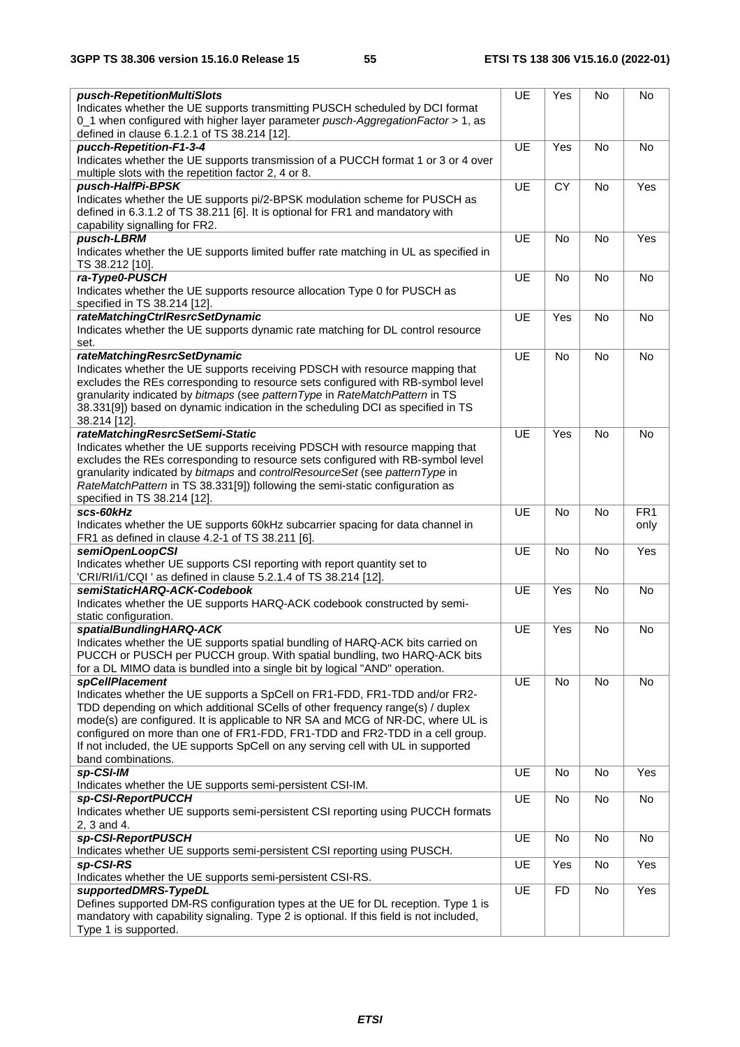| | | | | |
|---|---|---|---|---|
| ***pusch-RepetitionMultiSlots***<br>Indicates whether the UE supports transmitting PUSCH scheduled by DCI format 0_1 when configured with higher layer parameter *pusch-AggregationFactor* > 1, as defined in clause 6.1.2.1 of TS 38.214 [12]. | UE | Yes | No | No |
| ***pucch-Repetition-F1-3-4***<br>Indicates whether the UE supports transmission of a PUCCH format 1 or 3 or 4 over multiple slots with the repetition factor 2, 4 or 8. | UE | Yes | No | No |
| ***pusch-HalfPi-BPSK***<br>Indicates whether the UE supports pi/2-BPSK modulation scheme for PUSCH as defined in 6.3.1.2 of TS 38.211 [6]. It is optional for FR1 and mandatory with capability signalling for FR2. | UE | CY | No | Yes |
| ***pusch-LBRM***<br>Indicates whether the UE supports limited buffer rate matching in UL as specified in TS 38.212 [10]. | UE | No | No | Yes |
| ***ra-Type0-PUSCH***<br>Indicates whether the UE supports resource allocation Type 0 for PUSCH as specified in TS 38.214 [12]. | UE | No | No | No |
| ***rateMatchingCtrlResrcSetDynamic***<br>Indicates whether the UE supports dynamic rate matching for DL control resource set. | UE | Yes | No | No |
| ***rateMatchingResrcSetDynamic***<br>Indicates whether the UE supports receiving PDSCH with resource mapping that excludes the REs corresponding to resource sets configured with RB-symbol level granularity indicated by *bitmaps* (see *patternType* in *RateMatchPattern* in TS 38.331[9]) based on dynamic indication in the scheduling DCI as specified in TS 38.214 [12]. | UE | No | No | No |
| ***rateMatchingResrcSetSemi-Static***<br>Indicates whether the UE supports receiving PDSCH with resource mapping that excludes the REs corresponding to resource sets configured with RB-symbol level granularity indicated by *bitmaps* and *controlResourceSet* (see *patternType* in *RateMatchPattern* in TS 38.331[9]) following the semi-static configuration as specified in TS 38.214 [12]. | UE | Yes | No | No |
| ***scs-60kHz***<br>Indicates whether the UE supports 60kHz subcarrier spacing for data channel in FR1 as defined in clause 4.2-1 of TS 38.211 [6]. | UE | No | No | FR1 only |
| ***semiOpenLoopCSI***<br>Indicates whether UE supports CSI reporting with report quantity set to 'CRI/RI/i1/CQI ' as defined in clause 5.2.1.4 of TS 38.214 [12]. | UE | No | No | Yes |
| ***semiStaticHARQ-ACK-Codebook***<br>Indicates whether the UE supports HARQ-ACK codebook constructed by semi-static configuration. | UE | Yes | No | No |
| ***spatialBundlingHARQ-ACK***<br>Indicates whether the UE supports spatial bundling of HARQ-ACK bits carried on PUCCH or PUSCH per PUCCH group. With spatial bundling, two HARQ-ACK bits for a DL MIMO data is bundled into a single bit by logical "AND" operation. | UE | Yes | No | No |
| ***spCellPlacement***<br>Indicates whether the UE supports a SpCell on FR1-FDD, FR1-TDD and/or FR2-TDD depending on which additional SCells of other frequency range(s) / duplex mode(s) are configured. It is applicable to NR SA and MCG of NR-DC, where UL is configured on more than one of FR1-FDD, FR1-TDD and FR2-TDD in a cell group. If not included, the UE supports SpCell on any serving cell with UL in supported band combinations. | UE | No | No | No |
| ***sp-CSI-IM***<br>Indicates whether the UE supports semi-persistent CSI-IM. | UE | No | No | Yes |
| ***sp-CSI-ReportPUCCH***<br>Indicates whether UE supports semi-persistent CSI reporting using PUCCH formats 2, 3 and 4. | UE | No | No | No |
| ***sp-CSI-ReportPUSCH***<br>Indicates whether UE supports semi-persistent CSI reporting using PUSCH. | UE | No | No | No |
| ***sp-CSI-RS***<br>Indicates whether the UE supports semi-persistent CSI-RS. | UE | Yes | No | Yes |
| ***supportedDMRS-TypeDL***<br>Defines supported DM-RS configuration types at the UE for DL reception. Type 1 is mandatory with capability signaling. Type 2 is optional. If this field is not included, Type 1 is supported. | UE | FD | No | Yes |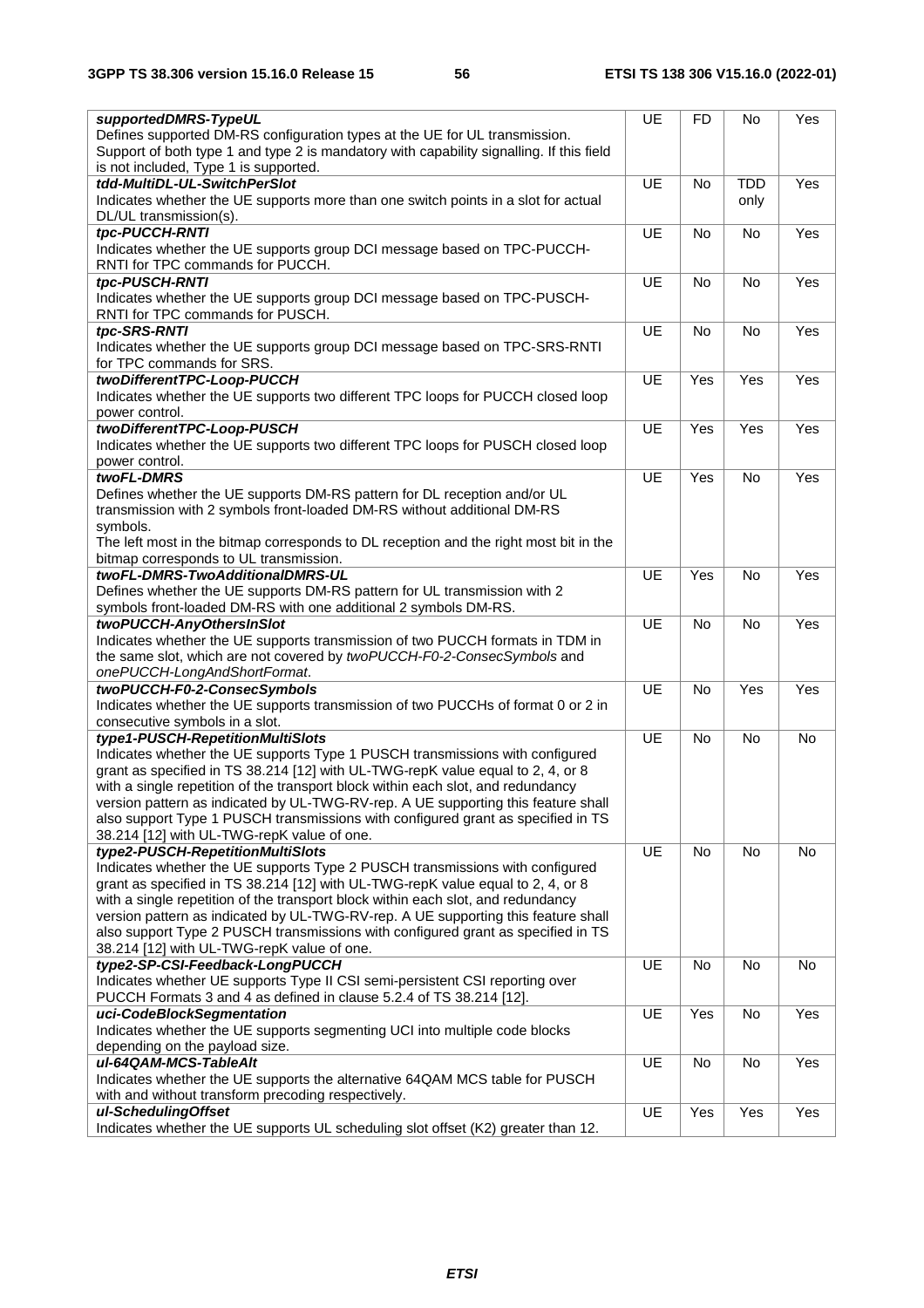| | | | | |
|---|---|---|---|---|
| ***supportedDMRS-TypeUL***<br>Defines supported DM-RS configuration types at the UE for UL transmission.<br>Support of both type 1 and type 2 is mandatory with capability signalling. If this field is not included, Type 1 is supported. | UE | FD | No | Yes |
| ***tdd-MultiDL-UL-SwitchPerSlot***<br>Indicates whether the UE supports more than one switch points in a slot for actual DL/UL transmission(s). | UE | No | TDD only | Yes |
| ***tpc-PUCCH-RNTI***<br>Indicates whether the UE supports group DCI message based on TPC-PUCCH-RNTI for TPC commands for PUCCH. | UE | No | No | Yes |
| ***tpc-PUSCH-RNTI***<br>Indicates whether the UE supports group DCI message based on TPC-PUSCH-RNTI for TPC commands for PUSCH. | UE | No | No | Yes |
| ***tpc-SRS-RNTI***<br>Indicates whether the UE supports group DCI message based on TPC-SRS-RNTI for TPC commands for SRS. | UE | No | No | Yes |
| ***twoDifferentTPC-Loop-PUCCH***<br>Indicates whether the UE supports two different TPC loops for PUCCH closed loop power control. | UE | Yes | Yes | Yes |
| ***twoDifferentTPC-Loop-PUSCH***<br>Indicates whether the UE supports two different TPC loops for PUSCH closed loop power control. | UE | Yes | Yes | Yes |
| ***twoFL-DMRS***<br>Defines whether the UE supports DM-RS pattern for DL reception and/or UL transmission with 2 symbols front-loaded DM-RS without additional DM-RS symbols.<br>The left most in the bitmap corresponds to DL reception and the right most bit in the bitmap corresponds to UL transmission. | UE | Yes | No | Yes |
| ***twoFL-DMRS-TwoAdditionalDMRS-UL***<br>Defines whether the UE supports DM-RS pattern for UL transmission with 2 symbols front-loaded DM-RS with one additional 2 symbols DM-RS. | UE | Yes | No | Yes |
| ***twoPUCCH-AnyOthersInSlot***<br>Indicates whether the UE supports transmission of two PUCCH formats in TDM in the same slot, which are not covered by *twoPUCCH-F0-2-ConsecSymbols* and *onePUCCH-LongAndShortFormat*. | UE | No | No | Yes |
| ***twoPUCCH-F0-2-ConsecSymbols***<br>Indicates whether the UE supports transmission of two PUCCHs of format 0 or 2 in consecutive symbols in a slot. | UE | No | Yes | Yes |
| ***type1-PUSCH-RepetitionMultiSlots***<br>Indicates whether the UE supports Type 1 PUSCH transmissions with configured grant as specified in TS 38.214 [12] with UL-TWG-repK value equal to 2, 4, or 8 with a single repetition of the transport block within each slot, and redundancy version pattern as indicated by UL-TWG-RV-rep. A UE supporting this feature shall also support Type 1 PUSCH transmissions with configured grant as specified in TS 38.214 [12] with UL-TWG-repK value of one. | UE | No | No | No |
| ***type2-PUSCH-RepetitionMultiSlots***<br>Indicates whether the UE supports Type 2 PUSCH transmissions with configured grant as specified in TS 38.214 [12] with UL-TWG-repK value equal to 2, 4, or 8 with a single repetition of the transport block within each slot, and redundancy version pattern as indicated by UL-TWG-RV-rep. A UE supporting this feature shall also support Type 2 PUSCH transmissions with configured grant as specified in TS 38.214 [12] with UL-TWG-repK value of one. | UE | No | No | No |
| ***type2-SP-CSI-Feedback-LongPUCCH***<br>Indicates whether UE supports Type II CSI semi-persistent CSI reporting over PUCCH Formats 3 and 4 as defined in clause 5.2.4 of TS 38.214 [12]. | UE | No | No | No |
| ***uci-CodeBlockSegmentation***<br>Indicates whether the UE supports segmenting UCI into multiple code blocks depending on the payload size. | UE | Yes | No | Yes |
| ***ul-64QAM-MCS-TableAlt***<br>Indicates whether the UE supports the alternative 64QAM MCS table for PUSCH with and without transform precoding respectively. | UE | No | No | Yes |
| ***ul-SchedulingOffset***<br>Indicates whether the UE supports UL scheduling slot offset (K2) greater than 12. | UE | Yes | Yes | Yes |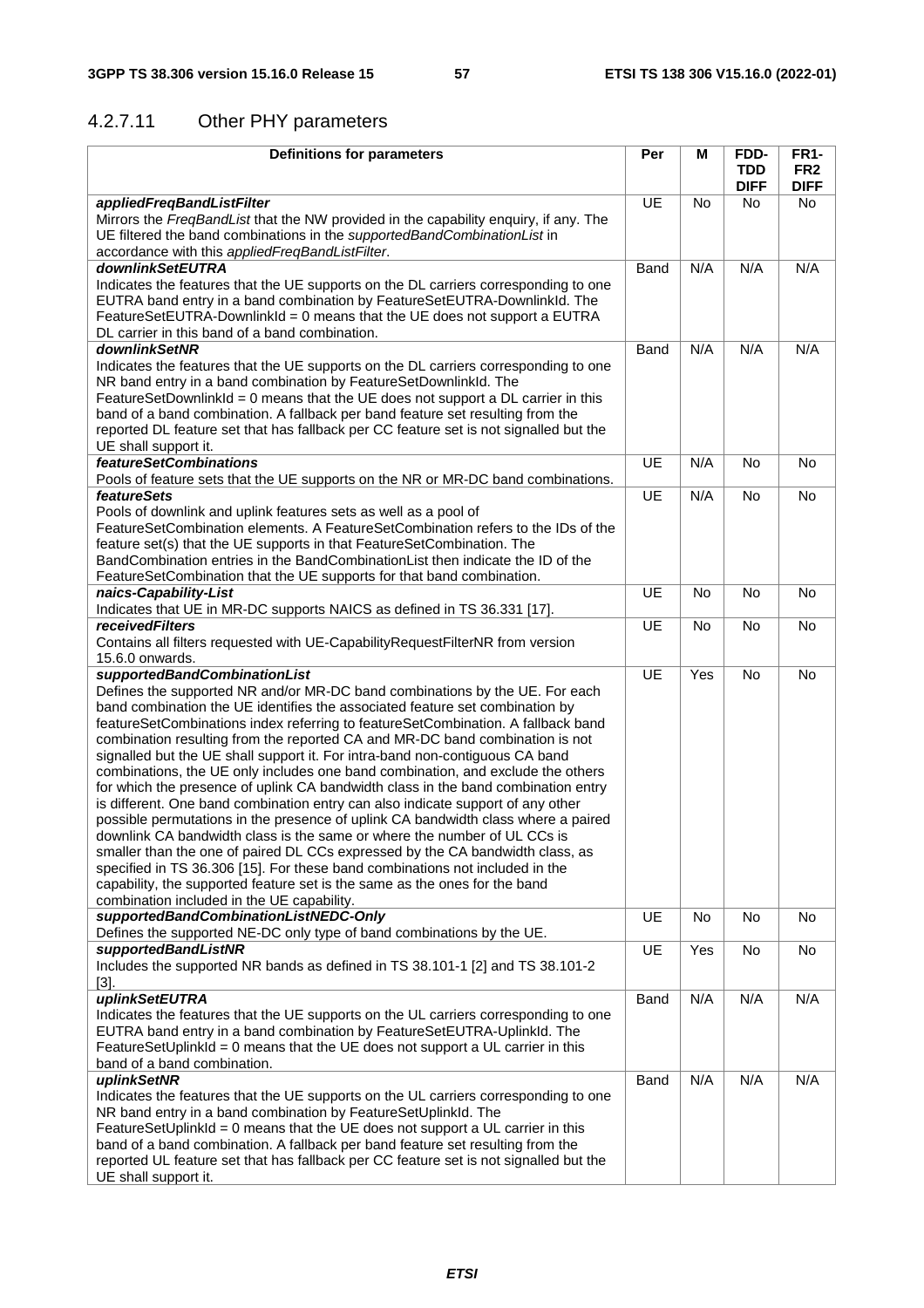### 4.2.7.11 Other PHY parameters

| Definitions for parameters | Per | M | FDD-TDD DIFF | FR1-FR2 DIFF |
|---|---|---|---|---|
| ***appliedFreqBandListFilter***<br>Mirrors the *FreqBandList* that the NW provided in the capability enquiry, if any. The UE filtered the band combinations in the *supportedBandCombinationList* in accordance with this *appliedFreqBandListFilter*. | UE | No | No | No |
| ***downlinkSetEUTRA***<br>Indicates the features that the UE supports on the DL carriers corresponding to one EUTRA band entry in a band combination by FeatureSetEUTRA-DownlinkId. The FeatureSetEUTRA-DownlinkId = 0 means that the UE does not support a EUTRA DL carrier in this band of a band combination. | Band | N/A | N/A | N/A |
| ***downlinkSetNR***<br>Indicates the features that the UE supports on the DL carriers corresponding to one NR band entry in a band combination by FeatureSetDownlinkId. The FeatureSetDownlinkId = 0 means that the UE does not support a DL carrier in this band of a band combination. A fallback per band feature set resulting from the reported DL feature set that has fallback per CC feature set is not signalled but the UE shall support it. | Band | N/A | N/A | N/A |
| ***featureSetCombinations***<br>Pools of feature sets that the UE supports on the NR or MR-DC band combinations. | UE | N/A | No | No |
| ***featureSets***<br>Pools of downlink and uplink features sets as well as a pool of FeatureSetCombination elements. A FeatureSetCombination refers to the IDs of the feature set(s) that the UE supports in that FeatureSetCombination. The BandCombination entries in the BandCombinationList then indicate the ID of the FeatureSetCombination that the UE supports for that band combination. | UE | N/A | No | No |
| ***naics-Capability-List***<br>Indicates that UE in MR-DC supports NAICS as defined in TS 36.331 [17]. | UE | No | No | No |
| ***receivedFilters***<br>Contains all filters requested with UE-CapabilityRequestFilterNR from version 15.6.0 onwards. | UE | No | No | No |
| ***supportedBandCombinationList***<br>Defines the supported NR and/or MR-DC band combinations by the UE. For each band combination the UE identifies the associated feature set combination by featureSetCombinations index referring to featureSetCombination. A fallback band combination resulting from the reported CA and MR-DC band combination is not signalled but the UE shall support it. For intra-band non-contiguous CA band combinations, the UE only includes one band combination, and exclude the others for which the presence of uplink CA bandwidth class in the band combination entry is different. One band combination entry can also indicate support of any other possible permutations in the presence of uplink CA bandwidth class where a paired downlink CA bandwidth class is the same or where the number of UL CCs is smaller than the one of paired DL CCs expressed by the CA bandwidth class, as specified in TS 36.306 [15]. For these band combinations not included in the capability, the supported feature set is the same as the ones for the band combination included in the UE capability. | UE | Yes | No | No |
| ***supportedBandCombinationListNEDC-Only***<br>Defines the supported NE-DC only type of band combinations by the UE. | UE | No | No | No |
| ***supportedBandListNR***<br>Includes the supported NR bands as defined in TS 38.101-1 [2] and TS 38.101-2 [3]. | UE | Yes | No | No |
| ***uplinkSetEUTRA***<br>Indicates the features that the UE supports on the UL carriers corresponding to one EUTRA band entry in a band combination by FeatureSetEUTRA-UplinkId. The FeatureSetUplinkId = 0 means that the UE does not support a UL carrier in this band of a band combination. | Band | N/A | N/A | N/A |
| ***uplinkSetNR***<br>Indicates the features that the UE supports on the UL carriers corresponding to one NR band entry in a band combination by FeatureSetUplinkId. The FeatureSetUplinkId = 0 means that the UE does not support a UL carrier in this band of a band combination. A fallback per band feature set resulting from the reported UL feature set that has fallback per CC feature set is not signalled but the UE shall support it. | Band | N/A | N/A | N/A |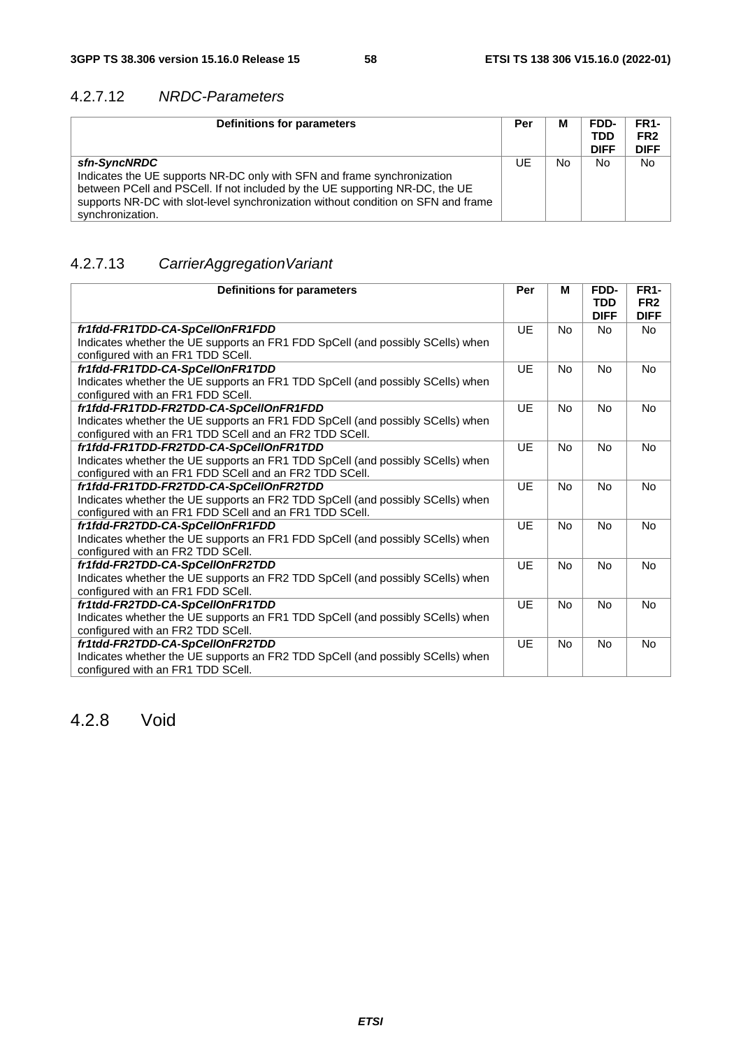### 4.2.7.12 *NRDC-Parameters*

| Definitions for parameters | Per | M | FDD-TDD DIFF | FR1-FR2 DIFF |
|---|---|---|---|---|
| ***sfn-SyncNRDC***<br>Indicates the UE supports NR-DC only with SFN and frame synchronization between PCell and PSCell. If not included by the UE supporting NR-DC, the UE supports NR-DC with slot-level synchronization without condition on SFN and frame synchronization. | UE | No | No | No |

### 4.2.7.13 *CarrierAggregationVariant*

| Definitions for parameters | Per | M | FDD-TDD DIFF | FR1-FR2 DIFF |
|---|---|---|---|---|
| ***fr1fdd-FR1TDD-CA-SpCellOnFR1FDD***<br>Indicates whether the UE supports an FR1 FDD SpCell (and possibly SCells) when configured with an FR1 TDD SCell. | UE | No | No | No |
| ***fr1fdd-FR1TDD-CA-SpCellOnFR1TDD***<br>Indicates whether the UE supports an FR1 TDD SpCell (and possibly SCells) when configured with an FR1 FDD SCell. | UE | No | No | No |
| ***fr1fdd-FR1TDD-FR2TDD-CA-SpCellOnFR1FDD***<br>Indicates whether the UE supports an FR1 FDD SpCell (and possibly SCells) when configured with an FR1 TDD SCell and an FR2 TDD SCell. | UE | No | No | No |
| ***fr1fdd-FR1TDD-FR2TDD-CA-SpCellOnFR1TDD***<br>Indicates whether the UE supports an FR1 TDD SpCell (and possibly SCells) when configured with an FR1 FDD SCell and an FR2 TDD SCell. | UE | No | No | No |
| ***fr1fdd-FR1TDD-FR2TDD-CA-SpCellOnFR2TDD***<br>Indicates whether the UE supports an FR2 TDD SpCell (and possibly SCells) when configured with an FR1 FDD SCell and an FR1 TDD SCell. | UE | No | No | No |
| ***fr1fdd-FR2TDD-CA-SpCellOnFR1FDD***<br>Indicates whether the UE supports an FR1 FDD SpCell (and possibly SCells) when configured with an FR2 TDD SCell. | UE | No | No | No |
| ***fr1fdd-FR2TDD-CA-SpCellOnFR2TDD***<br>Indicates whether the UE supports an FR2 TDD SpCell (and possibly SCells) when configured with an FR1 FDD SCell. | UE | No | No | No |
| ***fr1tdd-FR2TDD-CA-SpCellOnFR1TDD***<br>Indicates whether the UE supports an FR1 TDD SpCell (and possibly SCells) when configured with an FR2 TDD SCell. | UE | No | No | No |
| ***fr1tdd-FR2TDD-CA-SpCellOnFR2TDD***<br>Indicates whether the UE supports an FR2 TDD SpCell (and possibly SCells) when configured with an FR1 TDD SCell. | UE | No | No | No |

## 4.2.8 Void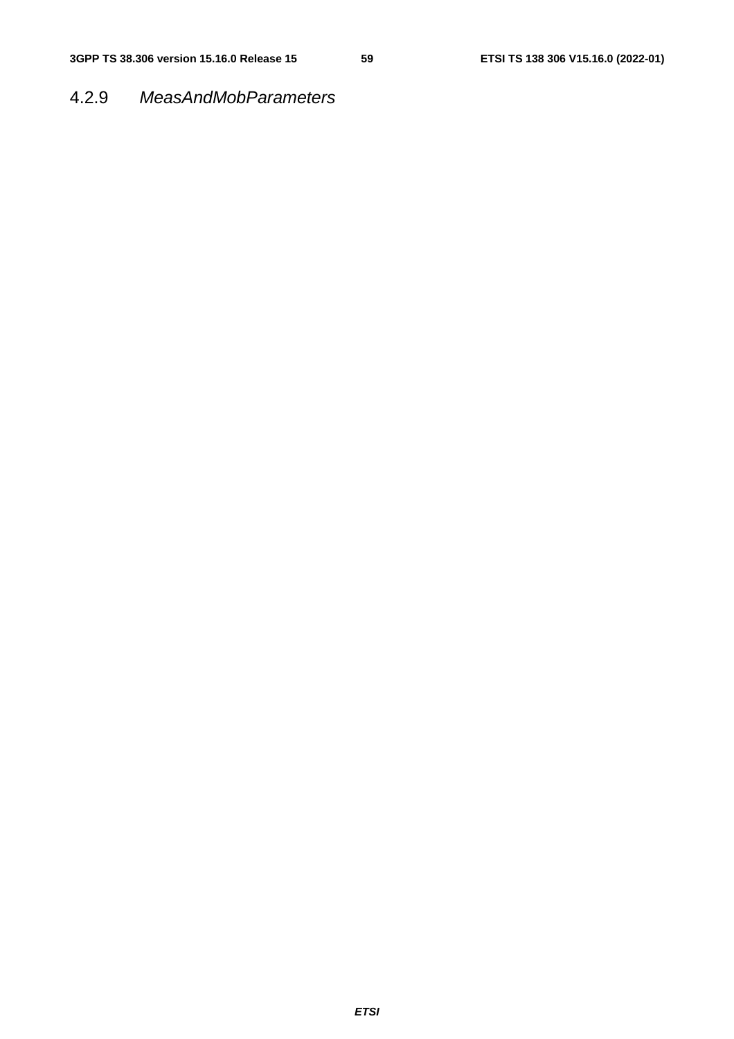### 4.2.9 *MeasAndMobParameters*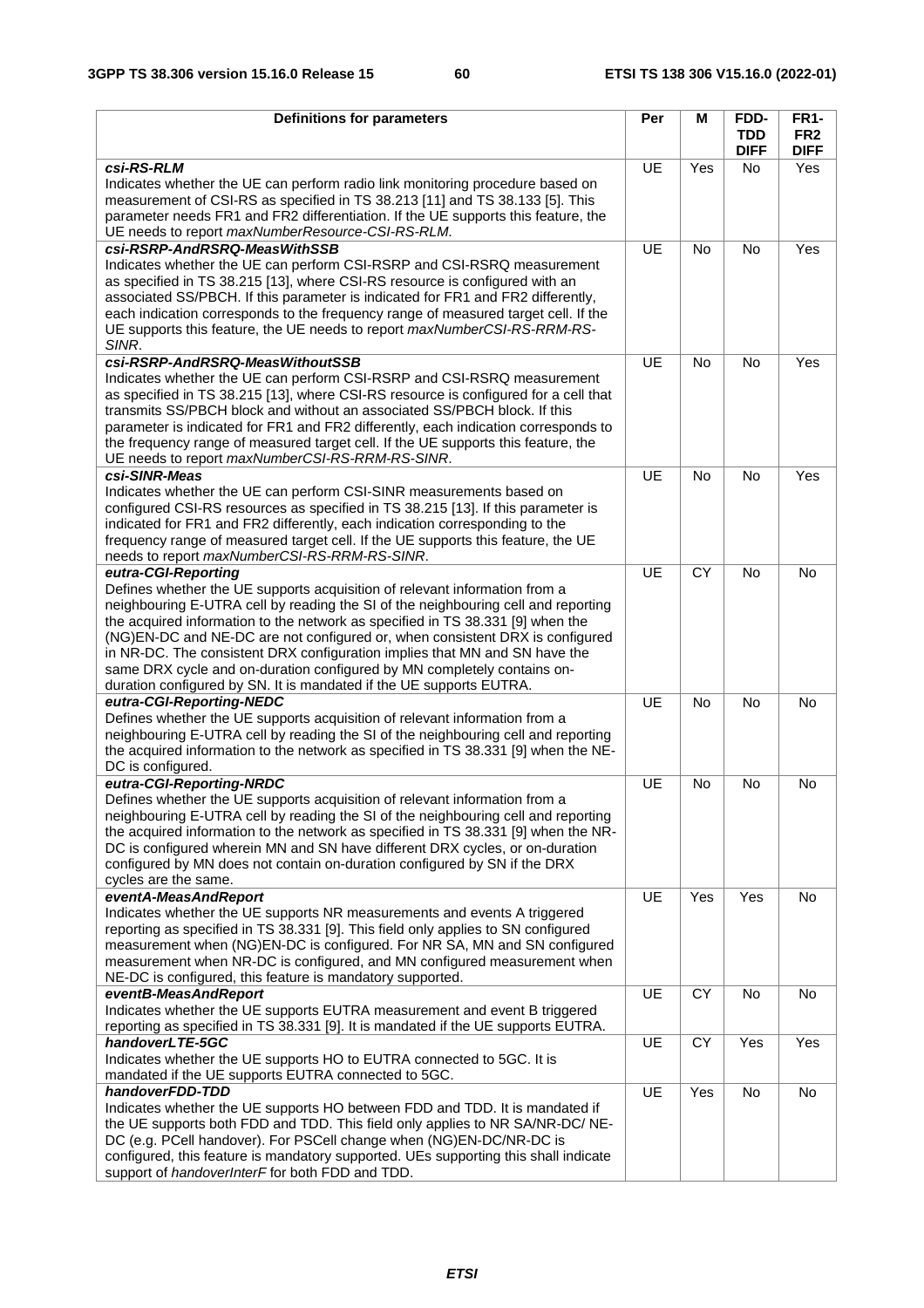| Definitions for parameters | Per | M | FDD-TDD DIFF | FR1-FR2 DIFF |
|---|---|---|---|---|
| ***csi-RS-RLM***<br>Indicates whether the UE can perform radio link monitoring procedure based on measurement of CSI-RS as specified in TS 38.213 [11] and TS 38.133 [5]. This parameter needs FR1 and FR2 differentiation. If the UE supports this feature, the UE needs to report *maxNumberResource-CSI-RS-RLM*. | UE | Yes | No | Yes |
| ***csi-RSRP-AndRSRQ-MeasWithSSB***<br>Indicates whether the UE can perform CSI-RSRP and CSI-RSRQ measurement as specified in TS 38.215 [13], where CSI-RS resource is configured with an associated SS/PBCH. If this parameter is indicated for FR1 and FR2 differently, each indication corresponds to the frequency range of measured target cell. If the UE supports this feature, the UE needs to report *maxNumberCSI-RS-RRM-RS-SINR*. | UE | No | No | Yes |
| ***csi-RSRP-AndRSRQ-MeasWithoutSSB***<br>Indicates whether the UE can perform CSI-RSRP and CSI-RSRQ measurement as specified in TS 38.215 [13], where CSI-RS resource is configured for a cell that transmits SS/PBCH block and without an associated SS/PBCH block. If this parameter is indicated for FR1 and FR2 differently, each indication corresponds to the frequency range of measured target cell. If the UE supports this feature, the UE needs to report *maxNumberCSI-RS-RRM-RS-SINR*. | UE | No | No | Yes |
| ***csi-SINR-Meas***<br>Indicates whether the UE can perform CSI-SINR measurements based on configured CSI-RS resources as specified in TS 38.215 [13]. If this parameter is indicated for FR1 and FR2 differently, each indication corresponding to the frequency range of measured target cell. If the UE supports this feature, the UE needs to report *maxNumberCSI-RS-RRM-RS-SINR*. | UE | No | No | Yes |
| ***eutra-CGI-Reporting***<br>Defines whether the UE supports acquisition of relevant information from a neighbouring E-UTRA cell by reading the SI of the neighbouring cell and reporting the acquired information to the network as specified in TS 38.331 [9] when the (NG)EN-DC and NE-DC are not configured or, when consistent DRX is configured in NR-DC. The consistent DRX configuration implies that MN and SN have the same DRX cycle and on-duration configured by MN completely contains on-duration configured by SN. It is mandated if the UE supports EUTRA. | UE | CY | No | No |
| ***eutra-CGI-Reporting-NEDC***<br>Defines whether the UE supports acquisition of relevant information from a neighbouring E-UTRA cell by reading the SI of the neighbouring cell and reporting the acquired information to the network as specified in TS 38.331 [9] when the NE-DC is configured. | UE | No | No | No |
| ***eutra-CGI-Reporting-NRDC***<br>Defines whether the UE supports acquisition of relevant information from a neighbouring E-UTRA cell by reading the SI of the neighbouring cell and reporting the acquired information to the network as specified in TS 38.331 [9] when the NR-DC is configured wherein MN and SN have different DRX cycles, or on-duration configured by MN does not contain on-duration configured by SN if the DRX cycles are the same. | UE | No | No | No |
| ***eventA-MeasAndReport***<br>Indicates whether the UE supports NR measurements and events A triggered reporting as specified in TS 38.331 [9]. This field only applies to SN configured measurement when (NG)EN-DC is configured. For NR SA, MN and SN configured measurement when NR-DC is configured, and MN configured measurement when NE-DC is configured, this feature is mandatory supported. | UE | Yes | Yes | No |
| ***eventB-MeasAndReport***<br>Indicates whether the UE supports EUTRA measurement and event B triggered reporting as specified in TS 38.331 [9]. It is mandated if the UE supports EUTRA. | UE | CY | No | No |
| ***handoverLTE-5GC***<br>Indicates whether the UE supports HO to EUTRA connected to 5GC. It is mandated if the UE supports EUTRA connected to 5GC. | UE | CY | Yes | Yes |
| ***handoverFDD-TDD***<br>Indicates whether the UE supports HO between FDD and TDD. It is mandated if the UE supports both FDD and TDD. This field only applies to NR SA/NR-DC/ NE-DC (e.g. PCell handover). For PSCell change when (NG)EN-DC/NR-DC is configured, this feature is mandatory supported. UEs supporting this shall indicate support of *handoverInterF* for both FDD and TDD. | UE | Yes | No | No |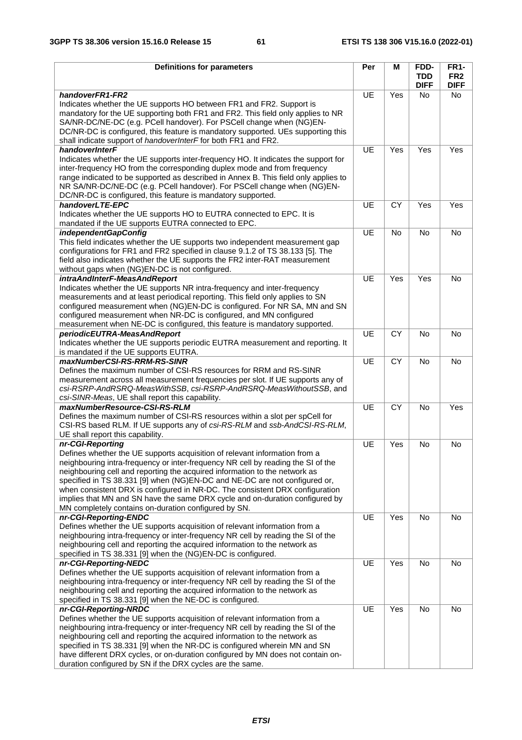| Definitions for parameters | Per | M | FDD-TDD DIFF | FR1-FR2 DIFF |
|---|---|---|---|---|
| ***handoverFR1-FR2***<br>Indicates whether the UE supports HO between FR1 and FR2. Support is mandatory for the UE supporting both FR1 and FR2. This field only applies to NR SA/NR-DC/NE-DC (e.g. PCell handover). For PSCell change when (NG)EN-DC/NR-DC is configured, this feature is mandatory supported. UEs supporting this shall indicate support of *handoverInterF* for both FR1 and FR2. | UE | Yes | No | No |
| ***handoverInterF***<br>Indicates whether the UE supports inter-frequency HO. It indicates the support for inter-frequency HO from the corresponding duplex mode and from frequency range indicated to be supported as described in Annex B. This field only applies to NR SA/NR-DC/NE-DC (e.g. PCell handover). For PSCell change when (NG)EN-DC/NR-DC is configured, this feature is mandatory supported. | UE | Yes | Yes | Yes |
| ***handoverLTE-EPC***<br>Indicates whether the UE supports HO to EUTRA connected to EPC. It is mandated if the UE supports EUTRA connected to EPC. | UE | CY | Yes | Yes |
| ***independentGapConfig***<br>This field indicates whether the UE supports two independent measurement gap configurations for FR1 and FR2 specified in clause 9.1.2 of TS 38.133 [5]. The field also indicates whether the UE supports the FR2 inter-RAT measurement without gaps when (NG)EN-DC is not configured. | UE | No | No | No |
| ***intraAndInterF-MeasAndReport***<br>Indicates whether the UE supports NR intra-frequency and inter-frequency measurements and at least periodical reporting. This field only applies to SN configured measurement when (NG)EN-DC is configured. For NR SA, MN and SN configured measurement when NR-DC is configured, and MN configured measurement when NE-DC is configured, this feature is mandatory supported. | UE | Yes | Yes | No |
| ***periodicEUTRA-MeasAndReport***<br>Indicates whether the UE supports periodic EUTRA measurement and reporting. It is mandated if the UE supports EUTRA. | UE | CY | No | No |
| ***maxNumberCSI-RS-RRM-RS-SINR***<br>Defines the maximum number of CSI-RS resources for RRM and RS-SINR measurement across all measurement frequencies per slot. If UE supports any of *csi-RSRP-AndRSRQ-MeasWithSSB*, *csi-RSRP-AndRSRQ-MeasWithoutSSB*, and *csi-SINR-Meas*, UE shall report this capability. | UE | CY | No | No |
| ***maxNumberResource-CSI-RS-RLM***<br>Defines the maximum number of CSI-RS resources within a slot per spCell for CSI-RS based RLM. If UE supports any of *csi-RS-RLM* and *ssb-AndCSI-RS-RLM*, UE shall report this capability. | UE | CY | No | Yes |
| ***nr-CGI-Reporting***<br>Defines whether the UE supports acquisition of relevant information from a neighbouring intra-frequency or inter-frequency NR cell by reading the SI of the neighbouring cell and reporting the acquired information to the network as specified in TS 38.331 [9] when (NG)EN-DC and NE-DC are not configured or, when consistent DRX is configured in NR-DC. The consistent DRX configuration implies that MN and SN have the same DRX cycle and on-duration configured by MN completely contains on-duration configured by SN. | UE | Yes | No | No |
| ***nr-CGI-Reporting-ENDC***<br>Defines whether the UE supports acquisition of relevant information from a neighbouring intra-frequency or inter-frequency NR cell by reading the SI of the neighbouring cell and reporting the acquired information to the network as specified in TS 38.331 [9] when the (NG)EN-DC is configured. | UE | Yes | No | No |
| ***nr-CGI-Reporting-NEDC***<br>Defines whether the UE supports acquisition of relevant information from a neighbouring intra-frequency or inter-frequency NR cell by reading the SI of the neighbouring cell and reporting the acquired information to the network as specified in TS 38.331 [9] when the NE-DC is configured. | UE | Yes | No | No |
| ***nr-CGI-Reporting-NRDC***<br>Defines whether the UE supports acquisition of relevant information from a neighbouring intra-frequency or inter-frequency NR cell by reading the SI of the neighbouring cell and reporting the acquired information to the network as specified in TS 38.331 [9] when the NR-DC is configured wherein MN and SN have different DRX cycles, or on-duration configured by MN does not contain on-duration configured by SN if the DRX cycles are the same. | UE | Yes | No | No |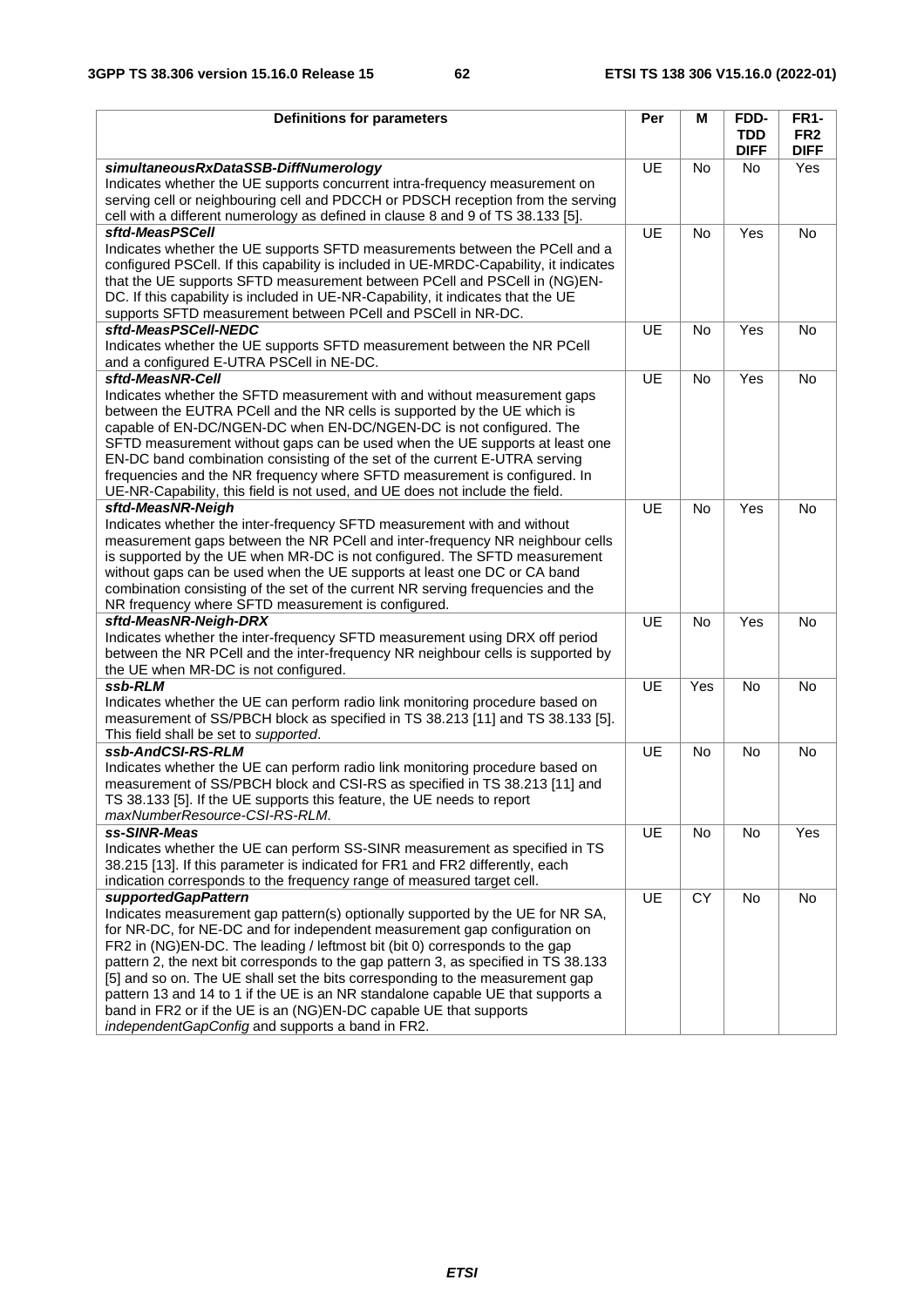| Definitions for parameters | Per | M | FDD-TDD DIFF | FR1-FR2 DIFF |
|---|---|---|---|---|
| ***simultaneousRxDataSSB-DiffNumerology*** Indicates whether the UE supports concurrent intra-frequency measurement on serving cell or neighbouring cell and PDCCH or PDSCH reception from the serving cell with a different numerology as defined in clause 8 and 9 of TS 38.133 [5]. | UE | No | No | Yes |
| ***sftd-MeasPSCell*** Indicates whether the UE supports SFTD measurements between the PCell and a configured PSCell. If this capability is included in UE-MRDC-Capability, it indicates that the UE supports SFTD measurement between PCell and PSCell in (NG)EN-DC. If this capability is included in UE-NR-Capability, it indicates that the UE supports SFTD measurement between PCell and PSCell in NR-DC. | UE | No | Yes | No |
| ***sftd-MeasPSCell-NEDC*** Indicates whether the UE supports SFTD measurement between the NR PCell and a configured E-UTRA PSCell in NE-DC. | UE | No | Yes | No |
| ***sftd-MeasNR-Cell*** Indicates whether the SFTD measurement with and without measurement gaps between the EUTRA PCell and the NR cells is supported by the UE which is capable of EN-DC/NGEN-DC when EN-DC/NGEN-DC is not configured. The SFTD measurement without gaps can be used when the UE supports at least one EN-DC band combination consisting of the set of the current E-UTRA serving frequencies and the NR frequency where SFTD measurement is configured. In UE-NR-Capability, this field is not used, and UE does not include the field. | UE | No | Yes | No |
| ***sftd-MeasNR-Neigh*** Indicates whether the inter-frequency SFTD measurement with and without measurement gaps between the NR PCell and inter-frequency NR neighbour cells is supported by the UE when MR-DC is not configured. The SFTD measurement without gaps can be used when the UE supports at least one DC or CA band combination consisting of the set of the current NR serving frequencies and the NR frequency where SFTD measurement is configured. | UE | No | Yes | No |
| ***sftd-MeasNR-Neigh-DRX*** Indicates whether the inter-frequency SFTD measurement using DRX off period between the NR PCell and the inter-frequency NR neighbour cells is supported by the UE when MR-DC is not configured. | UE | No | Yes | No |
| ***ssb-RLM*** Indicates whether the UE can perform radio link monitoring procedure based on measurement of SS/PBCH block as specified in TS 38.213 [11] and TS 38.133 [5]. This field shall be set to *supported*. | UE | Yes | No | No |
| ***ssb-AndCSI-RS-RLM*** Indicates whether the UE can perform radio link monitoring procedure based on measurement of SS/PBCH block and CSI-RS as specified in TS 38.213 [11] and TS 38.133 [5]. If the UE supports this feature, the UE needs to report *maxNumberResource-CSI-RS-RLM*. | UE | No | No | No |
| ***ss-SINR-Meas*** Indicates whether the UE can perform SS-SINR measurement as specified in TS 38.215 [13]. If this parameter is indicated for FR1 and FR2 differently, each indication corresponds to the frequency range of measured target cell. | UE | No | No | Yes |
| ***supportedGapPattern*** Indicates measurement gap pattern(s) optionally supported by the UE for NR SA, for NR-DC, for NE-DC and for independent measurement gap configuration on FR2 in (NG)EN-DC. The leading / leftmost bit (bit 0) corresponds to the gap pattern 2, the next bit corresponds to the gap pattern 3, as specified in TS 38.133 [5] and so on. The UE shall set the bits corresponding to the measurement gap pattern 13 and 14 to 1 if the UE is an NR standalone capable UE that supports a band in FR2 or if the UE is an (NG)EN-DC capable UE that supports *independentGapConfig* and supports a band in FR2. | UE | CY | No | No |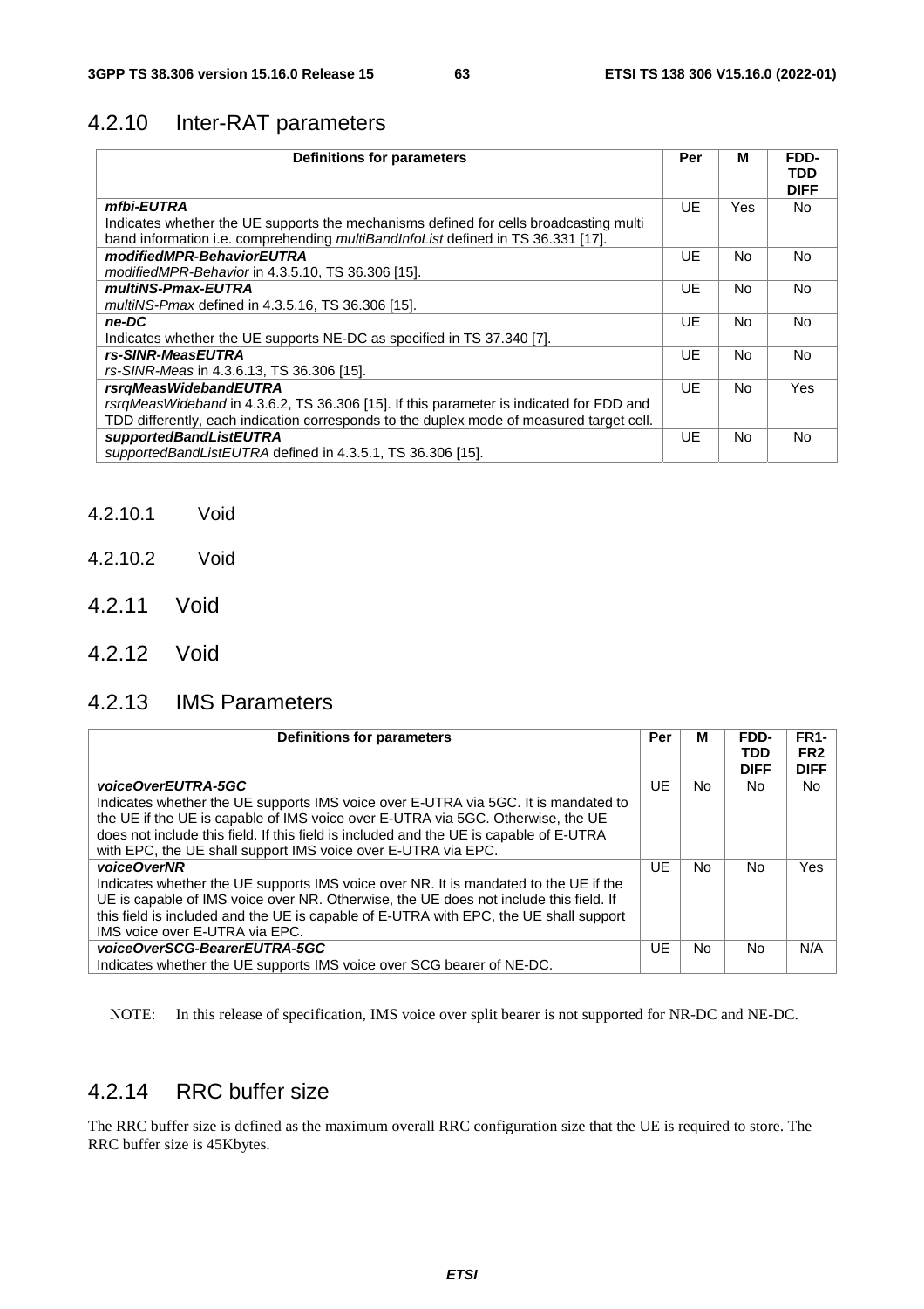## 4.2.10 Inter-RAT parameters

| Definitions for parameters | Per | M | FDD-TDD DIFF |
|---|---|---|---|
| ***mfbi-EUTRA***<br>Indicates whether the UE supports the mechanisms defined for cells broadcasting multi band information i.e. comprehending *multiBandInfoList* defined in TS 36.331 [17]. | UE | Yes | No |
| ***modifiedMPR-BehaviorEUTRA***<br>*modifiedMPR-Behavior* in 4.3.5.10, TS 36.306 [15]. | UE | No | No |
| ***multiNS-Pmax-EUTRA***<br>*multiNS-Pmax* defined in 4.3.5.16, TS 36.306 [15]. | UE | No | No |
| ***ne-DC***<br>Indicates whether the UE supports NE-DC as specified in TS 37.340 [7]. | UE | No | No |
| ***rs-SINR-MeasEUTRA***<br>*rs-SINR-Meas* in 4.3.6.13, TS 36.306 [15]. | UE | No | No |
| ***rsrqMeasWidebandEUTRA***<br>*rsrqMeasWideband* in 4.3.6.2, TS 36.306 [15]. If this parameter is indicated for FDD and TDD differently, each indication corresponds to the duplex mode of measured target cell. | UE | No | Yes |
| ***supportedBandListEUTRA***<br>*supportedBandListEUTRA* defined in 4.3.5.1, TS 36.306 [15]. | UE | No | No |

#### 4.2.10.1 Void

#### 4.2.10.2 Void

## 4.2.11 Void

## 4.2.12 Void

## 4.2.13 IMS Parameters

| Definitions for parameters | Per | M | FDD-TDD DIFF | FR1-FR2 DIFF |
|---|---|---|---|---|
| ***voiceOverEUTRA-5GC***<br>Indicates whether the UE supports IMS voice over E-UTRA via 5GC. It is mandated to the UE if the UE is capable of IMS voice over E-UTRA via 5GC. Otherwise, the UE does not include this field. If this field is included and the UE is capable of E-UTRA with EPC, the UE shall support IMS voice over E-UTRA via EPC. | UE | No | No | No |
| ***voiceOverNR***<br>Indicates whether the UE supports IMS voice over NR. It is mandated to the UE if the UE is capable of IMS voice over NR. Otherwise, the UE does not include this field. If this field is included and the UE is capable of E-UTRA with EPC, the UE shall support IMS voice over E-UTRA via EPC. | UE | No | No | Yes |
| ***voiceOverSCG-BearerEUTRA-5GC***<br>Indicates whether the UE supports IMS voice over SCG bearer of NE-DC. | UE | No | No | N/A |

NOTE: In this release of specification, IMS voice over split bearer is not supported for NR-DC and NE-DC.

## 4.2.14 RRC buffer size

The RRC buffer size is defined as the maximum overall RRC configuration size that the UE is required to store. The RRC buffer size is 45Kbytes.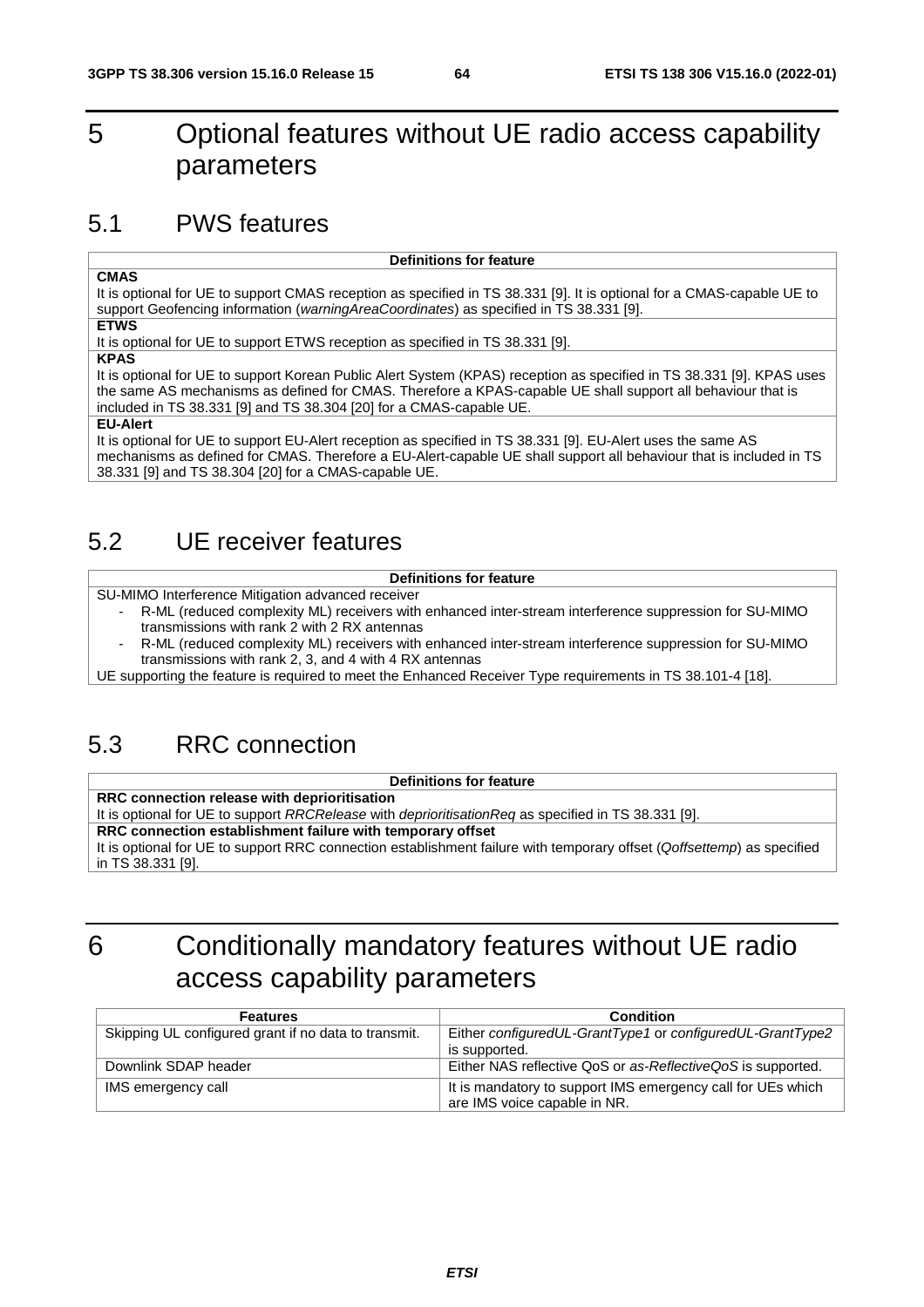# 5 Optional features without UE radio access capability parameters

## 5.1 PWS features

| Definitions for feature |
|---|
| **CMAS**<br>It is optional for UE to support CMAS reception as specified in TS 38.331 [9]. It is optional for a CMAS-capable UE to support Geofencing information (*warningAreaCoordinates*) as specified in TS 38.331 [9]. |
| **ETWS**<br>It is optional for UE to support ETWS reception as specified in TS 38.331 [9]. |
| **KPAS**<br>It is optional for UE to support Korean Public Alert System (KPAS) reception as specified in TS 38.331 [9]. KPAS uses the same AS mechanisms as defined for CMAS. Therefore a KPAS-capable UE shall support all behaviour that is included in TS 38.331 [9] and TS 38.304 [20] for a CMAS-capable UE. |
| **EU-Alert**<br>It is optional for UE to support EU-Alert reception as specified in TS 38.331 [9]. EU-Alert uses the same AS mechanisms as defined for CMAS. Therefore a EU-Alert-capable UE shall support all behaviour that is included in TS 38.331 [9] and TS 38.304 [20] for a CMAS-capable UE. |

## 5.2 UE receiver features

| Definitions for feature |
|---|
| SU-MIMO Interference Mitigation advanced receiver<br>- R-ML (reduced complexity ML) receivers with enhanced inter-stream interference suppression for SU-MIMO transmissions with rank 2 with 2 RX antennas<br>- R-ML (reduced complexity ML) receivers with enhanced inter-stream interference suppression for SU-MIMO transmissions with rank 2, 3, and 4 with 4 RX antennas<br>UE supporting the feature is required to meet the Enhanced Receiver Type requirements in TS 38.101-4 [18]. |

## 5.3 RRC connection

| Definitions for feature |
|---|
| **RRC connection release with deprioritisation**<br>It is optional for UE to support *RRCRelease* with *deprioritisationReq* as specified in TS 38.331 [9]. |
| **RRC connection establishment failure with temporary offset**<br>It is optional for UE to support RRC connection establishment failure with temporary offset (*Qoffsettemp*) as specified in TS 38.331 [9]. |

# 6 Conditionally mandatory features without UE radio access capability parameters

| Features | Condition |
|---|---|
| Skipping UL configured grant if no data to transmit. | Either *configuredUL-GrantType1* or *configuredUL-GrantType2* is supported. |
| Downlink SDAP header | Either NAS reflective QoS or *as-ReflectiveQoS* is supported. |
| IMS emergency call | It is mandatory to support IMS emergency call for UEs which are IMS voice capable in NR. |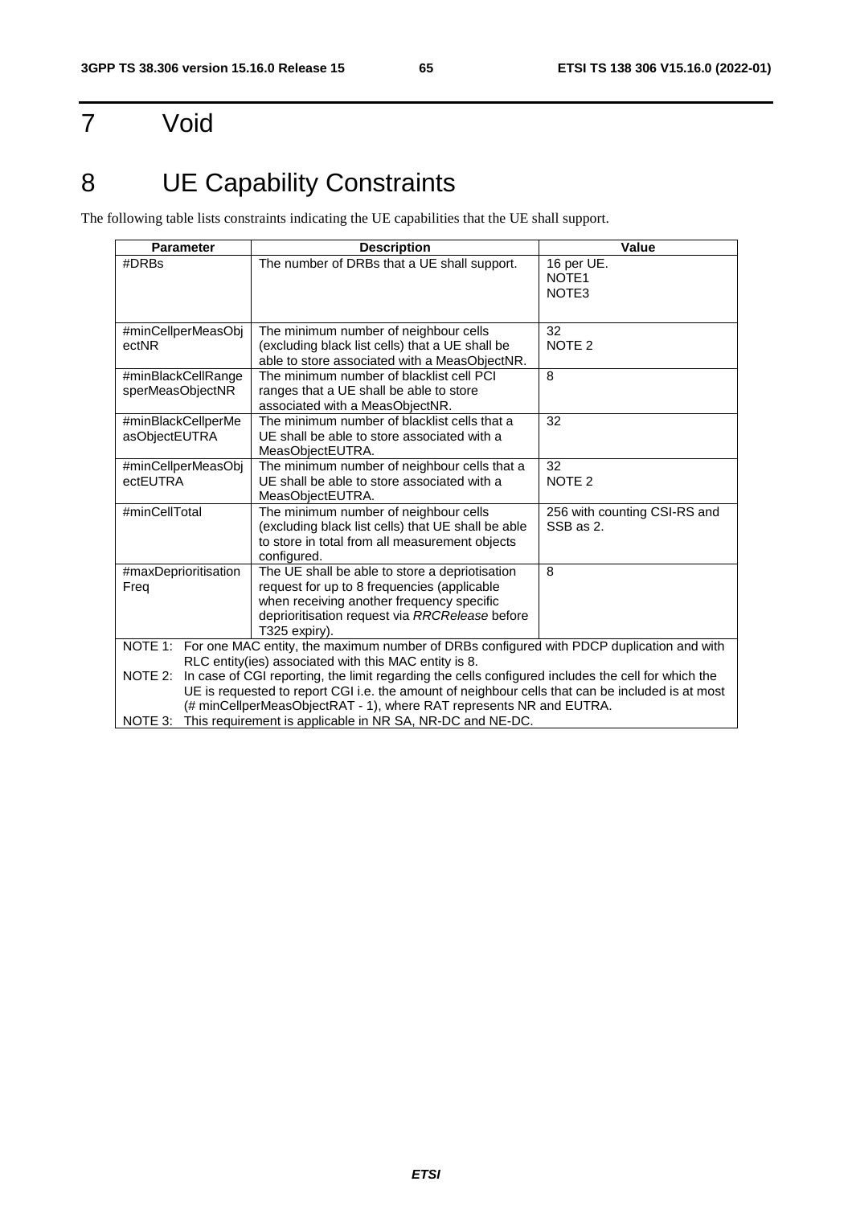# 7 Void

# 8 UE Capability Constraints

The following table lists constraints indicating the UE capabilities that the UE shall support.

| Parameter | Description | Value |
|---|---|---|
| #DRBs | The number of DRBs that a UE shall support. | 16 per UE.<br>NOTE1<br>NOTE3 |
| #minCellperMeasObjectNR | The minimum number of neighbour cells (excluding black list cells) that a UE shall be able to store associated with a MeasObjectNR. | 32<br>NOTE 2 |
| #minBlackCellRangesperMeasObjectNR | The minimum number of blacklist cell PCI ranges that a UE shall be able to store associated with a MeasObjectNR. | 8 |
| #minBlackCellperMeasObjectEUTRA | The minimum number of blacklist cells that a UE shall be able to store associated with a MeasObjectEUTRA. | 32 |
| #minCellperMeasObjectEUTRA | The minimum number of neighbour cells that a UE shall be able to store associated with a MeasObjectEUTRA. | 32<br>NOTE 2 |
| #minCellTotal | The minimum number of neighbour cells (excluding black list cells) that UE shall be able to store in total from all measurement objects configured. | 256 with counting CSI-RS and SSB as 2. |
| #maxDeprioritisationFreq | The UE shall be able to store a depriotisation request for up to 8 frequencies (applicable when receiving another frequency specific deprioritisation request via *RRCRelease* before T325 expiry). | 8 |
| NOTE 1: For one MAC entity, the maximum number of DRBs configured with PDCP duplication and with RLC entity(ies) associated with this MAC entity is 8.<br>NOTE 2: In case of CGI reporting, the limit regarding the cells configured includes the cell for which the UE is requested to report CGI i.e. the amount of neighbour cells that can be included is at most (# minCellperMeasObjectRAT - 1), where RAT represents NR and EUTRA.<br>NOTE 3: This requirement is applicable in NR SA, NR-DC and NE-DC. | | |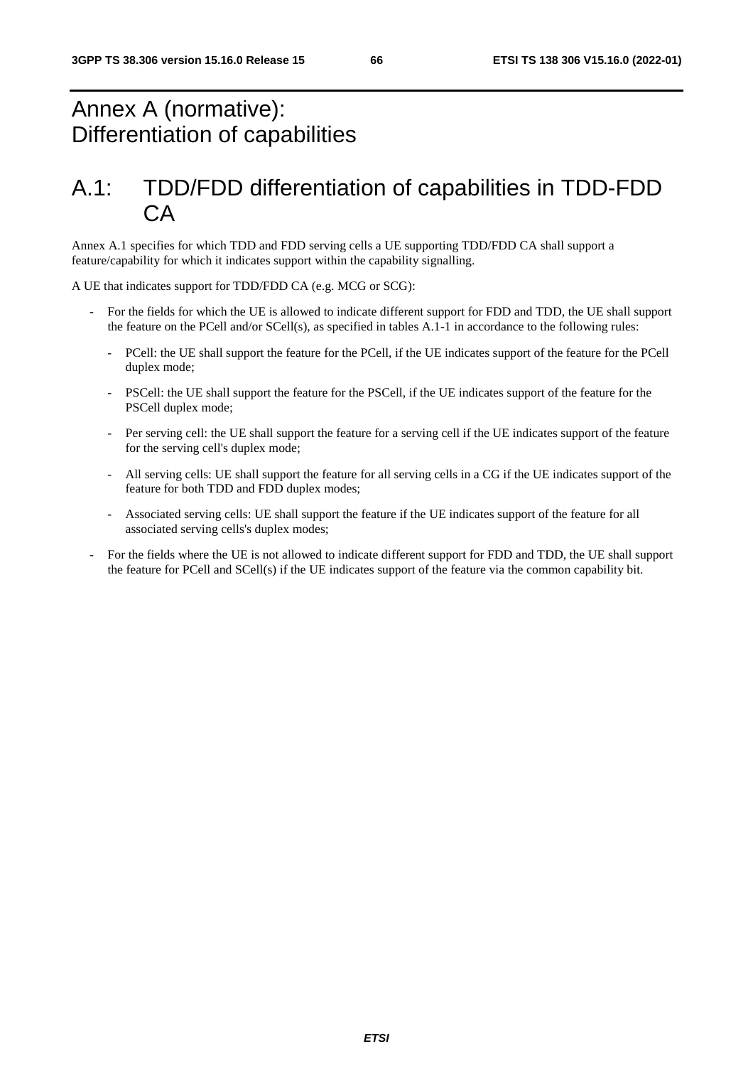# Annex A (normative): Differentiation of capabilities

# A.1: TDD/FDD differentiation of capabilities in TDD-FDD CA

Annex A.1 specifies for which TDD and FDD serving cells a UE supporting TDD/FDD CA shall support a feature/capability for which it indicates support within the capability signalling.

A UE that indicates support for TDD/FDD CA (e.g. MCG or SCG):

- For the fields for which the UE is allowed to indicate different support for FDD and TDD, the UE shall support the feature on the PCell and/or SCell(s), as specified in tables A.1-1 in accordance to the following rules:
  - PCell: the UE shall support the feature for the PCell, if the UE indicates support of the feature for the PCell duplex mode;
  - PSCell: the UE shall support the feature for the PSCell, if the UE indicates support of the feature for the PSCell duplex mode;
  - Per serving cell: the UE shall support the feature for a serving cell if the UE indicates support of the feature for the serving cell's duplex mode;
  - All serving cells: UE shall support the feature for all serving cells in a CG if the UE indicates support of the feature for both TDD and FDD duplex modes;
  - Associated serving cells: UE shall support the feature if the UE indicates support of the feature for all associated serving cells's duplex modes;
- For the fields where the UE is not allowed to indicate different support for FDD and TDD, the UE shall support the feature for PCell and SCell(s) if the UE indicates support of the feature via the common capability bit.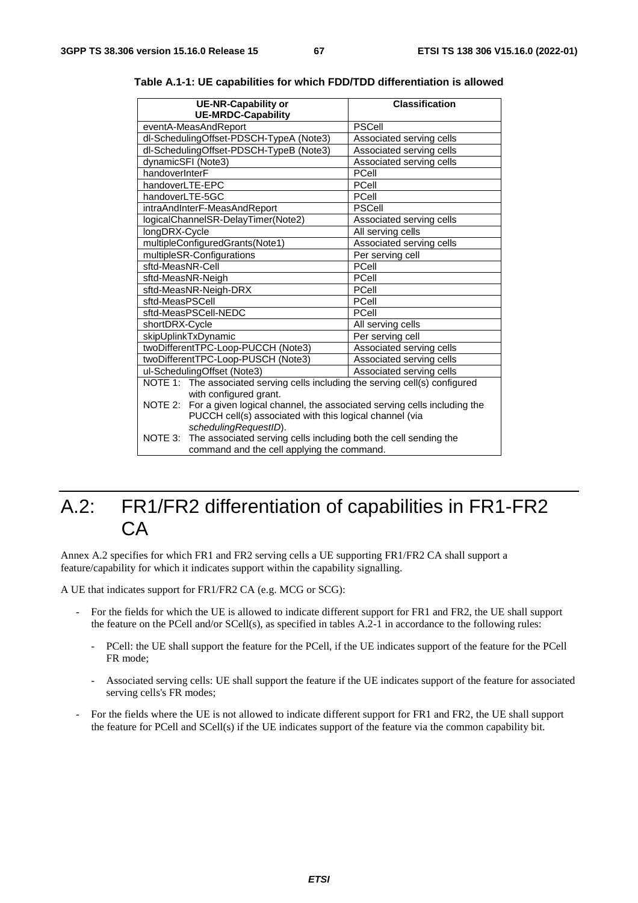**Table A.1-1: UE capabilities for which FDD/TDD differentiation is allowed**

| UE-NR-Capability or UE-MRDC-Capability | Classification |
|---|---|
| eventA-MeasAndReport | PSCell |
| dl-SchedulingOffset-PDSCH-TypeA (Note3) | Associated serving cells |
| dl-SchedulingOffset-PDSCH-TypeB (Note3) | Associated serving cells |
| dynamicSFI (Note3) | Associated serving cells |
| handoverInterF | PCell |
| handoverLTE-EPC | PCell |
| handoverLTE-5GC | PCell |
| intraAndInterF-MeasAndReport | PSCell |
| logicalChannelSR-DelayTimer(Note2) | Associated serving cells |
| longDRX-Cycle | All serving cells |
| multipleConfiguredGrants(Note1) | Associated serving cells |
| multipleSR-Configurations | Per serving cell |
| sftd-MeasNR-Cell | PCell |
| sftd-MeasNR-Neigh | PCell |
| sftd-MeasNR-Neigh-DRX | PCell |
| sftd-MeasPSCell | PCell |
| sftd-MeasPSCell-NEDC | PCell |
| shortDRX-Cycle | All serving cells |
| skipUplinkTxDynamic | Per serving cell |
| twoDifferentTPC-Loop-PUCCH (Note3) | Associated serving cells |
| twoDifferentTPC-Loop-PUSCH (Note3) | Associated serving cells |
| ul-SchedulingOffset (Note3) | Associated serving cells |
| NOTE 1: The associated serving cells including the serving cell(s) configured with configured grant. NOTE 2: For a given logical channel, the associated serving cells including the PUCCH cell(s) associated with this logical channel (via *schedulingRequestID*). NOTE 3: The associated serving cells including both the cell sending the command and the cell applying the command. | |

# A.2: FR1/FR2 differentiation of capabilities in FR1-FR2 CA

Annex A.2 specifies for which FR1 and FR2 serving cells a UE supporting FR1/FR2 CA shall support a feature/capability for which it indicates support within the capability signalling.

A UE that indicates support for FR1/FR2 CA (e.g. MCG or SCG):

- For the fields for which the UE is allowed to indicate different support for FR1 and FR2, the UE shall support the feature on the PCell and/or SCell(s), as specified in tables A.2-1 in accordance to the following rules:
  - PCell: the UE shall support the feature for the PCell, if the UE indicates support of the feature for the PCell FR mode;
  - Associated serving cells: UE shall support the feature if the UE indicates support of the feature for associated serving cells's FR modes;
- For the fields where the UE is not allowed to indicate different support for FR1 and FR2, the UE shall support the feature for PCell and SCell(s) if the UE indicates support of the feature via the common capability bit.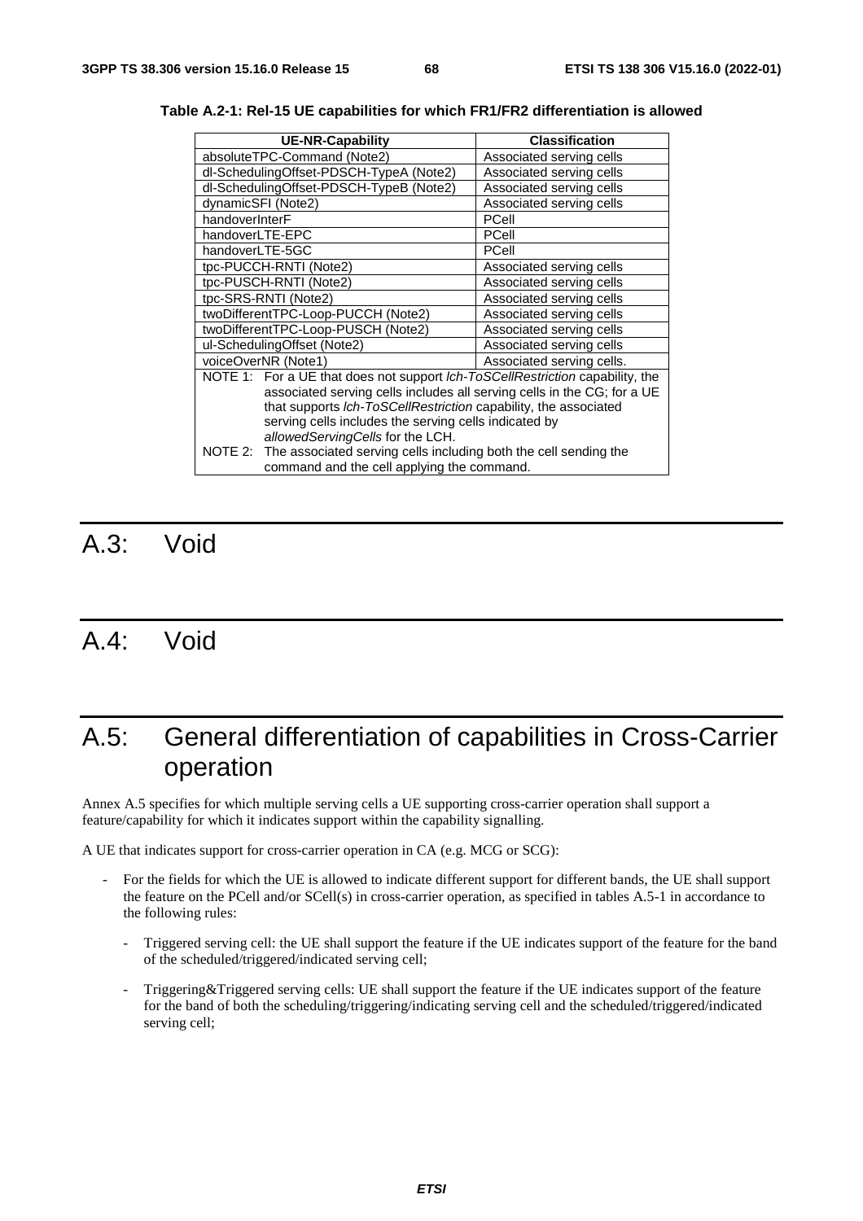**Table A.2-1: Rel-15 UE capabilities for which FR1/FR2 differentiation is allowed**

| UE-NR-Capability | Classification |
|---|---|
| absoluteTPC-Command (Note2) | Associated serving cells |
| dl-SchedulingOffset-PDSCH-TypeA (Note2) | Associated serving cells |
| dl-SchedulingOffset-PDSCH-TypeB (Note2) | Associated serving cells |
| dynamicSFI (Note2) | Associated serving cells |
| handoverInterF | PCell |
| handoverLTE-EPC | PCell |
| handoverLTE-5GC | PCell |
| tpc-PUCCH-RNTI (Note2) | Associated serving cells |
| tpc-PUSCH-RNTI (Note2) | Associated serving cells |
| tpc-SRS-RNTI (Note2) | Associated serving cells |
| twoDifferentTPC-Loop-PUCCH (Note2) | Associated serving cells |
| twoDifferentTPC-Loop-PUSCH (Note2) | Associated serving cells |
| ul-SchedulingOffset (Note2) | Associated serving cells |
| voiceOverNR (Note1) | Associated serving cells. |
| NOTE 1: For a UE that does not support *lch-ToSCellRestriction* capability, the associated serving cells includes all serving cells in the CG; for a UE that supports *lch-ToSCellRestriction* capability, the associated serving cells includes the serving cells indicated by *allowedServingCells* for the LCH.<br>NOTE 2: The associated serving cells including both the cell sending the command and the cell applying the command. | |

# A.3: Void

# A.4: Void

# A.5: General differentiation of capabilities in Cross-Carrier operation

Annex A.5 specifies for which multiple serving cells a UE supporting cross-carrier operation shall support a feature/capability for which it indicates support within the capability signalling.

A UE that indicates support for cross-carrier operation in CA (e.g. MCG or SCG):

- For the fields for which the UE is allowed to indicate different support for different bands, the UE shall support the feature on the PCell and/or SCell(s) in cross-carrier operation, as specified in tables A.5-1 in accordance to the following rules:
    - Triggered serving cell: the UE shall support the feature if the UE indicates support of the feature for the band of the scheduled/triggered/indicated serving cell;
    - Triggering&Triggered serving cells: UE shall support the feature if the UE indicates support of the feature for the band of both the scheduling/triggering/indicating serving cell and the scheduled/triggered/indicated serving cell;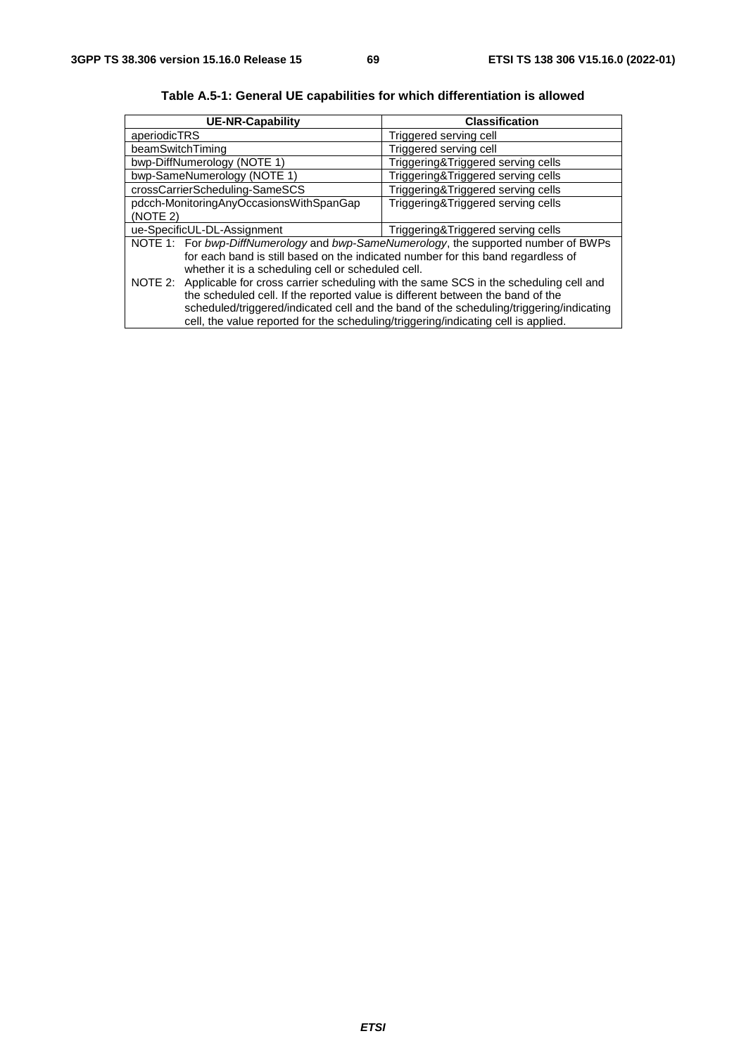**Table A.5-1: General UE capabilities for which differentiation is allowed**

| UE-NR-Capability | Classification |
|---|---|
| aperiodicTRS | Triggered serving cell |
| beamSwitchTiming | Triggered serving cell |
| bwp-DiffNumerology (NOTE 1) | Triggering&Triggered serving cells |
| bwp-SameNumerology (NOTE 1) | Triggering&Triggered serving cells |
| crossCarrierScheduling-SameSCS | Triggering&Triggered serving cells |
| pdcch-MonitoringAnyOccasionsWithSpanGap (NOTE 2) | Triggering&Triggered serving cells |
| ue-SpecificUL-DL-Assignment | Triggering&Triggered serving cells |
| NOTE 1: For *bwp-DiffNumerology* and *bwp-SameNumerology*, the supported number of BWPs for each band is still based on the indicated number for this band regardless of whether it is a scheduling cell or scheduled cell. NOTE 2: Applicable for cross carrier scheduling with the same SCS in the scheduling cell and the scheduled cell. If the reported value is different between the band of the scheduled/triggered/indicated cell and the band of the scheduling/triggering/indicating cell, the value reported for the scheduling/triggering/indicating cell is applied. | |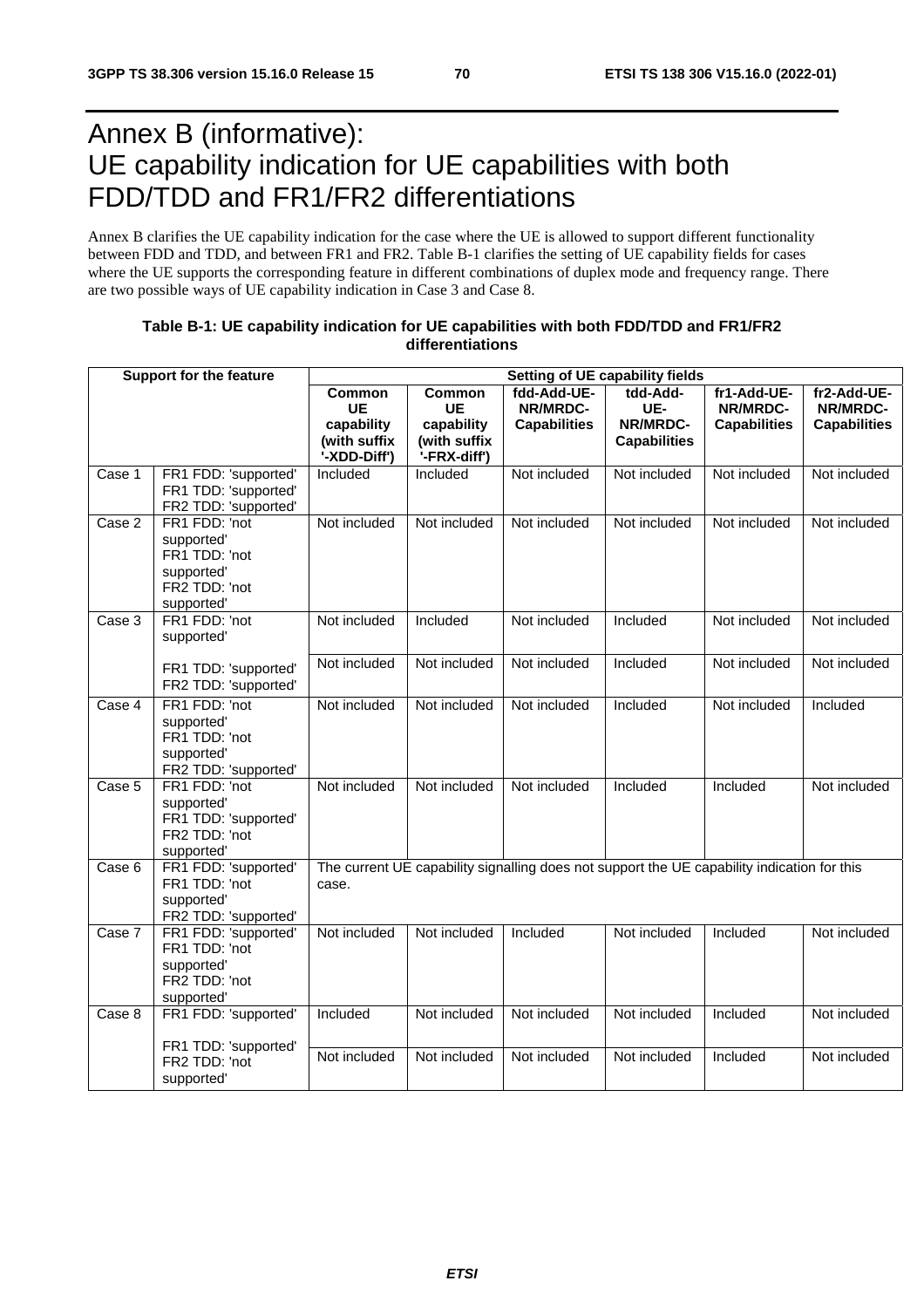# Annex B (informative): UE capability indication for UE capabilities with both FDD/TDD and FR1/FR2 differentiations

Annex B clarifies the UE capability indication for the case where the UE is allowed to support different functionality between FDD and TDD, and between FR1 and FR2. Table B-1 clarifies the setting of UE capability fields for cases where the UE supports the corresponding feature in different combinations of duplex mode and frequency range. There are two possible ways of UE capability indication in Case 3 and Case 8.

**Table B-1: UE capability indication for UE capabilities with both FDD/TDD and FR1/FR2 differentiations**

| Support for the feature | | Setting of UE capability fields | | | | | |
|---|---|---|---|---|---|---|---|
| | | **Common UE capability (with suffix '-XDD-Diff')** | **Common UE capability (with suffix '-FRX-diff')** | **fdd-Add-UE-NR/MRDC-Capabilities** | **tdd-Add-UE-NR/MRDC-Capabilities** | **fr1-Add-UE-NR/MRDC-Capabilities** | **fr2-Add-UE-NR/MRDC-Capabilities** |
| Case 1 | FR1 FDD: 'supported'<br>FR1 TDD: 'supported'<br>FR2 TDD: 'supported' | Included | Included | Not included | Not included | Not included | Not included |
| Case 2 | FR1 FDD: 'not supported'<br>FR1 TDD: 'not supported'<br>FR2 TDD: 'not supported' | Not included | Not included | Not included | Not included | Not included | Not included |
| Case 3 | FR1 FDD: 'not supported'<br>FR1 TDD: 'supported'<br>FR2 TDD: 'supported' | Not included | Included | Not included | Included | Not included | Not included |
| | | Not included | Not included | Not included | Included | Not included | Not included |
| Case 4 | FR1 FDD: 'not supported'<br>FR1 TDD: 'not supported'<br>FR2 TDD: 'supported' | Not included | Not included | Not included | Included | Not included | Included |
| Case 5 | FR1 FDD: 'not supported'<br>FR1 TDD: 'supported'<br>FR2 TDD: 'not supported' | Not included | Not included | Not included | Included | Included | Not included |
| Case 6 | FR1 FDD: 'supported'<br>FR1 TDD: 'not supported'<br>FR2 TDD: 'supported' | The current UE capability signalling does not support the UE capability indication for this case. | | | | | |
| Case 7 | FR1 FDD: 'supported'<br>FR1 TDD: 'not supported'<br>FR2 TDD: 'not supported' | Not included | Not included | Included | Not included | Included | Not included |
| Case 8 | FR1 FDD: 'supported'<br>FR1 TDD: 'supported'<br>FR2 TDD: 'not supported' | Included | Not included | Not included | Not included | Included | Not included |
| | | Not included | Not included | Not included | Not included | Included | Not included |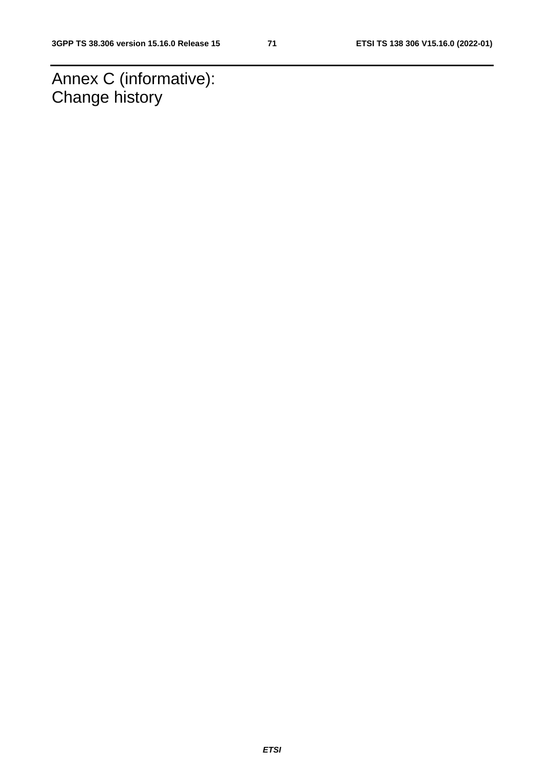# Annex C (informative): Change history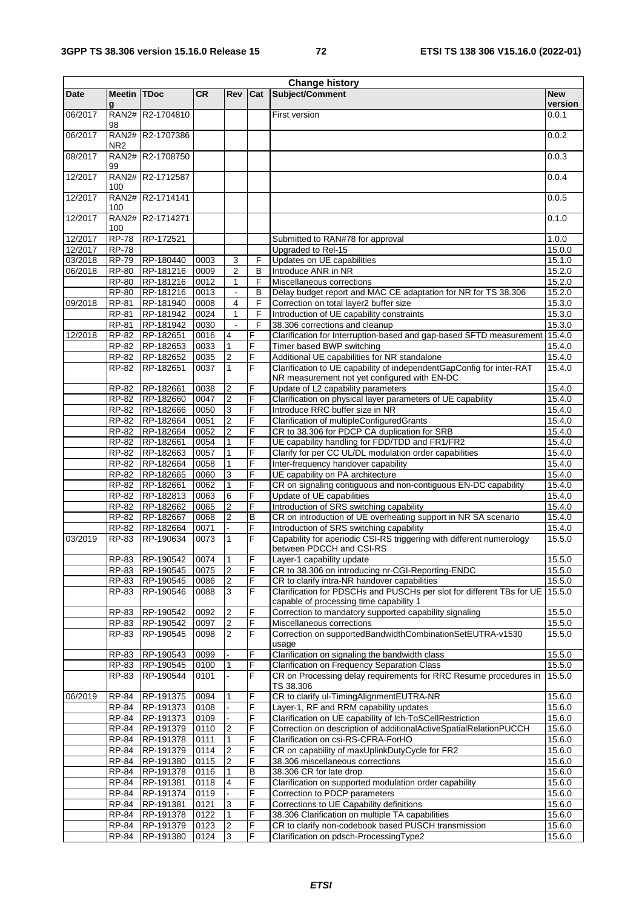| Change history | | | | | | | |
|---|---|---|---|---|---|---|---|
| Date | Meeting | TDoc | CR | Rev | Cat | Subject/Comment | New version |
| 06/2017 | RAN2#98 | R2-1704810 | | | | First version | 0.0.1 |
| 06/2017 | RAN2#NR2 | R2-1707386 | | | | | 0.0.2 |
| 08/2017 | RAN2#99 | R2-1708750 | | | | | 0.0.3 |
| 12/2017 | RAN2#100 | R2-1712587 | | | | | 0.0.4 |
| 12/2017 | RAN2#100 | R2-1714141 | | | | | 0.0.5 |
| 12/2017 | RAN2#100 | R2-1714271 | | | | | 0.1.0 |
| 12/2017 | RP-78 | RP-172521 | | | | Submitted to RAN#78 for approval | 1.0.0 |
| 12/2017 | RP-78 | | | | | Upgraded to Rel-15 | 15.0.0 |
| 03/2018 | RP-79 | RP-180440 | 0003 | 3 | F | Updates on UE capabilities | 15.1.0 |
| 06/2018 | RP-80 | RP-181216 | 0009 | 2 | B | Introduce ANR in NR | 15.2.0 |
| | RP-80 | RP-181216 | 0012 | 1 | F | Miscellaneous corrections | 15.2.0 |
| | RP-80 | RP-181216 | 0013 | - | B | Delay budget report and MAC CE adaptation for NR for TS 38.306 | 15.2.0 |
| 09/2018 | RP-81 | RP-181940 | 0008 | 4 | F | Correction on total layer2 buffer size | 15.3.0 |
| | RP-81 | RP-181942 | 0024 | 1 | F | Introduction of UE capability constraints | 15.3.0 |
| | RP-81 | RP-181942 | 0030 | - | F | 38.306 corrections and cleanup | 15.3.0 |
| 12/2018 | RP-82 | RP-182651 | 0016 | 4 | F | Clarification for Interruption-based and gap-based SFTD measurement | 15.4.0 |
| | RP-82 | RP-182653 | 0033 | 1 | F | Timer based BWP switching | 15.4.0 |
| | RP-82 | RP-182652 | 0035 | 2 | F | Additional UE capabilities for NR standalone | 15.4.0 |
| | RP-82 | RP-182651 | 0037 | 1 | F | Clarification to UE capability of independentGapConfig for inter-RAT NR measurement not yet configured with EN-DC | 15.4.0 |
| | RP-82 | RP-182661 | 0038 | 2 | F | Update of L2 capability parameters | 15.4.0 |
| | RP-82 | RP-182660 | 0047 | 2 | F | Clarification on physical layer parameters of UE capability | 15.4.0 |
| | RP-82 | RP-182666 | 0050 | 3 | F | Introduce RRC buffer size in NR | 15.4.0 |
| | RP-82 | RP-182664 | 0051 | 2 | F | Clarification of multipleConfiguredGrants | 15.4.0 |
| | RP-82 | RP-182664 | 0052 | 2 | F | CR to 38.306 for PDCP CA duplication for SRB | 15.4.0 |
| | RP-82 | RP-182661 | 0054 | 1 | F | UE capability handling for FDD/TDD and FR1/FR2 | 15.4.0 |
| | RP-82 | RP-182663 | 0057 | 1 | F | Clarify for per CC UL/DL modulation order capabilities | 15.4.0 |
| | RP-82 | RP-182664 | 0058 | 1 | F | Inter-frequency handover capability | 15.4.0 |
| | RP-82 | RP-182665 | 0060 | 3 | F | UE capability on PA architecture | 15.4.0 |
| | RP-82 | RP-182661 | 0062 | 1 | F | CR on signaling contiguous and non-contiguous EN-DC capability | 15.4.0 |
| | RP-82 | RP-182813 | 0063 | 6 | F | Update of UE capabilities | 15.4.0 |
| | RP-82 | RP-182662 | 0065 | 2 | F | Introduction of SRS switching capability | 15.4.0 |
| | RP-82 | RP-182667 | 0068 | 2 | B | CR on introduction of UE overheating support in NR SA scenario | 15.4.0 |
| | RP-82 | RP-182664 | 0071 | - | F | Introduction of SRS switching capability | 15.4.0 |
| 03/2019 | RP-83 | RP-190634 | 0073 | 1 | F | Capability for aperiodic CSI-RS triggering with different numerology between PDCCH and CSI-RS | 15.5.0 |
| | RP-83 | RP-190542 | 0074 | 1 | F | Layer-1 capability update | 15.5.0 |
| | RP-83 | RP-190545 | 0075 | 2 | F | CR to 38.306 on introducing nr-CGI-Reporting-ENDC | 15.5.0 |
| | RP-83 | RP-190545 | 0086 | 2 | F | CR to clarify intra-NR handover capabilities | 15.5.0 |
| | RP-83 | RP-190546 | 0088 | 3 | F | Clarification for PDSCHs and PUSCHs per slot for different TBs for UE capable of processing time capability 1 | 15.5.0 |
| | RP-83 | RP-190542 | 0092 | 2 | F | Correction to mandatory supported capability signaling | 15.5.0 |
| | RP-83 | RP-190542 | 0097 | 2 | F | Miscellaneous corrections | 15.5.0 |
| | RP-83 | RP-190545 | 0098 | 2 | F | Correction on supportedBandwidthCombinationSetEUTRA-v1530 usage | 15.5.0 |
| | RP-83 | RP-190543 | 0099 | - | F | Clarification on signaling the bandwidth class | 15.5.0 |
| | RP-83 | RP-190545 | 0100 | 1 | F | Clarification on Frequency Separation Class | 15.5.0 |
| | RP-83 | RP-190544 | 0101 | - | F | CR on Processing delay requirements for RRC Resume procedures in TS 38.306 | 15.5.0 |
| 06/2019 | RP-84 | RP-191375 | 0094 | 1 | F | CR to clarify ul-TimingAlignmentEUTRA-NR | 15.6.0 |
| | RP-84 | RP-191373 | 0108 | - | F | Layer-1, RF and RRM capability updates | 15.6.0 |
| | RP-84 | RP-191373 | 0109 | - | F | Clarification on UE capability of lch-ToSCellRestriction | 15.6.0 |
| | RP-84 | RP-191379 | 0110 | 2 | F | Correction on description of additionalActiveSpatialRelationPUCCH | 15.6.0 |
| | RP-84 | RP-191378 | 0111 | 1 | F | Clarification on csi-RS-CFRA-ForHO | 15.6.0 |
| | RP-84 | RP-191379 | 0114 | 2 | F | CR on capability of maxUplinkDutyCycle for FR2 | 15.6.0 |
| | RP-84 | RP-191380 | 0115 | 2 | F | 38.306 miscellaneous corrections | 15.6.0 |
| | RP-84 | RP-191378 | 0116 | 1 | B | 38.306 CR for late drop | 15.6.0 |
| | RP-84 | RP-191381 | 0118 | 4 | F | Clarification on supported modulation order capability | 15.6.0 |
| | RP-84 | RP-191374 | 0119 | - | F | Correction to PDCP parameters | 15.6.0 |
| | RP-84 | RP-191381 | 0121 | 3 | F | Corrections to UE Capability definitions | 15.6.0 |
| | RP-84 | RP-191378 | 0122 | 1 | F | 38.306 Clarification on multiple TA capabilities | 15.6.0 |
| | RP-84 | RP-191379 | 0123 | 2 | F | CR to clarify non-codebook based PUSCH transmission | 15.6.0 |
| | RP-84 | RP-191380 | 0124 | 3 | F | Clarification on pdsch-ProcessingType2 | 15.6.0 |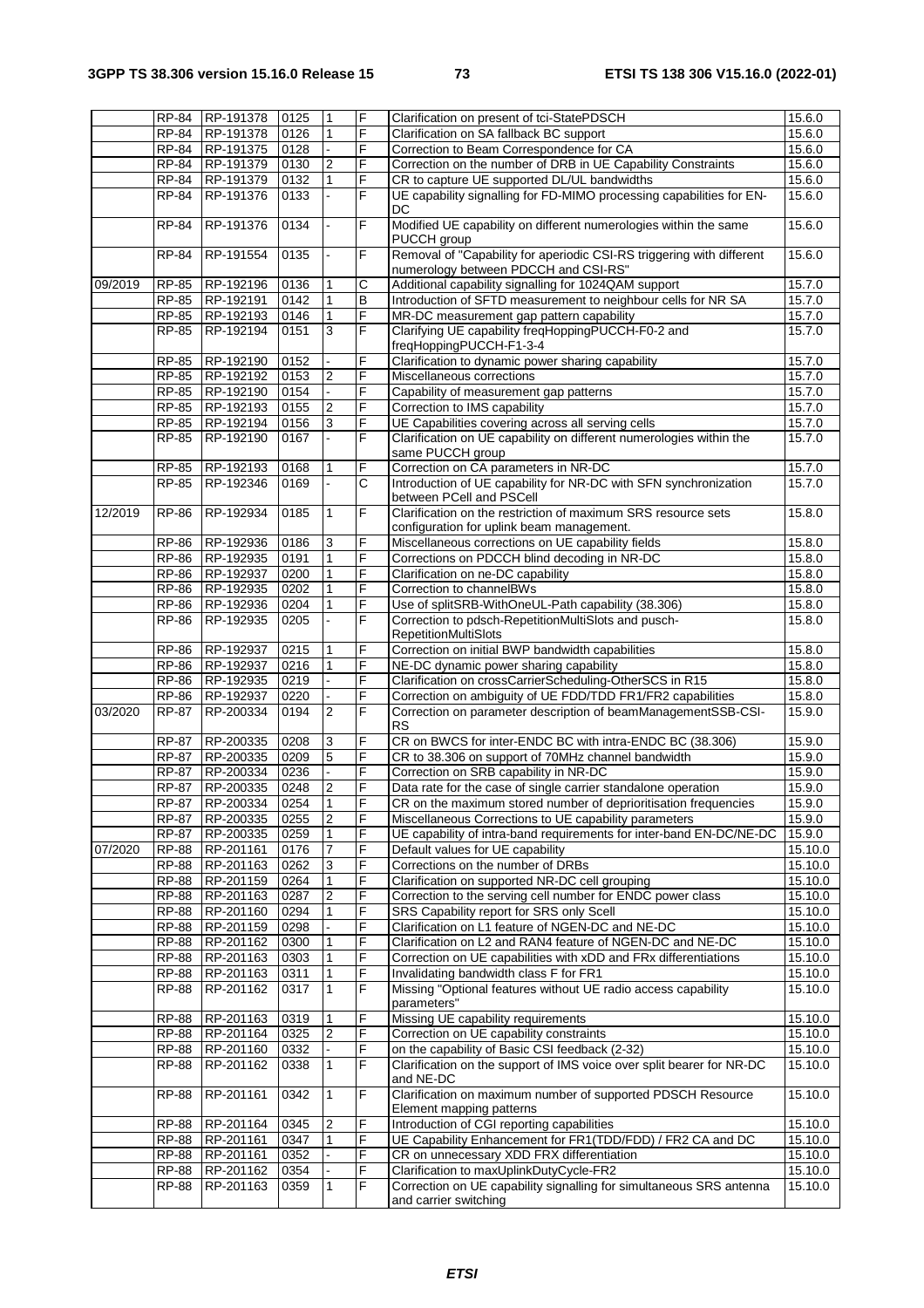|  | RP-84 | RP-191378 | 0125 | 1 | F | Clarification on present of tci-StatePDSCH | 15.6.0 |
|---|---|---|---|---|---|---|---|
|  | RP-84 | RP-191378 | 0126 | 1 | F | Clarification on SA fallback BC support | 15.6.0 |
|  | RP-84 | RP-191375 | 0128 | - | F | Correction to Beam Correspondence for CA | 15.6.0 |
|  | RP-84 | RP-191379 | 0130 | 2 | F | Correction on the number of DRB in UE Capability Constraints | 15.6.0 |
|  | RP-84 | RP-191379 | 0132 | 1 | F | CR to capture UE supported DL/UL bandwidths | 15.6.0 |
|  | RP-84 | RP-191376 | 0133 | - | F | UE capability signalling for FD-MIMO processing capabilities for EN-DC | 15.6.0 |
|  | RP-84 | RP-191376 | 0134 | - | F | Modified UE capability on different numerologies within the same PUCCH group | 15.6.0 |
|  | RP-84 | RP-191554 | 0135 | - | F | Removal of "Capability for aperiodic CSI-RS triggering with different numerology between PDCCH and CSI-RS" | 15.6.0 |
| 09/2019 | RP-85 | RP-192196 | 0136 | 1 | C | Additional capability signalling for 1024QAM support | 15.7.0 |
|  | RP-85 | RP-192191 | 0142 | 1 | B | Introduction of SFTD measurement to neighbour cells for NR SA | 15.7.0 |
|  | RP-85 | RP-192193 | 0146 | 1 | F | MR-DC measurement gap pattern capability | 15.7.0 |
|  | RP-85 | RP-192194 | 0151 | 3 | F | Clarifying UE capability freqHoppingPUCCH-F0-2 and freqHoppingPUCCH-F1-3-4 | 15.7.0 |
|  | RP-85 | RP-192190 | 0152 | - | F | Clarification to dynamic power sharing capability | 15.7.0 |
|  | RP-85 | RP-192192 | 0153 | 2 | F | Miscellaneous corrections | 15.7.0 |
|  | RP-85 | RP-192190 | 0154 | - | F | Capability of measurement gap patterns | 15.7.0 |
|  | RP-85 | RP-192193 | 0155 | 2 | F | Correction to IMS capability | 15.7.0 |
|  | RP-85 | RP-192194 | 0156 | 3 | F | UE Capabilities covering across all serving cells | 15.7.0 |
|  | RP-85 | RP-192190 | 0167 | - | F | Clarification on UE capability on different numerologies within the same PUCCH group | 15.7.0 |
|  | RP-85 | RP-192193 | 0168 | 1 | F | Correction on CA parameters in NR-DC | 15.7.0 |
|  | RP-85 | RP-192346 | 0169 | - | C | Introduction of UE capability for NR-DC with SFN synchronization between PCell and PSCell | 15.7.0 |
| 12/2019 | RP-86 | RP-192934 | 0185 | 1 | F | Clarification on the restriction of maximum SRS resource sets configuration for uplink beam management. | 15.8.0 |
|  | RP-86 | RP-192936 | 0186 | 3 | F | Miscellaneous corrections on UE capability fields | 15.8.0 |
|  | RP-86 | RP-192935 | 0191 | 1 | F | Corrections on PDCCH blind decoding in NR-DC | 15.8.0 |
|  | RP-86 | RP-192937 | 0200 | 1 | F | Clarification on ne-DC capability | 15.8.0 |
|  | RP-86 | RP-192935 | 0202 | 1 | F | Correction to channelBWs | 15.8.0 |
|  | RP-86 | RP-192936 | 0204 | 1 | F | Use of splitSRB-WithOneUL-Path capability (38.306) | 15.8.0 |
|  | RP-86 | RP-192935 | 0205 | - | F | Correction to pdsch-RepetitionMultiSlots and pusch-RepetitionMultiSlots | 15.8.0 |
|  | RP-86 | RP-192937 | 0215 | 1 | F | Correction on initial BWP bandwidth capabilities | 15.8.0 |
|  | RP-86 | RP-192937 | 0216 | 1 | F | NE-DC dynamic power sharing capability | 15.8.0 |
|  | RP-86 | RP-192935 | 0219 | - | F | Clarification on crossCarrierScheduling-OtherSCS in R15 | 15.8.0 |
|  | RP-86 | RP-192937 | 0220 | - | F | Correction on ambiguity of UE FDD/TDD FR1/FR2 capabilities | 15.8.0 |
| 03/2020 | RP-87 | RP-200334 | 0194 | 2 | F | Correction on parameter description of beamManagementSSB-CSI-RS | 15.9.0 |
|  | RP-87 | RP-200335 | 0208 | 3 | F | CR on BWCS for inter-ENDC BC with intra-ENDC BC (38.306) | 15.9.0 |
|  | RP-87 | RP-200335 | 0209 | 5 | F | CR to 38.306 on support of 70MHz channel bandwidth | 15.9.0 |
|  | RP-87 | RP-200334 | 0236 | - | F | Correction on SRB capability in NR-DC | 15.9.0 |
|  | RP-87 | RP-200335 | 0248 | 2 | F | Data rate for the case of single carrier standalone operation | 15.9.0 |
|  | RP-87 | RP-200334 | 0254 | 1 | F | CR on the maximum stored number of deprioritisation frequencies | 15.9.0 |
|  | RP-87 | RP-200335 | 0255 | 2 | F | Miscellaneous Corrections to UE capability parameters | 15.9.0 |
|  | RP-87 | RP-200335 | 0259 | 1 | F | UE capability of intra-band requirements for inter-band EN-DC/NE-DC | 15.9.0 |
| 07/2020 | RP-88 | RP-201161 | 0176 | 7 | F | Default values for UE capability | 15.10.0 |
|  | RP-88 | RP-201163 | 0262 | 3 | F | Corrections on the number of DRBs | 15.10.0 |
|  | RP-88 | RP-201159 | 0264 | 1 | F | Clarification on supported NR-DC cell grouping | 15.10.0 |
|  | RP-88 | RP-201163 | 0287 | 2 | F | Correction to the serving cell number for ENDC power class | 15.10.0 |
|  | RP-88 | RP-201160 | 0294 | 1 | F | SRS Capability report for SRS only Scell | 15.10.0 |
|  | RP-88 | RP-201159 | 0298 | - | F | Clarification on L1 feature of NGEN-DC and NE-DC | 15.10.0 |
|  | RP-88 | RP-201162 | 0300 | 1 | F | Clarification on L2 and RAN4 feature of NGEN-DC and NE-DC | 15.10.0 |
|  | RP-88 | RP-201163 | 0303 | 1 | F | Correction on UE capabilities with xDD and FRx differentiations | 15.10.0 |
|  | RP-88 | RP-201163 | 0311 | 1 | F | Invalidating bandwidth class F for FR1 | 15.10.0 |
|  | RP-88 | RP-201162 | 0317 | 1 | F | Missing "Optional features without UE radio access capability parameters" | 15.10.0 |
|  | RP-88 | RP-201163 | 0319 | 1 | F | Missing UE capability requirements | 15.10.0 |
|  | RP-88 | RP-201164 | 0325 | 2 | F | Correction on UE capability constraints | 15.10.0 |
|  | RP-88 | RP-201160 | 0332 | - | F | on the capability of Basic CSI feedback (2-32) | 15.10.0 |
|  | RP-88 | RP-201162 | 0338 | 1 | F | Clarification on the support of IMS voice over split bearer for NR-DC and NE-DC | 15.10.0 |
|  | RP-88 | RP-201161 | 0342 | 1 | F | Clarification on maximum number of supported PDSCH Resource Element mapping patterns | 15.10.0 |
|  | RP-88 | RP-201164 | 0345 | 2 | F | Introduction of CGI reporting capabilities | 15.10.0 |
|  | RP-88 | RP-201161 | 0347 | 1 | F | UE Capability Enhancement for FR1(TDD/FDD) / FR2 CA and DC | 15.10.0 |
|  | RP-88 | RP-201161 | 0352 | - | F | CR on unnecessary XDD FRX differentiation | 15.10.0 |
|  | RP-88 | RP-201162 | 0354 | - | F | Clarification to maxUplinkDutyCycle-FR2 | 15.10.0 |
|  | RP-88 | RP-201163 | 0359 | 1 | F | Correction on UE capability signalling for simultaneous SRS antenna and carrier switching | 15.10.0 |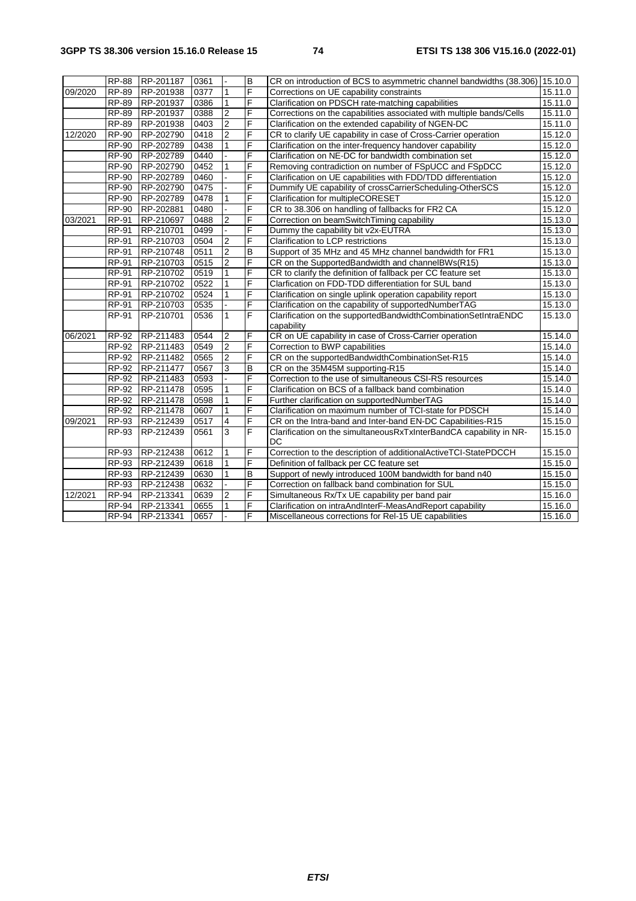| | | | | | | |
|---|---|---|---|---|---|---|
| | RP-88 | RP-201187 | 0361 | - | B | CR on introduction of BCS to asymmetric channel bandwidths (38.306) | 15.10.0 |
| 09/2020 | RP-89 | RP-201938 | 0377 | 1 | F | Corrections on UE capability constraints | 15.11.0 |
| | RP-89 | RP-201937 | 0386 | 1 | F | Clarification on PDSCH rate-matching capabilities | 15.11.0 |
| | RP-89 | RP-201937 | 0388 | 2 | F | Corrections on the capabilities associated with multiple bands/Cells | 15.11.0 |
| | RP-89 | RP-201938 | 0403 | 2 | F | Clarification on the extended capability of NGEN-DC | 15.11.0 |
| 12/2020 | RP-90 | RP-202790 | 0418 | 2 | F | CR to clarify UE capability in case of Cross-Carrier operation | 15.12.0 |
| | RP-90 | RP-202789 | 0438 | 1 | F | Clarification on the inter-frequency handover capability | 15.12.0 |
| | RP-90 | RP-202789 | 0440 | - | F | Clarification on NE-DC for bandwidth combination set | 15.12.0 |
| | RP-90 | RP-202790 | 0452 | 1 | F | Removing contradiction on number of FSpUCC and FSpDCC | 15.12.0 |
| | RP-90 | RP-202789 | 0460 | - | F | Clarification on UE capabilities with FDD/TDD differentiation | 15.12.0 |
| | RP-90 | RP-202790 | 0475 | - | F | Dummify UE capability of crossCarrierScheduling-OtherSCS | 15.12.0 |
| | RP-90 | RP-202789 | 0478 | 1 | F | Clarification for multipleCORESET | 15.12.0 |
| | RP-90 | RP-202881 | 0480 | - | F | CR to 38.306 on handling of fallbacks for FR2 CA | 15.12.0 |
| 03/2021 | RP-91 | RP-210697 | 0488 | 2 | F | Correction on beamSwitchTiming capability | 15.13.0 |
| | RP-91 | RP-210701 | 0499 | - | F | Dummy the capability bit v2x-EUTRA | 15.13.0 |
| | RP-91 | RP-210703 | 0504 | 2 | F | Clarification to LCP restrictions | 15.13.0 |
| | RP-91 | RP-210748 | 0511 | 2 | B | Support of 35 MHz and 45 MHz channel bandwidth for FR1 | 15.13.0 |
| | RP-91 | RP-210703 | 0515 | 2 | F | CR on the SupportedBandwidth and channelBWs(R15) | 15.13.0 |
| | RP-91 | RP-210702 | 0519 | 1 | F | CR to clarify the definition of fallback per CC feature set | 15.13.0 |
| | RP-91 | RP-210702 | 0522 | 1 | F | Clarfication on FDD-TDD differentiation for SUL band | 15.13.0 |
| | RP-91 | RP-210702 | 0524 | 1 | F | Clarification on single uplink operation capability report | 15.13.0 |
| | RP-91 | RP-210703 | 0535 | - | F | Clarification on the capability of supportedNumberTAG | 15.13.0 |
| | RP-91 | RP-210701 | 0536 | 1 | F | Clarification on the supportedBandwidthCombinationSetIntraENDC capability | 15.13.0 |
| 06/2021 | RP-92 | RP-211483 | 0544 | 2 | F | CR on UE capability in case of Cross-Carrier operation | 15.14.0 |
| | RP-92 | RP-211483 | 0549 | 2 | F | Correction to BWP capabilities | 15.14.0 |
| | RP-92 | RP-211482 | 0565 | 2 | F | CR on the supportedBandwidthCombinationSet-R15 | 15.14.0 |
| | RP-92 | RP-211477 | 0567 | 3 | B | CR on the 35M45M supporting-R15 | 15.14.0 |
| | RP-92 | RP-211483 | 0593 | - | F | Correction to the use of simultaneous CSI-RS resources | 15.14.0 |
| | RP-92 | RP-211478 | 0595 | 1 | F | Clarification on BCS of a fallback band combination | 15.14.0 |
| | RP-92 | RP-211478 | 0598 | 1 | F | Further clarification on supportedNumberTAG | 15.14.0 |
| | RP-92 | RP-211478 | 0607 | 1 | F | Clarification on maximum number of TCI-state for PDSCH | 15.14.0 |
| 09/2021 | RP-93 | RP-212439 | 0517 | 4 | F | CR on the Intra-band and Inter-band EN-DC Capabilities-R15 | 15.15.0 |
| | RP-93 | RP-212439 | 0561 | 3 | F | Clarification on the simultaneousRxTxInterBandCA capability in NR-DC | 15.15.0 |
| | RP-93 | RP-212438 | 0612 | 1 | F | Correction to the description of additionalActiveTCI-StatePDCCH | 15.15.0 |
| | RP-93 | RP-212439 | 0618 | 1 | F | Definition of fallback per CC feature set | 15.15.0 |
| | RP-93 | RP-212439 | 0630 | 1 | B | Support of newly introduced 100M bandwidth for band n40 | 15.15.0 |
| | RP-93 | RP-212438 | 0632 | - | F | Correction on fallback band combination for SUL | 15.15.0 |
| 12/2021 | RP-94 | RP-213341 | 0639 | 2 | F | Simultaneous Rx/Tx UE capability per band pair | 15.16.0 |
| | RP-94 | RP-213341 | 0655 | 1 | F | Clarification on intraAndInterF-MeasAndReport capability | 15.16.0 |
| | RP-94 | RP-213341 | 0657 | - | F | Miscellaneous corrections for Rel-15 UE capabilities | 15.16.0 |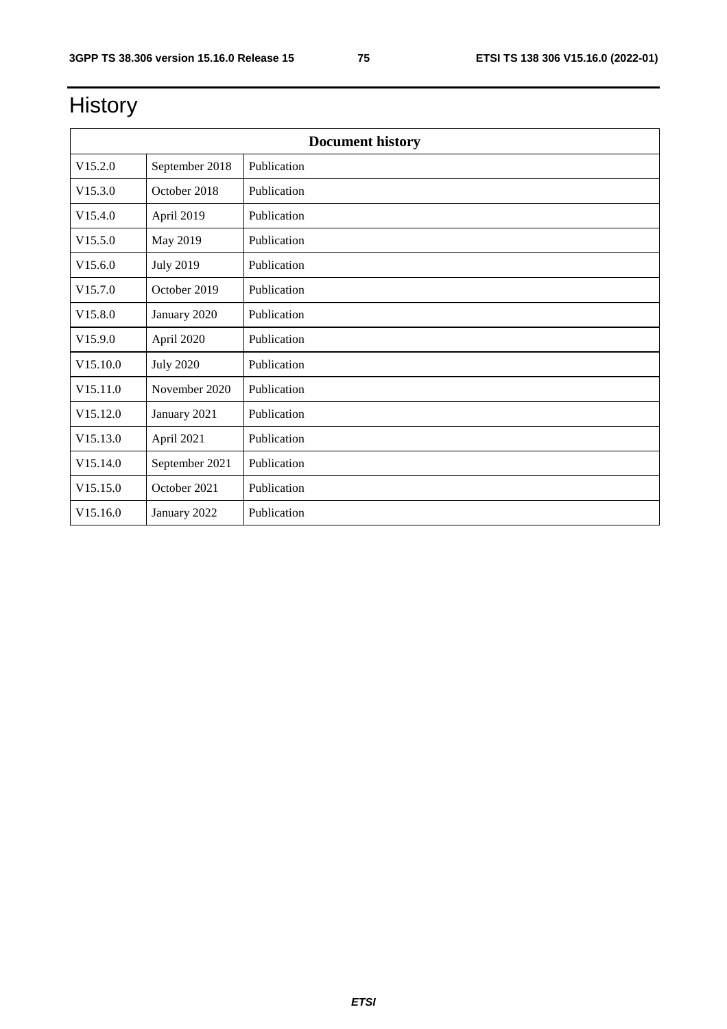# History

| Document history | | |
|---|---|---|
| V15.2.0 | September 2018 | Publication |
| V15.3.0 | October 2018 | Publication |
| V15.4.0 | April 2019 | Publication |
| V15.5.0 | May 2019 | Publication |
| V15.6.0 | July 2019 | Publication |
| V15.7.0 | October 2019 | Publication |
| V15.8.0 | January 2020 | Publication |
| V15.9.0 | April 2020 | Publication |
| V15.10.0 | July 2020 | Publication |
| V15.11.0 | November 2020 | Publication |
| V15.12.0 | January 2021 | Publication |
| V15.13.0 | April 2021 | Publication |
| V15.14.0 | September 2021 | Publication |
| V15.15.0 | October 2021 | Publication |
| V15.16.0 | January 2022 | Publication |